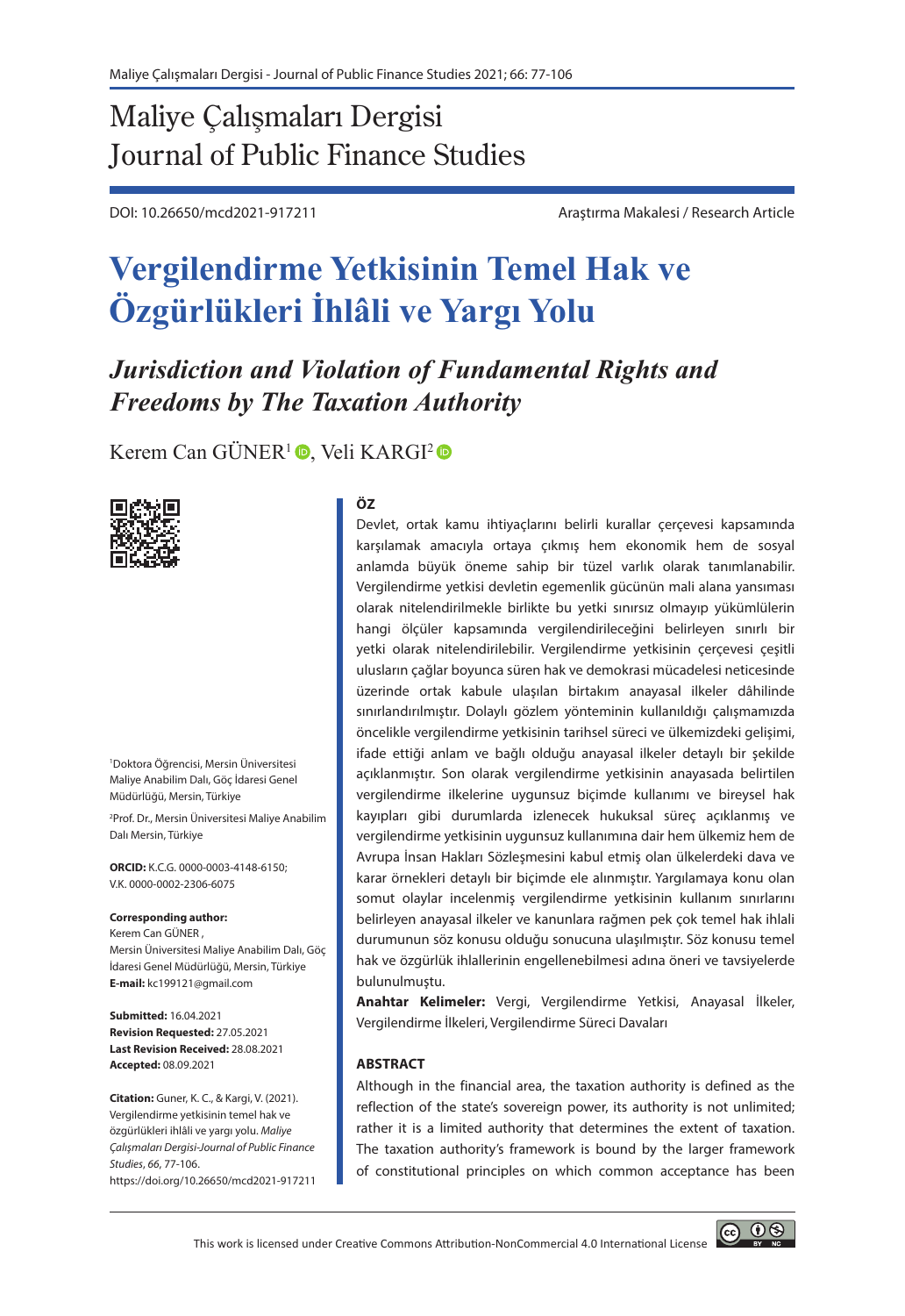# Maliye Çalışmaları Dergisi
# Journal of Public Finance Studies

DOI: 10.26650/mcd2021-917211

Araştırma Makalesi / Research Article

# Vergilendirme Yetkisinin Temel Hak ve Özgürlükleri İhlâli ve Yargı Yolu

## *Jurisdiction and Violation of Fundamental Rights and Freedoms by The Taxation Authority*

Kerem Can GÜNER[1], Veli KARGI[2]

[1]Doktora Öğrencisi, Mersin Üniversitesi Maliye Anabilim Dalı, Göç İdaresi Genel Müdürlüğü, Mersin, Türkiye

[2]Prof. Dr., Mersin Üniversitesi Maliye Anabilim Dalı Mersin, Türkiye

**ORCID:** K.C.G. 0000-0003-4148-6150; V.K. 0000-0002-2306-6075

**Corresponding author:**
Kerem Can GÜNER ,
Mersin Üniversitesi Maliye Anabilim Dalı, Göç İdaresi Genel Müdürlüğü, Mersin, Türkiye
**E-mail:** kc199121@gmail.com

**Submitted:** 16.04.2021
**Revision Requested:** 27.05.2021
**Last Revision Received:** 28.08.2021
**Accepted:** 08.09.2021

**Citation:** Guner, K. C., & Kargi, V. (2021). Vergilendirme yetkisinin temel hak ve özgürlükleri ihlâli ve yargı yolu. *Maliye Çalışmaları Dergisi-Journal of Public Finance Studies*, *66*, 77-106. https://doi.org/10.26650/mcd2021-917211

### ÖZ

Devlet, ortak kamu ihtiyaçlarını belirli kurallar çerçevesi kapsamında karşılamak amacıyla ortaya çıkmış hem ekonomik hem de sosyal anlamda büyük öneme sahip bir tüzel varlık olarak tanımlanabilir. Vergilendirme yetkisi devletin egemenlik gücünün mali alana yansıması olarak nitelendirilmekle birlikte bu yetki sınırsız olmayıp yükümlülerin hangi ölçüler kapsamında vergilendirileceğini belirleyen sınırlı bir yetki olarak nitelendirilebilir. Vergilendirme yetkisinin çerçevesi çeşitli ulusların çağlar boyunca süren hak ve demokrasi mücadelesi neticesinde üzerinde ortak kabule ulaşılan birtakım anayasal ilkeler dâhilinde sınırlandırılmıştır. Dolaylı gözlem yönteminin kullanıldığı çalışmamızda öncelikle vergilendirme yetkisinin tarihsel süreci ve ülkemizdeki gelişimi, ifade ettiği anlam ve bağlı olduğu anayasal ilkeler detaylı bir şekilde açıklanmıştır. Son olarak vergilendirme yetkisinin anayasada belirtilen vergilendirme ilkelerine uygunsuz biçimde kullanımı ve bireysel hak kayıpları gibi durumlarda izlenecek hukuksal süreç açıklanmış ve vergilendirme yetkisinin uygunsuz kullanımına dair hem ülkemiz hem de Avrupa İnsan Hakları Sözleşmesini kabul etmiş olan ülkelerdeki dava ve karar örnekleri detaylı bir biçimde ele alınmıştır. Yargılamaya konu olan somut olaylar incelenmiş vergilendirme yetkisinin kullanım sınırlarını belirleyen anayasal ilkeler ve kanunlara rağmen pek çok temel hak ihlali durumunun söz konusu olduğu sonucuna ulaşılmıştır. Söz konusu temel hak ve özgürlük ihlallerinin engellenebilmesi adına öneri ve tavsiyelerde bulunulmuştu.

**Anahtar Kelimeler:** Vergi, Vergilendirme Yetkisi, Anayasal İlkeler, Vergilendirme İlkeleri, Vergilendirme Süreci Davaları

### ABSTRACT

Although in the financial area, the taxation authority is defined as the reflection of the state's sovereign power, its authority is not unlimited; rather it is a limited authority that determines the extent of taxation. The taxation authority's framework is bound by the larger framework of constitutional principles on which common acceptance has been

This work is licensed under Creative Commons Attribution-NonCommercial 4.0 International License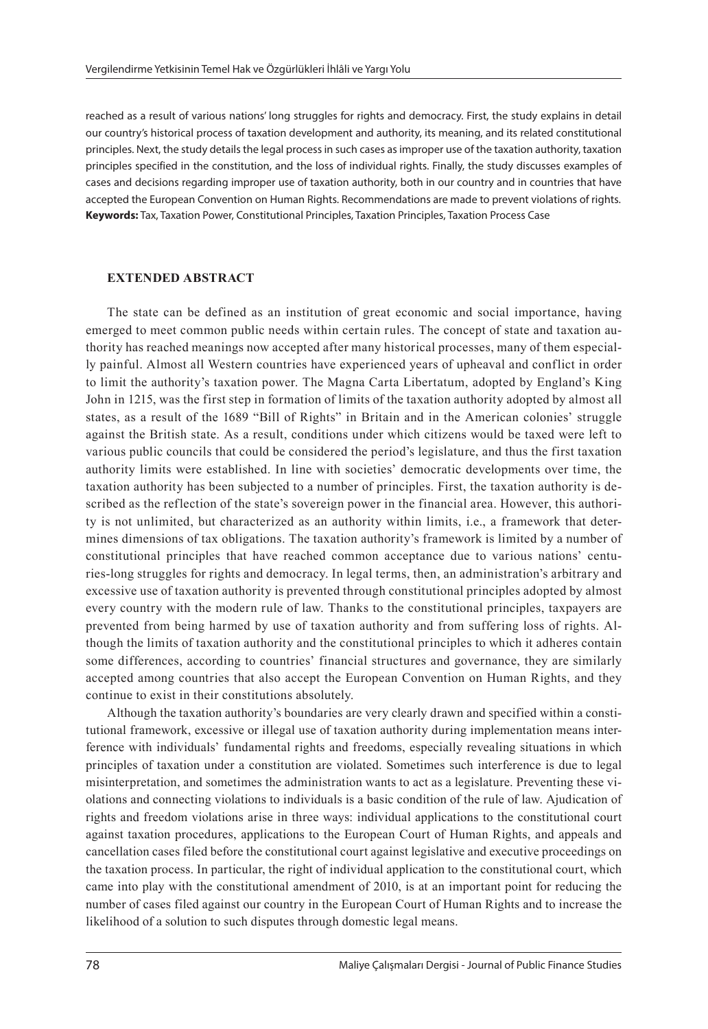reached as a result of various nations' long struggles for rights and democracy. First, the study explains in detail our country's historical process of taxation development and authority, its meaning, and its related constitutional principles. Next, the study details the legal process in such cases as improper use of the taxation authority, taxation principles specified in the constitution, and the loss of individual rights. Finally, the study discusses examples of cases and decisions regarding improper use of taxation authority, both in our country and in countries that have accepted the European Convention on Human Rights. Recommendations are made to prevent violations of rights.

**Keywords:** Tax, Taxation Power, Constitutional Principles, Taxation Principles, Taxation Process Case

## EXTENDED ABSTRACT

The state can be defined as an institution of great economic and social importance, having emerged to meet common public needs within certain rules. The concept of state and taxation authority has reached meanings now accepted after many historical processes, many of them especially painful. Almost all Western countries have experienced years of upheaval and conflict in order to limit the authority's taxation power. The Magna Carta Libertatum, adopted by England's King John in 1215, was the first step in formation of limits of the taxation authority adopted by almost all states, as a result of the 1689 "Bill of Rights" in Britain and in the American colonies' struggle against the British state. As a result, conditions under which citizens would be taxed were left to various public councils that could be considered the period's legislature, and thus the first taxation authority limits were established. In line with societies' democratic developments over time, the taxation authority has been subjected to a number of principles. First, the taxation authority is described as the reflection of the state's sovereign power in the financial area. However, this authority is not unlimited, but characterized as an authority within limits, i.e., a framework that determines dimensions of tax obligations. The taxation authority's framework is limited by a number of constitutional principles that have reached common acceptance due to various nations' centuries-long struggles for rights and democracy. In legal terms, then, an administration's arbitrary and excessive use of taxation authority is prevented through constitutional principles adopted by almost every country with the modern rule of law. Thanks to the constitutional principles, taxpayers are prevented from being harmed by use of taxation authority and from suffering loss of rights. Although the limits of taxation authority and the constitutional principles to which it adheres contain some differences, according to countries' financial structures and governance, they are similarly accepted among countries that also accept the European Convention on Human Rights, and they continue to exist in their constitutions absolutely.

Although the taxation authority's boundaries are very clearly drawn and specified within a constitutional framework, excessive or illegal use of taxation authority during implementation means interference with individuals' fundamental rights and freedoms, especially revealing situations in which principles of taxation under a constitution are violated. Sometimes such interference is due to legal misinterpretation, and sometimes the administration wants to act as a legislature. Preventing these violations and connecting violations to individuals is a basic condition of the rule of law. Ajudication of rights and freedom violations arise in three ways: individual applications to the constitutional court against taxation procedures, applications to the European Court of Human Rights, and appeals and cancellation cases filed before the constitutional court against legislative and executive proceedings on the taxation process. In particular, the right of individual application to the constitutional court, which came into play with the constitutional amendment of 2010, is at an important point for reducing the number of cases filed against our country in the European Court of Human Rights and to increase the likelihood of a solution to such disputes through domestic legal means.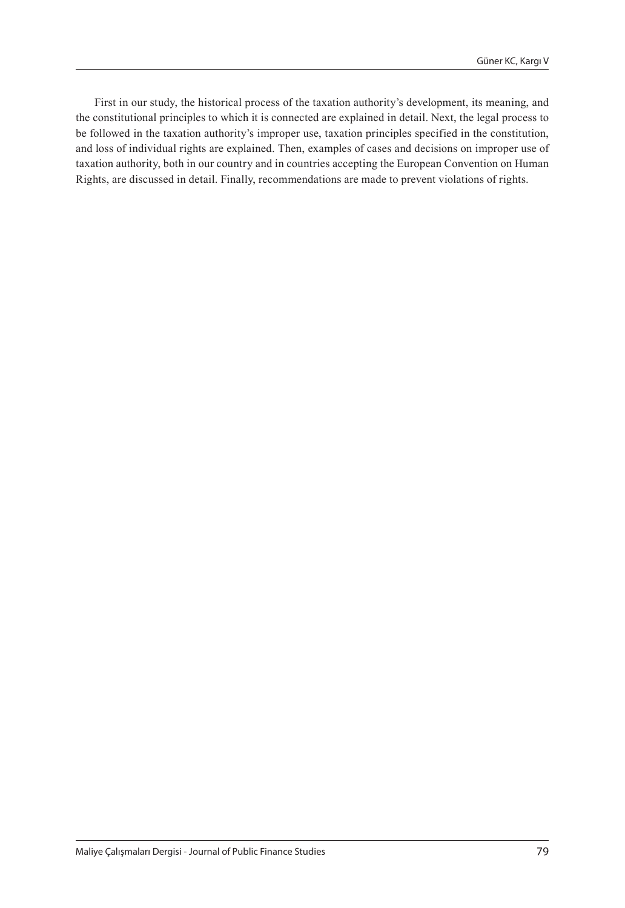First in our study, the historical process of the taxation authority's development, its meaning, and the constitutional principles to which it is connected are explained in detail. Next, the legal process to be followed in the taxation authority's improper use, taxation principles specified in the constitution, and loss of individual rights are explained. Then, examples of cases and decisions on improper use of taxation authority, both in our country and in countries accepting the European Convention on Human Rights, are discussed in detail. Finally, recommendations are made to prevent violations of rights.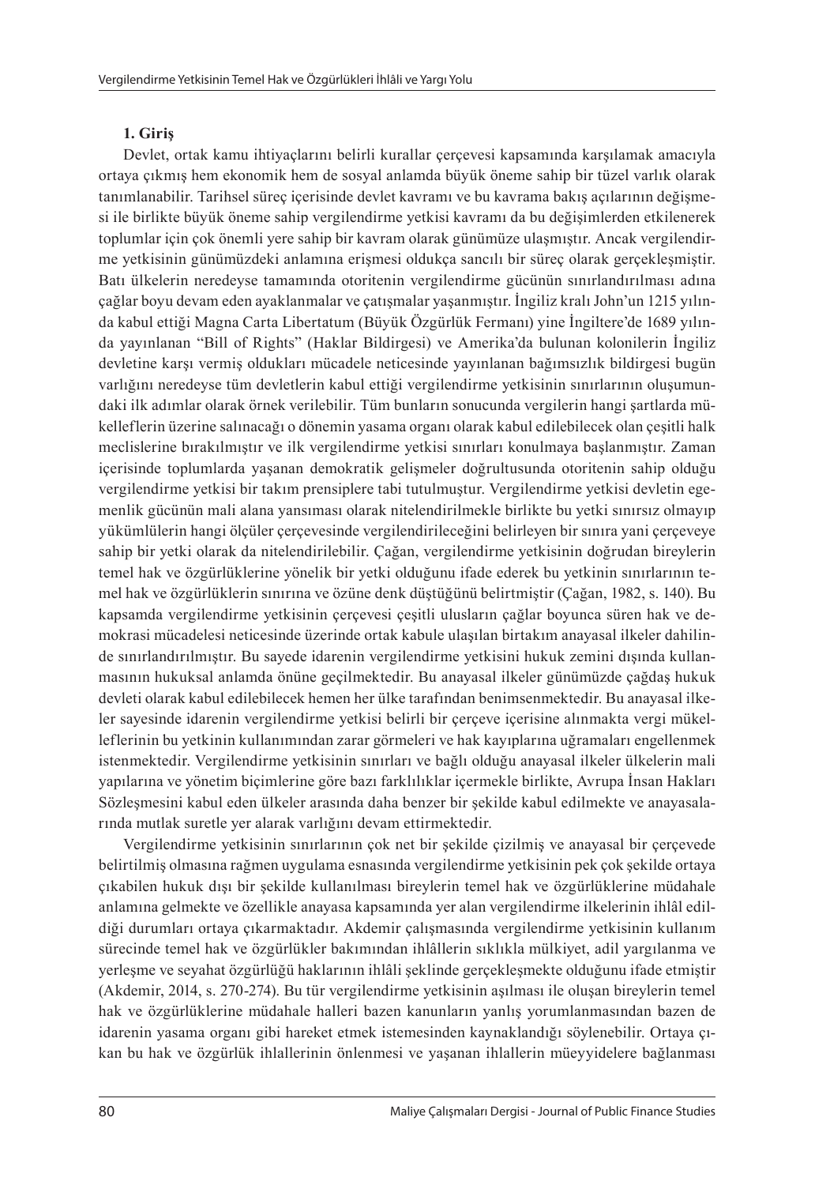## 1. Giriş

Devlet, ortak kamu ihtiyaçlarını belirli kurallar çerçevesi kapsamında karşılamak amacıyla ortaya çıkmış hem ekonomik hem de sosyal anlamda büyük öneme sahip bir tüzel varlık olarak tanımlanabilir. Tarihsel süreç içerisinde devlet kavramı ve bu kavrama bakış açılarının değişmesi ile birlikte büyük öneme sahip vergilendirme yetkisi kavramı da bu değişimlerden etkilenerek toplumlar için çok önemli yere sahip bir kavram olarak günümüze ulaşmıştır. Ancak vergilendirme yetkisinin günümüzdeki anlamına erişmesi oldukça sancılı bir süreç olarak gerçekleşmiştir. Batı ülkelerin neredeyse tamamında otoritenin vergilendirme gücünün sınırlandırılması adına çağlar boyu devam eden ayaklanmalar ve çatışmalar yaşanmıştır. İngiliz kralı John'un 1215 yılında kabul ettiği Magna Carta Libertatum (Büyük Özgürlük Fermanı) yine İngiltere'de 1689 yılında yayınlanan "Bill of Rights" (Haklar Bildirgesi) ve Amerika'da bulunan kolonilerin İngiliz devletine karşı vermiş oldukları mücadele neticesinde yayınlanan bağımsızlık bildirgesi bugün varlığını neredeyse tüm devletlerin kabul ettiği vergilendirme yetkisinin sınırlarının oluşumundaki ilk adımlar olarak örnek verilebilir. Tüm bunların sonucunda vergilerin hangi şartlarda mükelleflerin üzerine salınacağı o dönemin yasama organı olarak kabul edilebilecek olan çeşitli halk meclislerine bırakılmıştır ve ilk vergilendirme yetkisi sınırları konulmaya başlanmıştır. Zaman içerisinde toplumlarda yaşanan demokratik gelişmeler doğrultusunda otoritenin sahip olduğu vergilendirme yetkisi bir takım prensiplere tabi tutulmuştur. Vergilendirme yetkisi devletin egemenlik gücünün mali alana yansıması olarak nitelendirilmekle birlikte bu yetki sınırsız olmayıp yükümlülerin hangi ölçüler çerçevesinde vergilendirileceğini belirleyen bir sınıra yani çerçeveye sahip bir yetki olarak da nitelendirilebilir. Çağan, vergilendirme yetkisinin doğrudan bireylerin temel hak ve özgürlüklerine yönelik bir yetki olduğunu ifade ederek bu yetkinin sınırlarının temel hak ve özgürlüklerin sınırına ve özüne denk düştüğünü belirtmiştir (Çağan, 1982, s. 140). Bu kapsamda vergilendirme yetkisinin çerçevesi çeşitli ulusların çağlar boyunca süren hak ve demokrasi mücadelesi neticesinde üzerinde ortak kabule ulaşılan birtakım anayasal ilkeler dahilinde sınırlandırılmıştır. Bu sayede idarenin vergilendirme yetkisini hukuk zemini dışında kullanmasının hukuksal anlamda önüne geçilmektedir. Bu anayasal ilkeler günümüzde çağdaş hukuk devleti olarak kabul edilebilecek hemen her ülke tarafından benimsenmektedir. Bu anayasal ilkeler sayesinde idarenin vergilendirme yetkisi belirli bir çerçeve içerisine alınmakta vergi mükelleflerinin bu yetkinin kullanımından zarar görmeleri ve hak kayıplarına uğramaları engellenmek istenmektedir. Vergilendirme yetkisinin sınırları ve bağlı olduğu anayasal ilkeler ülkelerin mali yapılarına ve yönetim biçimlerine göre bazı farklılıklar içermekle birlikte, Avrupa İnsan Hakları Sözleşmesini kabul eden ülkeler arasında daha benzer bir şekilde kabul edilmekte ve anayasalarında mutlak suretle yer alarak varlığını devam ettirmektedir.

Vergilendirme yetkisinin sınırlarının çok net bir şekilde çizilmiş ve anayasal bir çerçevede belirtilmiş olmasına rağmen uygulama esnasında vergilendirme yetkisinin pek çok şekilde ortaya çıkabilen hukuk dışı bir şekilde kullanılması bireylerin temel hak ve özgürlüklerine müdahale anlamına gelmekte ve özellikle anayasa kapsamında yer alan vergilendirme ilkelerinin ihlâl edildiği durumları ortaya çıkarmaktadır. Akdemir çalışmasında vergilendirme yetkisinin kullanım sürecinde temel hak ve özgürlükler bakımından ihlâllerin sıklıkla mülkiyet, adil yargılanma ve yerleşme ve seyahat özgürlüğü haklarının ihlâli şeklinde gerçekleşmekte olduğunu ifade etmiştir (Akdemir, 2014, s. 270-274). Bu tür vergilendirme yetkisinin aşılması ile oluşan bireylerin temel hak ve özgürlüklerine müdahale halleri bazen kanunların yanlış yorumlanmasından bazen de idarenin yasama organı gibi hareket etmek istemesinden kaynaklandığı söylenebilir. Ortaya çıkan bu hak ve özgürlük ihlallerinin önlenmesi ve yaşanan ihlallerin müeyyidelere bağlanması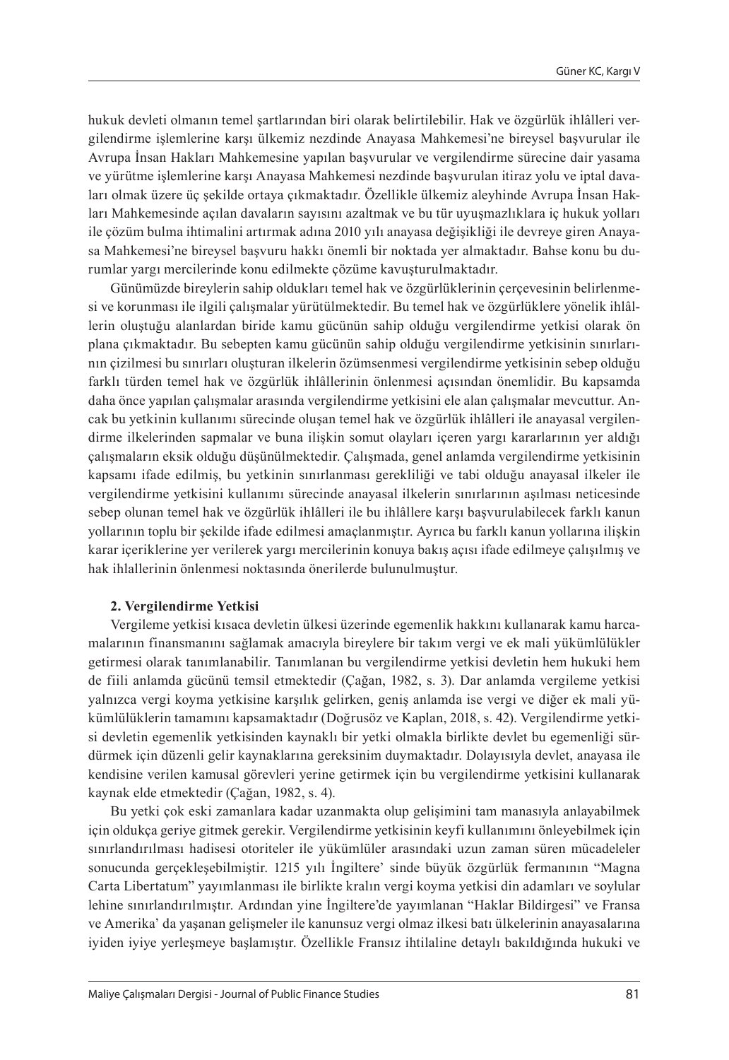hukuk devleti olmanın temel şartlarından biri olarak belirtilebilir. Hak ve özgürlük ihlâlleri vergilendirme işlemlerine karşı ülkemiz nezdinde Anayasa Mahkemesi'ne bireysel başvurular ile Avrupa İnsan Hakları Mahkemesine yapılan başvurular ve vergilendirme sürecine dair yasama ve yürütme işlemlerine karşı Anayasa Mahkemesi nezdinde başvurulan itiraz yolu ve iptal davaları olmak üzere üç şekilde ortaya çıkmaktadır. Özellikle ülkemiz aleyhinde Avrupa İnsan Hakları Mahkemesinde açılan davaların sayısını azaltmak ve bu tür uyuşmazlıklara iç hukuk yolları ile çözüm bulma ihtimalini artırmak adına 2010 yılı anayasa değişikliği ile devreye giren Anayasa Mahkemesi'ne bireysel başvuru hakkı önemli bir noktada yer almaktadır. Bahse konu bu durumlar yargı mercilerinde konu edilmekte çözüme kavuşturulmaktadır.

Günümüzde bireylerin sahip oldukları temel hak ve özgürlüklerinin çerçevesinin belirlenmesi ve korunması ile ilgili çalışmalar yürütülmektedir. Bu temel hak ve özgürlüklere yönelik ihlâllerin oluştuğu alanlardan biride kamu gücünün sahip olduğu vergilendirme yetkisi olarak ön plana çıkmaktadır. Bu sebepten kamu gücünün sahip olduğu vergilendirme yetkisinin sınırlarının çizilmesi bu sınırları oluşturan ilkelerin özümsenmesi vergilendirme yetkisinin sebep olduğu farklı türden temel hak ve özgürlük ihlâllerinin önlenmesi açısından önemlidir. Bu kapsamda daha önce yapılan çalışmalar arasında vergilendirme yetkisini ele alan çalışmalar mevcuttur. Ancak bu yetkinin kullanımı sürecinde oluşan temel hak ve özgürlük ihlâlleri ile anayasal vergilendirme ilkelerinden sapmalar ve buna ilişkin somut olayları içeren yargı kararlarının yer aldığı çalışmaların eksik olduğu düşünülmektedir. Çalışmada, genel anlamda vergilendirme yetkisinin kapsamı ifade edilmiş, bu yetkinin sınırlanması gerekliliği ve tabi olduğu anayasal ilkeler ile vergilendirme yetkisini kullanımı sürecinde anayasal ilkelerin sınırlarının aşılması neticesinde sebep olunan temel hak ve özgürlük ihlâlleri ile bu ihlâllere karşı başvurulabilecek farklı kanun yollarının toplu bir şekilde ifade edilmesi amaçlanmıştır. Ayrıca bu farklı kanun yollarına ilişkin karar içeriklerine yer verilerek yargı mercilerinin konuya bakış açısı ifade edilmeye çalışılmış ve hak ihlallerinin önlenmesi noktasında önerilerde bulunulmuştur.

## 2. Vergilendirme Yetkisi

Vergileme yetkisi kısaca devletin ülkesi üzerinde egemenlik hakkını kullanarak kamu harcamalarının finansmanını sağlamak amacıyla bireylere bir takım vergi ve ek mali yükümlülükler getirmesi olarak tanımlanabilir. Tanımlanan bu vergilendirme yetkisi devletin hem hukuki hem de fiili anlamda gücünü temsil etmektedir (Çağan, 1982, s. 3). Dar anlamda vergileme yetkisi yalnızca vergi koyma yetkisine karşılık gelirken, geniş anlamda ise vergi ve diğer ek mali yükümlülüklerin tamamını kapsamaktadır (Doğrusöz ve Kaplan, 2018, s. 42). Vergilendirme yetkisi devletin egemenlik yetkisinden kaynaklı bir yetki olmakla birlikte devlet bu egemenliği sürdürmek için düzenli gelir kaynaklarına gereksinim duymaktadır. Dolayısıyla devlet, anayasa ile kendisine verilen kamusal görevleri yerine getirmek için bu vergilendirme yetkisini kullanarak kaynak elde etmektedir (Çağan, 1982, s. 4).

Bu yetki çok eski zamanlara kadar uzanmakta olup gelişimini tam manasıyla anlayabilmek için oldukça geriye gitmek gerekir. Vergilendirme yetkisinin keyfi kullanımını önleyebilmek için sınırlandırılması hadisesi otoriteler ile yükümlüler arasındaki uzun zaman süren mücadeleler sonucunda gerçekleşebilmiştir. 1215 yılı İngiltere' sinde büyük özgürlük fermanının "Magna Carta Libertatum" yayımlanması ile birlikte kralın vergi koyma yetkisi din adamları ve soylular lehine sınırlandırılmıştır. Ardından yine İngiltere'de yayımlanan "Haklar Bildirgesi" ve Fransa ve Amerika' da yaşanan gelişmeler ile kanunsuz vergi olmaz ilkesi batı ülkelerinin anayasalarına iyiden iyiye yerleşmeye başlamıştır. Özellikle Fransız ihtilaline detaylı bakıldığında hukuki ve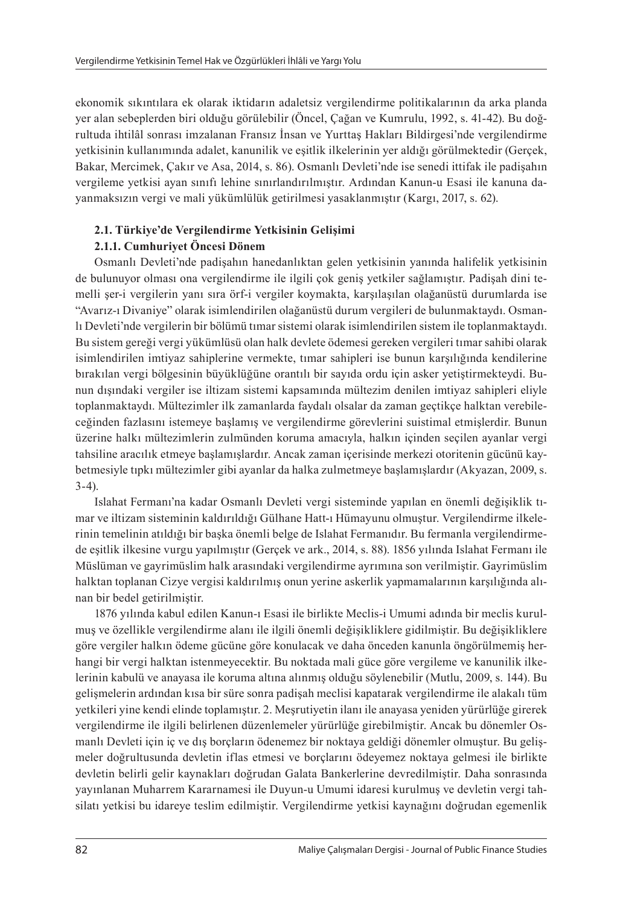ekonomik sıkıntılara ek olarak iktidarın adaletsiz vergilendirme politikalarının da arka planda yer alan sebeplerden biri olduğu görülebilir (Öncel, Çağan ve Kumrulu, 1992, s. 41-42). Bu doğrultuda ihtilâl sonrası imzalanan Fransız İnsan ve Yurttaş Hakları Bildirgesi'nde vergilendirme yetkisinin kullanımında adalet, kanunilik ve eşitlik ilkelerinin yer aldığı görülmektedir (Gerçek, Bakar, Mercimek, Çakır ve Asa, 2014, s. 86). Osmanlı Devleti'nde ise senedi ittifak ile padişahın vergileme yetkisi ayan sınıfı lehine sınırlandırılmıştır. Ardından Kanun-u Esasi ile kanuna dayanmaksızın vergi ve mali yükümlülük getirilmesi yasaklanmıştır (Kargı, 2017, s. 62).

### 2.1. Türkiye'de Vergilendirme Yetkisinin Gelişimi

#### 2.1.1. Cumhuriyet Öncesi Dönem

Osmanlı Devleti'nde padişahın hanedanlıktan gelen yetkisinin yanında halifelik yetkisinin de bulunuyor olması ona vergilendirme ile ilgili çok geniş yetkiler sağlamıştır. Padişah dini temelli şer-i vergilerin yanı sıra örf-i vergiler koymakta, karşılaşılan olağanüstü durumlarda ise "Avarız-ı Divaniye" olarak isimlendirilen olağanüstü durum vergileri de bulunmaktaydı. Osmanlı Devleti'nde vergilerin bir bölümü tımar sistemi olarak isimlendirilen sistem ile toplanmaktaydı. Bu sistem gereği vergi yükümlüsü olan halk devlete ödemesi gereken vergileri tımar sahibi olarak isimlendirilen imtiyaz sahiplerine vermekte, tımar sahipleri ise bunun karşılığında kendilerine bırakılan vergi bölgesinin büyüklüğüne orantılı bir sayıda ordu için asker yetiştirmekteydi. Bunun dışındaki vergiler ise iltizam sistemi kapsamında mültezim denilen imtiyaz sahipleri eliyle toplanmaktaydı. Mültezimler ilk zamanlarda faydalı olsalar da zaman geçtikçe halktan verebileceğinden fazlasını istemeye başlamış ve vergilendirme görevlerini suistimal etmişlerdir. Bunun üzerine halkı mültezimlerin zulmünden koruma amacıyla, halkın içinden seçilen ayanlar vergi tahsiline aracılık etmeye başlamışlardır. Ancak zaman içerisinde merkezi otoritenin gücünü kaybetmesiyle tıpkı mültezimler gibi ayanlar da halka zulmetmeye başlamışlardır (Akyazan, 2009, s. 3-4).

Islahat Fermanı'na kadar Osmanlı Devleti vergi sisteminde yapılan en önemli değişiklik tımar ve iltizam sisteminin kaldırıldığı Gülhane Hatt-ı Hümayunu olmuştur. Vergilendirme ilkelerinin temelinin atıldığı bir başka önemli belge de Islahat Fermanıdır. Bu fermanla vergilendirmede eşitlik ilkesine vurgu yapılmıştır (Gerçek ve ark., 2014, s. 88). 1856 yılında Islahat Fermanı ile Müslüman ve gayrimüslim halk arasındaki vergilendirme ayrımına son verilmiştir. Gayrimüslim halktan toplanan Cizye vergisi kaldırılmış onun yerine askerlik yapmamalarının karşılığında alınan bir bedel getirilmiştir.

1876 yılında kabul edilen Kanun-ı Esasi ile birlikte Meclis-i Umumi adında bir meclis kurulmuş ve özellikle vergilendirme alanı ile ilgili önemli değişikliklere gidilmiştir. Bu değişikliklere göre vergiler halkın ödeme gücüne göre konulacak ve daha önceden kanunla öngörülmemiş herhangi bir vergi halktan istenmeyecektir. Bu noktada mali güce göre vergileme ve kanunilik ilkelerinin kabulü ve anayasa ile koruma altına alınmış olduğu söylenebilir (Mutlu, 2009, s. 144). Bu gelişmelerin ardından kısa bir süre sonra padişah meclisi kapatarak vergilendirme ile alakalı tüm yetkileri yine kendi elinde toplamıştır. 2. Meşrutiyetin ilanı ile anayasa yeniden yürürlüğe girerek vergilendirme ile ilgili belirlenen düzenlemeler yürürlüğe girebilmiştir. Ancak bu dönemler Osmanlı Devleti için iç ve dış borçların ödenemez bir noktaya geldiği dönemler olmuştur. Bu gelişmeler doğrultusunda devletin iflas etmesi ve borçlarını ödeyemez noktaya gelmesi ile birlikte devletin belirli gelir kaynakları doğrudan Galata Bankerlerine devredilmiştir. Daha sonrasında yayınlanan Muharrem Kararnamesi ile Duyun-u Umumi idaresi kurulmuş ve devletin vergi tahsilatı yetkisi bu idareye teslim edilmiştir. Vergilendirme yetkisi kaynağını doğrudan egemenlik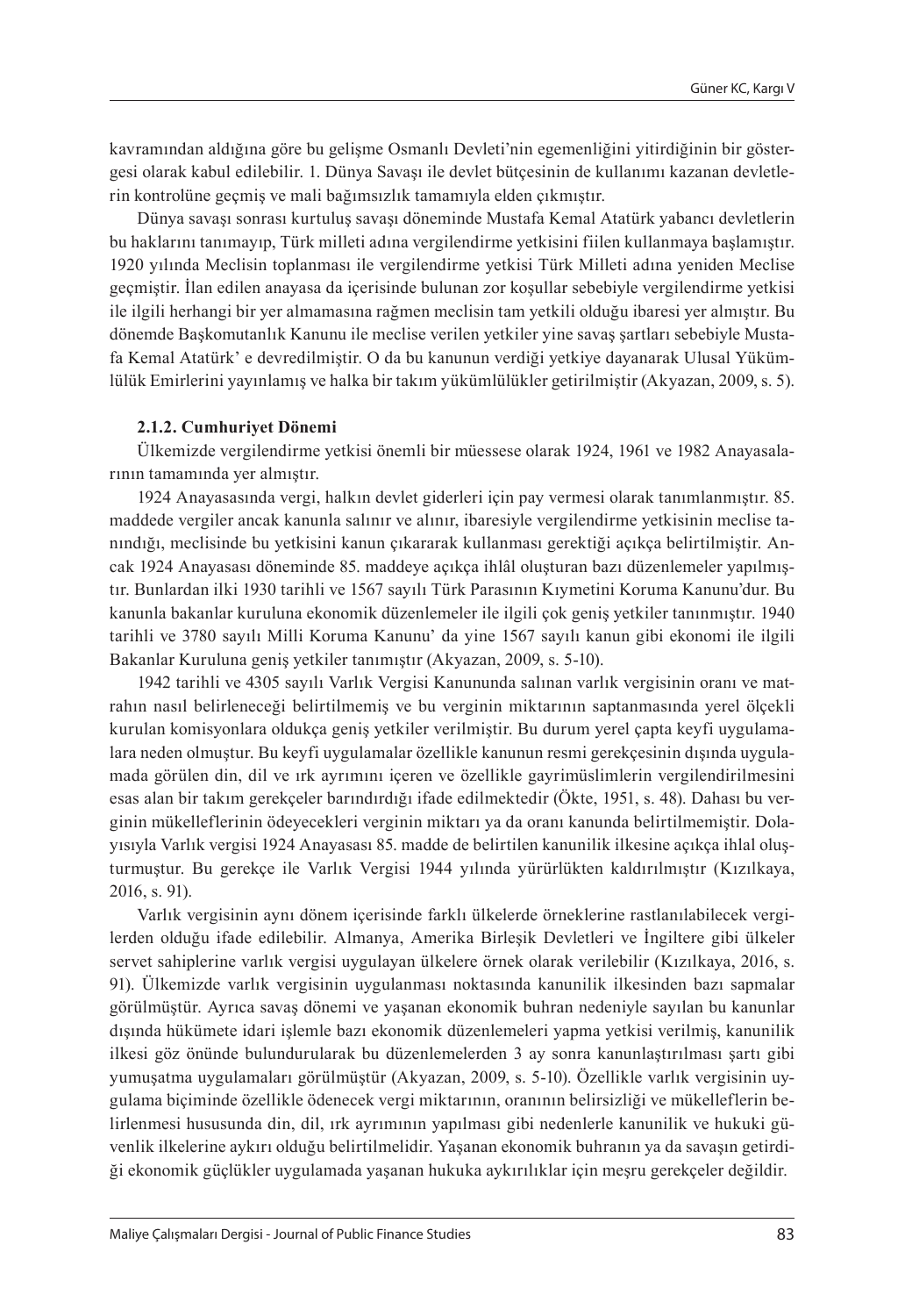kavramından aldığına göre bu gelişme Osmanlı Devleti'nin egemenliğini yitirdiğinin bir göstergesi olarak kabul edilebilir. 1. Dünya Savaşı ile devlet bütçesinin de kullanımı kazanan devletlerin kontrolüne geçmiş ve mali bağımsızlık tamamıyla elden çıkmıştır.

Dünya savaşı sonrası kurtuluş savaşı döneminde Mustafa Kemal Atatürk yabancı devletlerin bu haklarını tanımayıp, Türk milleti adına vergilendirme yetkisini fiilen kullanmaya başlamıştır. 1920 yılında Meclisin toplanması ile vergilendirme yetkisi Türk Milleti adına yeniden Meclise geçmiştir. İlan edilen anayasa da içerisinde bulunan zor koşullar sebebiyle vergilendirme yetkisi ile ilgili herhangi bir yer almamasına rağmen meclisin tam yetkili olduğu ibaresi yer almıştır. Bu dönemde Başkomutanlık Kanunu ile meclise verilen yetkiler yine savaş şartları sebebiyle Mustafa Kemal Atatürk' e devredilmiştir. O da bu kanunun verdiği yetkiye dayanarak Ulusal Yükümlülük Emirlerini yayınlamış ve halka bir takım yükümlülükler getirilmiştir (Akyazan, 2009, s. 5).

### 2.1.2. Cumhuriyet Dönemi

Ülkemizde vergilendirme yetkisi önemli bir müessese olarak 1924, 1961 ve 1982 Anayasalarının tamamında yer almıştır.

1924 Anayasasında vergi, halkın devlet giderleri için pay vermesi olarak tanımlanmıştır. 85. maddede vergiler ancak kanunla salınır ve alınır, ibaresiyle vergilendirme yetkisinin meclise tanındığı, meclisinde bu yetkisini kanun çıkararak kullanması gerektiği açıkça belirtilmiştir. Ancak 1924 Anayasası döneminde 85. maddeye açıkça ihlâl oluşturan bazı düzenlemeler yapılmıştır. Bunlardan ilki 1930 tarihli ve 1567 sayılı Türk Parasının Kıymetini Koruma Kanunu'dur. Bu kanunla bakanlar kuruluna ekonomik düzenlemeler ile ilgili çok geniş yetkiler tanınmıştır. 1940 tarihli ve 3780 sayılı Milli Koruma Kanunu' da yine 1567 sayılı kanun gibi ekonomi ile ilgili Bakanlar Kuruluna geniş yetkiler tanımıştır (Akyazan, 2009, s. 5-10).

1942 tarihli ve 4305 sayılı Varlık Vergisi Kanununda salınan varlık vergisinin oranı ve matrahın nasıl belirleneceği belirtilmemiş ve bu verginin miktarının saptanmasında yerel ölçekli kurulan komisyonlara oldukça geniş yetkiler verilmiştir. Bu durum yerel çapta keyfi uygulamalara neden olmuştur. Bu keyfi uygulamalar özellikle kanunun resmi gerekçesinin dışında uygulamada görülen din, dil ve ırk ayrımını içeren ve özellikle gayrimüslimlerin vergilendirilmesini esas alan bir takım gerekçeler barındırdığı ifade edilmektedir (Ökte, 1951, s. 48). Dahası bu verginin mükelleflerinin ödeyecekleri verginin miktarı ya da oranı kanunda belirtilmemiştir. Dolayısıyla Varlık vergisi 1924 Anayasası 85. madde de belirtilen kanunilik ilkesine açıkça ihlal oluşturmuştur. Bu gerekçe ile Varlık Vergisi 1944 yılında yürürlükten kaldırılmıştır (Kızılkaya, 2016, s. 91).

Varlık vergisinin aynı dönem içerisinde farklı ülkelerde örneklerine rastlanılabilecek vergilerden olduğu ifade edilebilir. Almanya, Amerika Birleşik Devletleri ve İngiltere gibi ülkeler servet sahiplerine varlık vergisi uygulayan ülkelere örnek olarak verilebilir (Kızılkaya, 2016, s. 91). Ülkemizde varlık vergisinin uygulanması noktasında kanunilik ilkesinden bazı sapmalar görülmüştür. Ayrıca savaş dönemi ve yaşanan ekonomik buhran nedeniyle sayılan bu kanunlar dışında hükümete idari işlemle bazı ekonomik düzenlemeleri yapma yetkisi verilmiş, kanunilik ilkesi göz önünde bulundurularak bu düzenlemelerden 3 ay sonra kanunlaştırılması şartı gibi yumuşatma uygulamaları görülmüştür (Akyazan, 2009, s. 5-10). Özellikle varlık vergisinin uygulama biçiminde özellikle ödenecek vergi miktarının, oranının belirsizliği ve mükelleflerin belirlenmesi hususunda din, dil, ırk ayrımının yapılması gibi nedenlerle kanunilik ve hukuki güvenlik ilkelerine aykırı olduğu belirtilmelidir. Yaşanan ekonomik buhranın ya da savaşın getirdiği ekonomik güçlükler uygulamada yaşanan hukuka aykırılıklar için meşru gerekçeler değildir.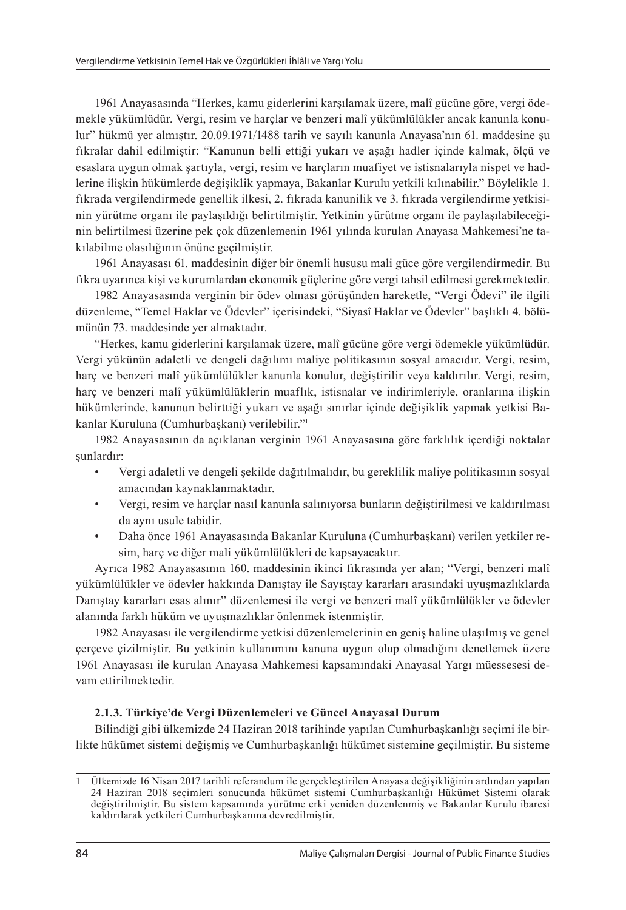1961 Anayasasında “Herkes, kamu giderlerini karşılamak üzere, malî gücüne göre, vergi ödemekle yükümlüdür. Vergi, resim ve harçlar ve benzeri malî yükümlülükler ancak kanunla konulur” hükmü yer almıştır. 20.09.1971/1488 tarih ve sayılı kanunla Anayasa’nın 61. maddesine şu fıkralar dahil edilmiştir: “Kanunun belli ettiği yukarı ve aşağı hadler içinde kalmak, ölçü ve esaslara uygun olmak şartıyla, vergi, resim ve harçların muafiyet ve istisnalarıyla nispet ve hadlerine ilişkin hükümlerde değişiklik yapmaya, Bakanlar Kurulu yetkili kılınabilir.” Böylelikle 1. fıkrada vergilendirmede genellik ilkesi, 2. fıkrada kanunilik ve 3. fıkrada vergilendirme yetkisinin yürütme organı ile paylaşıldığı belirtilmiştir. Yetkinin yürütme organı ile paylaşılabileceğinin belirtilmesi üzerine pek çok düzenlemenin 1961 yılında kurulan Anayasa Mahkemesi’ne takılabilme olasılığının önüne geçilmiştir.

1961 Anayasası 61. maddesinin diğer bir önemli hususu mali güce göre vergilendirmedir. Bu fıkra uyarınca kişi ve kurumlardan ekonomik güçlerine göre vergi tahsil edilmesi gerekmektedir.

1982 Anayasasında verginin bir ödev olması görüşünden hareketle, “Vergi Ödevi” ile ilgili düzenleme, “Temel Haklar ve Ödevler” içerisindeki, “Siyasî Haklar ve Ödevler” başlıklı 4. bölümünün 73. maddesinde yer almaktadır.

“Herkes, kamu giderlerini karşılamak üzere, malî gücüne göre vergi ödemekle yükümlüdür. Vergi yükünün adaletli ve dengeli dağılımı maliye politikasının sosyal amacıdır. Vergi, resim, harç ve benzeri malî yükümlülükler kanunla konulur, değiştirilir veya kaldırılır. Vergi, resim, harç ve benzeri malî yükümlülüklerin muaflık, istisnalar ve indirimleriyle, oranlarına ilişkin hükümlerinde, kanunun belirttiği yukarı ve aşağı sınırlar içinde değişiklik yapmak yetkisi Bakanlar Kuruluna (Cumhurbaşkanı) verilebilir.”[1]

1982 Anayasasının da açıklanan verginin 1961 Anayasasına göre farklılık içerdiği noktalar şunlardır:

- Vergi adaletli ve dengeli şekilde dağıtılmalıdır, bu gereklilik maliye politikasının sosyal amacından kaynaklanmaktadır.
- Vergi, resim ve harçlar nasıl kanunla salınıyorsa bunların değiştirilmesi ve kaldırılması da aynı usule tabidir.
- Daha önce 1961 Anayasasında Bakanlar Kuruluna (Cumhurbaşkanı) verilen yetkiler resim, harç ve diğer mali yükümlülükleri de kapsayacaktır.

Ayrıca 1982 Anayasasının 160. maddesinin ikinci fıkrasında yer alan; “Vergi, benzeri malî yükümlülükler ve ödevler hakkında Danıştay ile Sayıştay kararları arasındaki uyuşmazlıklarda Danıştay kararları esas alınır” düzenlemesi ile vergi ve benzeri malî yükümlülükler ve ödevler alanında farklı hüküm ve uyuşmazlıklar önlenmek istenmiştir.

1982 Anayasası ile vergilendirme yetkisi düzenlemelerinin en geniş haline ulaşılmış ve genel çerçeve çizilmiştir. Bu yetkinin kullanımını kanuna uygun olup olmadığını denetlemek üzere 1961 Anayasası ile kurulan Anayasa Mahkemesi kapsamındaki Anayasal Yargı müessesesi devam ettirilmektedir.

### 2.1.3. Türkiye’de Vergi Düzenlemeleri ve Güncel Anayasal Durum

Bilindiği gibi ülkemizde 24 Haziran 2018 tarihinde yapılan Cumhurbaşkanlığı seçimi ile birlikte hükümet sistemi değişmiş ve Cumhurbaşkanlığı hükümet sistemine geçilmiştir. Bu sisteme

---

[1] Ülkemizde 16 Nisan 2017 tarihli referandum ile gerçekleştirilen Anayasa değişikliğinin ardından yapılan 24 Haziran 2018 seçimleri sonucunda hükümet sistemi Cumhurbaşkanlığı Hükümet Sistemi olarak değiştirilmiştir. Bu sistem kapsamında yürütme erki yeniden düzenlenmiş ve Bakanlar Kurulu ibaresi kaldırılarak yetkileri Cumhurbaşkanına devredilmiştir.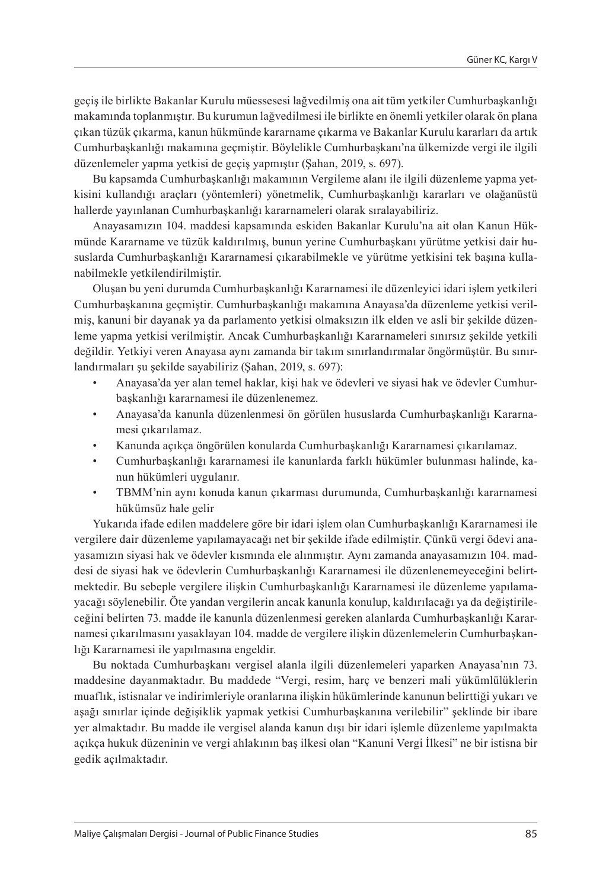geçiş ile birlikte Bakanlar Kurulu müessesesi lağvedilmiş ona ait tüm yetkiler Cumhurbaşkanlığı makamında toplanmıştır. Bu kurumun lağvedilmesi ile birlikte en önemli yetkiler olarak ön plana çıkan tüzük çıkarma, kanun hükmünde kararname çıkarma ve Bakanlar Kurulu kararları da artık Cumhurbaşkanlığı makamına geçmiştir. Böylelikle Cumhurbaşkanı'na ülkemizde vergi ile ilgili düzenlemeler yapma yetkisi de geçiş yapmıştır (Şahan, 2019, s. 697).

Bu kapsamda Cumhurbaşkanlığı makamının Vergileme alanı ile ilgili düzenleme yapma yetkisini kullandığı araçları (yöntemleri) yönetmelik, Cumhurbaşkanlığı kararları ve olağanüstü hallerde yayınlanan Cumhurbaşkanlığı kararnameleri olarak sıralayabiliriz.

Anayasamızın 104. maddesi kapsamında eskiden Bakanlar Kurulu'na ait olan Kanun Hükmünde Kararname ve tüzük kaldırılmış, bunun yerine Cumhurbaşkanı yürütme yetkisi dair hususlarda Cumhurbaşkanlığı Kararnamesi çıkarabilmekle ve yürütme yetkisini tek başına kullanabilmekle yetkilendirilmiştir.

Oluşan bu yeni durumda Cumhurbaşkanlığı Kararnamesi ile düzenleyici idari işlem yetkileri Cumhurbaşkanına geçmiştir. Cumhurbaşkanlığı makamına Anayasa'da düzenleme yetkisi verilmiş, kanuni bir dayanak ya da parlamento yetkisi olmaksızın ilk elden ve asli bir şekilde düzenleme yapma yetkisi verilmiştir. Ancak Cumhurbaşkanlığı Kararnameleri sınırsız şekilde yetkili değildir. Yetkiyi veren Anayasa aynı zamanda bir takım sınırlandırmalar öngörmüştür. Bu sınırlandırmaları şu şekilde sayabiliriz (Şahan, 2019, s. 697):

- Anayasa'da yer alan temel haklar, kişi hak ve ödevleri ve siyasi hak ve ödevler Cumhurbaşkanlığı kararnamesi ile düzenlenemez.
- Anayasa'da kanunla düzenlenmesi ön görülen hususlarda Cumhurbaşkanlığı Kararnamesi çıkarılamaz.
- Kanunda açıkça öngörülen konularda Cumhurbaşkanlığı Kararnamesi çıkarılamaz.
- Cumhurbaşkanlığı kararnamesi ile kanunlarda farklı hükümler bulunması halinde, kanun hükümleri uygulanır.
- TBMM'nin aynı konuda kanun çıkarması durumunda, Cumhurbaşkanlığı kararnamesi hükümsüz hale gelir

Yukarıda ifade edilen maddelere göre bir idari işlem olan Cumhurbaşkanlığı Kararnamesi ile vergilere dair düzenleme yapılamayacağı net bir şekilde ifade edilmiştir. Çünkü vergi ödevi anayasamızın siyasi hak ve ödevler kısmında ele alınmıştır. Aynı zamanda anayasamızın 104. maddesi de siyasi hak ve ödevlerin Cumhurbaşkanlığı Kararnamesi ile düzenlenemeyeceğini belirtmektedir. Bu sebeple vergilere ilişkin Cumhurbaşkanlığı Kararnamesi ile düzenleme yapılamayacağı söylenebilir. Öte yandan vergilerin ancak kanunla konulup, kaldırılacağı ya da değiştirileceğini belirten 73. madde ile kanunla düzenlenmesi gereken alanlarda Cumhurbaşkanlığı Kararnamesi çıkarılmasını yasaklayan 104. madde de vergilere ilişkin düzenlemelerin Cumhurbaşkanlığı Kararnamesi ile yapılmasına engeldir.

Bu noktada Cumhurbaşkanı vergisel alanla ilgili düzenlemeleri yaparken Anayasa'nın 73. maddesine dayanmaktadır. Bu maddede "Vergi, resim, harç ve benzeri mali yükümlülüklerin muaflık, istisnalar ve indirimleriyle oranlarına ilişkin hükümlerinde kanunun belirttiği yukarı ve aşağı sınırlar içinde değişiklik yapmak yetkisi Cumhurbaşkanına verilebilir" şeklinde bir ibare yer almaktadır. Bu madde ile vergisel alanda kanun dışı bir idari işlemle düzenleme yapılmakta açıkça hukuk düzeninin ve vergi ahlakının baş ilkesi olan "Kanuni Vergi İlkesi" ne bir istisna bir gedik açılmaktadır.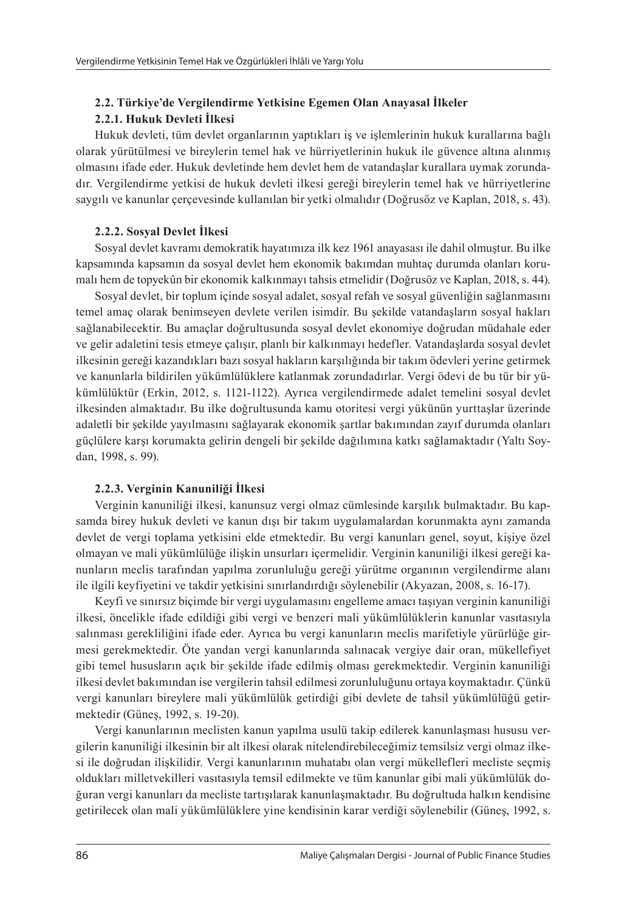## 2.2. Türkiye'de Vergilendirme Yetkisine Egemen Olan Anayasal İlkeler

### 2.2.1. Hukuk Devleti İlkesi

Hukuk devleti, tüm devlet organlarının yaptıkları iş ve işlemlerinin hukuk kurallarına bağlı olarak yürütülmesi ve bireylerin temel hak ve hürriyetlerinin hukuk ile güvence altına alınmış olmasını ifade eder. Hukuk devletinde hem devlet hem de vatandaşlar kurallara uymak zorundadır. Vergilendirme yetkisi de hukuk devleti ilkesi gereği bireylerin temel hak ve hürriyetlerine saygılı ve kanunlar çerçevesinde kullanılan bir yetki olmalıdır (Doğrusöz ve Kaplan, 2018, s. 43).

### 2.2.2. Sosyal Devlet İlkesi

Sosyal devlet kavramı demokratik hayatımıza ilk kez 1961 anayasası ile dahil olmuştur. Bu ilke kapsamında kapsamın da sosyal devlet hem ekonomik bakımdan muhtaç durumda olanları korumalı hem de topyekûn bir ekonomik kalkınmayı tahsis etmelidir (Doğrusöz ve Kaplan, 2018, s. 44).

Sosyal devlet, bir toplum içinde sosyal adalet, sosyal refah ve sosyal güvenliğin sağlanmasını temel amaç olarak benimseyen devlete verilen isimdir. Bu şekilde vatandaşların sosyal hakları sağlanabilecektir. Bu amaçlar doğrultusunda sosyal devlet ekonomiye doğrudan müdahale eder ve gelir adaletini tesis etmeye çalışır, planlı bir kalkınmayı hedefler. Vatandaşlarda sosyal devlet ilkesinin gereği kazandıkları bazı sosyal hakların karşılığında bir takım ödevleri yerine getirmek ve kanunlarla bildirilen yükümlülüklere katlanmak zorundadırlar. Vergi ödevi de bu tür bir yükümlülüktür (Erkin, 2012, s. 1121-1122). Ayrıca vergilendirmede adalet temelini sosyal devlet ilkesinden almaktadır. Bu ilke doğrultusunda kamu otoritesi vergi yükünün yurttaşlar üzerinde adaletli bir şekilde yayılmasını sağlayarak ekonomik şartlar bakımından zayıf durumda olanları güçlülere karşı korumakta gelirin dengeli bir şekilde dağılımına katkı sağlamaktadır (Yaltı Soydan, 1998, s. 99).

### 2.2.3. Verginin Kanuniliği İlkesi

Verginin kanuniliği ilkesi, kanunsuz vergi olmaz cümlesinde karşılık bulmaktadır. Bu kapsamda birey hukuk devleti ve kanun dışı bir takım uygulamalardan korunmakta aynı zamanda devlet de vergi toplama yetkisini elde etmektedir. Bu vergi kanunları genel, soyut, kişiye özel olmayan ve mali yükümlülüğe ilişkin unsurları içermelidir. Verginin kanuniliği ilkesi gereği kanunların meclis tarafından yapılma zorunluluğu gereği yürütme organının vergilendirme alanı ile ilgili keyfiyetini ve takdir yetkisini sınırlandırdığı söylenebilir (Akyazan, 2008, s. 16-17).

Keyfi ve sınırsız biçimde bir vergi uygulamasını engelleme amacı taşıyan verginin kanuniliği ilkesi, öncelikle ifade edildiği gibi vergi ve benzeri mali yükümlülüklerin kanunlar vasıtasıyla salınması gerekliliğini ifade eder. Ayrıca bu vergi kanunların meclis marifetiyle yürürlüğe girmesi gerekmektedir. Öte yandan vergi kanunlarında salınacak vergiye dair oran, mükellefiyet gibi temel hususların açık bir şekilde ifade edilmiş olması gerekmektedir. Verginin kanuniliği ilkesi devlet bakımından ise vergilerin tahsil edilmesi zorunluluğunu ortaya koymaktadır. Çünkü vergi kanunları bireylere mali yükümlülük getirdiği gibi devlete de tahsil yükümlülüğü getirmektedir (Güneş, 1992, s. 19-20).

Vergi kanunlarının meclisten kanun yapılma usulü takip edilerek kanunlaşması hususu vergilerin kanuniliği ilkesinin bir alt ilkesi olarak nitelendirebileceğimiz temsilsiz vergi olmaz ilkesi ile doğrudan ilişkilidir. Vergi kanunlarının muhatabı olan vergi mükellefleri mecliste seçmiş oldukları milletvekilleri vasıtasıyla temsil edilmekte ve tüm kanunlar gibi mali yükümlülük doğuran vergi kanunları da mecliste tartışılarak kanunlaşmaktadır. Bu doğrultuda halkın kendisine getirilecek olan mali yükümlülüklere yine kendisinin karar verdiği söylenebilir (Güneş, 1992, s.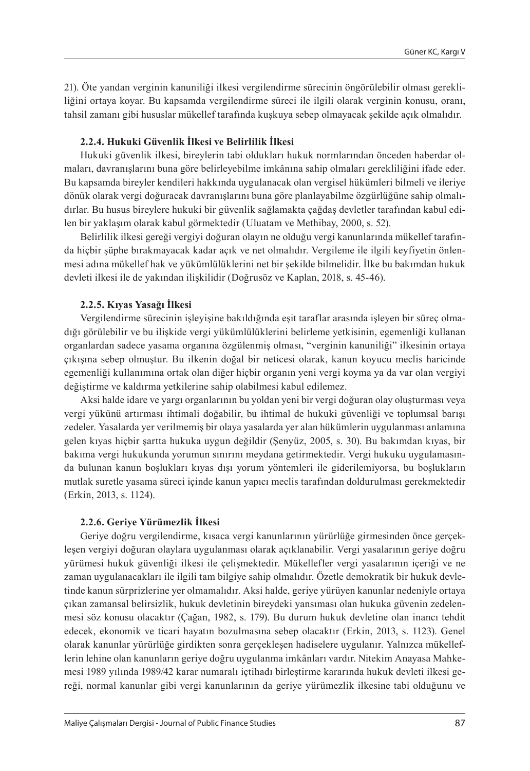21). Öte yandan verginin kanuniliği ilkesi vergilendirme sürecinin öngörülebilir olması gerekliliğini ortaya koyar. Bu kapsamda vergilendirme süreci ile ilgili olarak verginin konusu, oranı, tahsil zamanı gibi hususlar mükellef tarafında kuşkuya sebep olmayacak şekilde açık olmalıdır.

#### 2.2.4. Hukuki Güvenlik İlkesi ve Belirlilik İlkesi

Hukuki güvenlik ilkesi, bireylerin tabi oldukları hukuk normlarından önceden haberdar olmaları, davranışlarını buna göre belirleyebilme imkânına sahip olmaları gerekliliğini ifade eder. Bu kapsamda bireyler kendileri hakkında uygulanacak olan vergisel hükümleri bilmeli ve ileriye dönük olarak vergi doğuracak davranışlarını buna göre planlayabilme özgürlüğüne sahip olmalıdırlar. Bu husus bireylere hukuki bir güvenlik sağlamakta çağdaş devletler tarafından kabul edilen bir yaklaşım olarak kabul görmektedir (Uluatam ve Methibay, 2000, s. 52).

Belirlilik ilkesi gereği vergiyi doğuran olayın ne olduğu vergi kanunlarında mükellef tarafında hiçbir şüphe bırakmayacak kadar açık ve net olmalıdır. Vergileme ile ilgili keyfiyetin önlenmesi adına mükellef hak ve yükümlülüklerini net bir şekilde bilmelidir. İlke bu bakımdan hukuk devleti ilkesi ile de yakından ilişkilidir (Doğrusöz ve Kaplan, 2018, s. 45-46).

#### 2.2.5. Kıyas Yasağı İlkesi

Vergilendirme sürecinin işleyişine bakıldığında eşit taraflar arasında işleyen bir süreç olmadığı görülebilir ve bu ilişkide vergi yükümlülüklerini belirleme yetkisinin, egemenliği kullanan organlardan sadece yasama organına özgülenmiş olması, "verginin kanuniliği" ilkesinin ortaya çıkışına sebep olmuştur. Bu ilkenin doğal bir neticesi olarak, kanun koyucu meclis haricinde egemenliği kullanımına ortak olan diğer hiçbir organın yeni vergi koyma ya da var olan vergiyi değiştirme ve kaldırma yetkilerine sahip olabilmesi kabul edilemez.

Aksi halde idare ve yargı organlarının bu yoldan yeni bir vergi doğuran olay oluşturması veya vergi yükünü artırması ihtimali doğabilir, bu ihtimal de hukuki güvenliği ve toplumsal barışı zedeler. Yasalarda yer verilmemiş bir olaya yasalarda yer alan hükümlerin uygulanması anlamına gelen kıyas hiçbir şartta hukuka uygun değildir (Şenyüz, 2005, s. 30). Bu bakımdan kıyas, bir bakıma vergi hukukunda yorumun sınırını meydana getirmektedir. Vergi hukuku uygulamasında bulunan kanun boşlukları kıyas dışı yorum yöntemleri ile giderilemiyorsa, bu boşlukların mutlak suretle yasama süreci içinde kanun yapıcı meclis tarafından doldurulması gerekmektedir (Erkin, 2013, s. 1124).

#### 2.2.6. Geriye Yürümezlik İlkesi

Geriye doğru vergilendirme, kısaca vergi kanunlarının yürürlüğe girmesinden önce gerçekleşen vergiyi doğuran olaylara uygulanması olarak açıklanabilir. Vergi yasalarının geriye doğru yürümesi hukuk güvenliği ilkesi ile çelişmektedir. Mükellefler vergi yasalarının içeriği ve ne zaman uygulanacakları ile ilgili tam bilgiye sahip olmalıdır. Özetle demokratik bir hukuk devletinde kanun sürprizlerine yer olmamalıdır. Aksi halde, geriye yürüyen kanunlar nedeniyle ortaya çıkan zamansal belirsizlik, hukuk devletinin bireydeki yansıması olan hukuka güvenin zedelenmesi söz konusu olacaktır (Çağan, 1982, s. 179). Bu durum hukuk devletine olan inancı tehdit edecek, ekonomik ve ticari hayatın bozulmasına sebep olacaktır (Erkin, 2013, s. 1123). Genel olarak kanunlar yürürlüğe girdikten sonra gerçekleşen hadiselere uygulanır. Yalnızca mükelleflerin lehine olan kanunların geriye doğru uygulanma imkânları vardır. Nitekim Anayasa Mahkemesi 1989 yılında 1989/42 karar numaralı içtihadı birleştirme kararında hukuk devleti ilkesi gereği, normal kanunlar gibi vergi kanunlarının da geriye yürümezlik ilkesine tabi olduğunu ve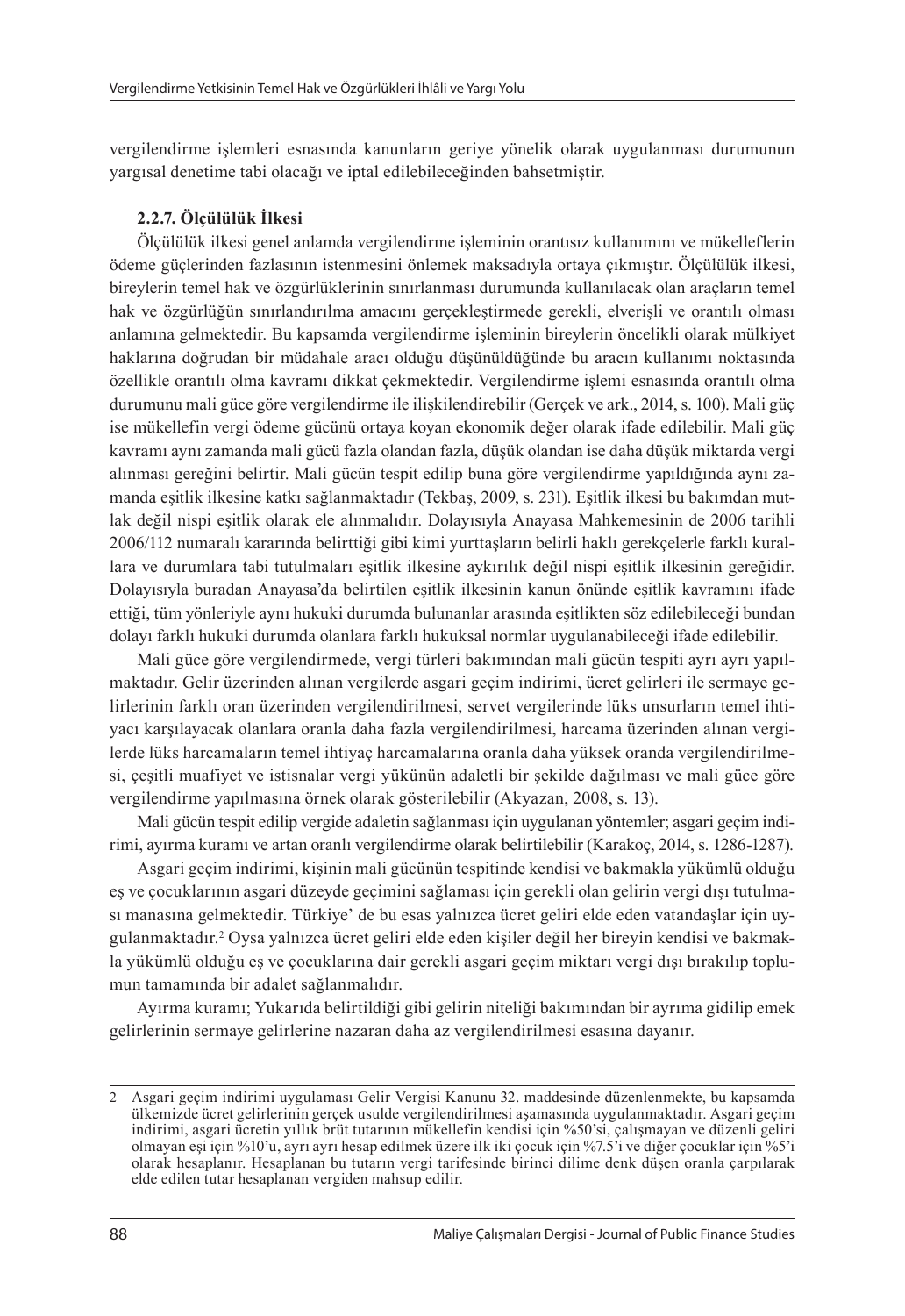vergilendirme işlemleri esnasında kanunların geriye yönelik olarak uygulanması durumunun yargısal denetime tabi olacağı ve iptal edilebileceğinden bahsetmiştir.

### 2.2.7. Ölçülülük İlkesi

Ölçülülük ilkesi genel anlamda vergilendirme işleminin orantısız kullanımını ve mükelleflerin ödeme güçlerinden fazlasının istenmesini önlemek maksadıyla ortaya çıkmıştır. Ölçülülük ilkesi, bireylerin temel hak ve özgürlüklerinin sınırlanması durumunda kullanılacak olan araçların temel hak ve özgürlüğün sınırlandırılma amacını gerçekleştirmede gerekli, elverişli ve orantılı olması anlamına gelmektedir. Bu kapsamda vergilendirme işleminin bireylerin öncelikli olarak mülkiyet haklarına doğrudan bir müdahale aracı olduğu düşünüldüğünde bu aracın kullanımı noktasında özellikle orantılı olma kavramı dikkat çekmektedir. Vergilendirme işlemi esnasında orantılı olma durumunu mali güce göre vergilendirme ile ilişkilendirebilir (Gerçek ve ark., 2014, s. 100). Mali güç ise mükellefin vergi ödeme gücünü ortaya koyan ekonomik değer olarak ifade edilebilir. Mali güç kavramı aynı zamanda mali gücü fazla olandan fazla, düşük olandan ise daha düşük miktarda vergi alınması gereğini belirtir. Mali gücün tespit edilip buna göre vergilendirme yapıldığında aynı zamanda eşitlik ilkesine katkı sağlanmaktadır (Tekbaş, 2009, s. 231). Eşitlik ilkesi bu bakımdan mutlak değil nispi eşitlik olarak ele alınmalıdır. Dolayısıyla Anayasa Mahkemesinin de 2006 tarihli 2006/112 numaralı kararında belirttiği gibi kimi yurttaşların belirli haklı gerekçelerle farklı kurallara ve durumlara tabi tutulmaları eşitlik ilkesine aykırılık değil nispi eşitlik ilkesinin gereğidir. Dolayısıyla buradan Anayasa'da belirtilen eşitlik ilkesinin kanun önünde eşitlik kavramını ifade ettiği, tüm yönleriyle aynı hukuki durumda bulunanlar arasında eşitlikten söz edilebileceği bundan dolayı farklı hukuki durumda olanlara farklı hukuksal normlar uygulanabileceği ifade edilebilir.

Mali güce göre vergilendirmede, vergi türleri bakımından mali gücün tespiti ayrı ayrı yapılmaktadır. Gelir üzerinden alınan vergilerde asgari geçim indirimi, ücret gelirleri ile sermaye gelirlerinin farklı oran üzerinden vergilendirilmesi, servet vergilerinde lüks unsurların temel ihtiyacı karşılayacak olanlara oranla daha fazla vergilendirilmesi, harcama üzerinden alınan vergilerde lüks harcamaların temel ihtiyaç harcamalarına oranla daha yüksek oranda vergilendirilmesi, çeşitli muafiyet ve istisnalar vergi yükünün adaletli bir şekilde dağılması ve mali güce göre vergilendirme yapılmasına örnek olarak gösterilebilir (Akyazan, 2008, s. 13).

Mali gücün tespit edilip vergide adaletin sağlanması için uygulanan yöntemler; asgari geçim indirimi, ayırma kuramı ve artan oranlı vergilendirme olarak belirtilebilir (Karakoç, 2014, s. 1286-1287).

Asgari geçim indirimi, kişinin mali gücünün tespitinde kendisi ve bakmakla yükümlü olduğu eş ve çocuklarının asgari düzeyde geçimini sağlaması için gerekli olan gelirin vergi dışı tutulması manasına gelmektedir. Türkiye' de bu esas yalnızca ücret geliri elde eden vatandaşlar için uygulanmaktadır.[2] Oysa yalnızca ücret geliri elde eden kişiler değil her bireyin kendisi ve bakmakla yükümlü olduğu eş ve çocuklarına dair gerekli asgari geçim miktarı vergi dışı bırakılıp toplumun tamamında bir adalet sağlanmalıdır.

Ayırma kuramı; Yukarıda belirtildiği gibi gelirin niteliği bakımından bir ayrıma gidilip emek gelirlerinin sermaye gelirlerine nazaran daha az vergilendirilmesi esasına dayanır.

---

2 Asgari geçim indirimi uygulaması Gelir Vergisi Kanunu 32. maddesinde düzenlenmekte, bu kapsamda ülkemizde ücret gelirlerinin gerçek usulde vergilendirilmesi aşamasında uygulanmaktadır. Asgari geçim indirimi, asgari ücretin yıllık brüt tutarının mükellefin kendisi için %50'si, çalışmayan ve düzenli geliri olmayan eşi için %10'u, ayrı ayrı hesap edilmek üzere ilk iki çocuk için %7.5'i ve diğer çocuklar için %5'i olarak hesaplanır. Hesaplanan bu tutarın vergi tarifesinde birinci dilime denk düşen oranla çarpılarak elde edilen tutar hesaplanan vergiden mahsup edilir.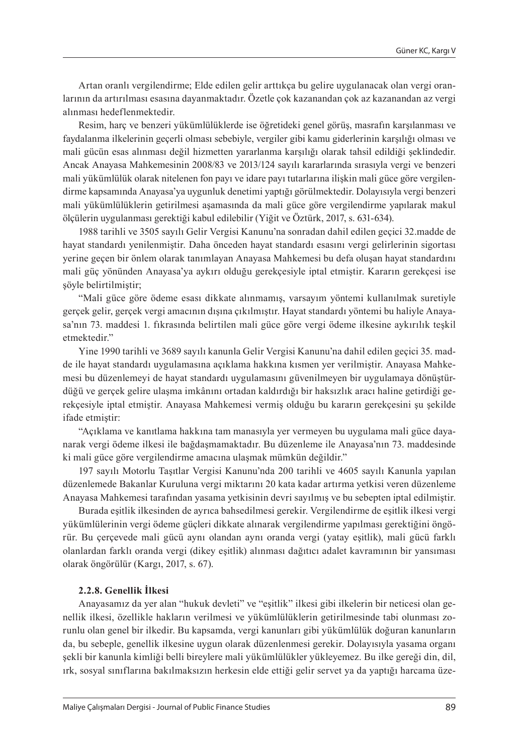Artan oranlı vergilendirme; Elde edilen gelir arttıkça bu gelire uygulanacak olan vergi oranlarının da artırılması esasına dayanmaktadır. Özetle çok kazanandan çok az kazanandan az vergi alınması hedeflenmektedir.

Resim, harç ve benzeri yükümlülüklerde ise öğretideki genel görüş, masrafın karşılanması ve faydalanma ilkelerinin geçerli olması sebebiyle, vergiler gibi kamu giderlerinin karşılığı olması ve mali gücün esas alınması değil hizmetten yararlanma karşılığı olarak tahsil edildiği şeklindedir. Ancak Anayasa Mahkemesinin 2008/83 ve 2013/124 sayılı kararlarında sırasıyla vergi ve benzeri mali yükümlülük olarak nitelenen fon payı ve idare payı tutarlarına ilişkin mali güce göre vergilendirme kapsamında Anayasa'ya uygunluk denetimi yaptığı görülmektedir. Dolayısıyla vergi benzeri mali yükümlülüklerin getirilmesi aşamasında da mali güce göre vergilendirme yapılarak makul ölçülerin uygulanması gerektiği kabul edilebilir (Yiğit ve Öztürk, 2017, s. 631-634).

1988 tarihli ve 3505 sayılı Gelir Vergisi Kanunu'na sonradan dahil edilen geçici 32.madde de hayat standardı yenilenmiştir. Daha önceden hayat standardı esasını vergi gelirlerinin sigortası yerine geçen bir önlem olarak tanımlayan Anayasa Mahkemesi bu defa oluşan hayat standardını mali güç yönünden Anayasa'ya aykırı olduğu gerekçesiyle iptal etmiştir. Kararın gerekçesi ise şöyle belirtilmiştir;

"Mali güce göre ödeme esası dikkate alınmamış, varsayım yöntemi kullanılmak suretiyle gerçek gelir, gerçek vergi amacının dışına çıkılmıştır. Hayat standardı yöntemi bu haliyle Anayasa'nın 73. maddesi 1. fıkrasında belirtilen mali güce göre vergi ödeme ilkesine aykırılık teşkil etmektedir."

Yine 1990 tarihli ve 3689 sayılı kanunla Gelir Vergisi Kanunu'na dahil edilen geçici 35. madde ile hayat standardı uygulamasına açıklama hakkına kısmen yer verilmiştir. Anayasa Mahkemesi bu düzenlemeyi de hayat standardı uygulamasını güvenilmeyen bir uygulamaya dönüştürdüğü ve gerçek gelire ulaşma imkânını ortadan kaldırdığı bir haksızlık aracı haline getirdiği gerekçesiyle iptal etmiştir. Anayasa Mahkemesi vermiş olduğu bu kararın gerekçesini şu şekilde ifade etmiştir:

"Açıklama ve kanıtlama hakkına tam manasıyla yer vermeyen bu uygulama mali güce dayanarak vergi ödeme ilkesi ile bağdaşmamaktadır. Bu düzenleme ile Anayasa'nın 73. maddesinde ki mali güce göre vergilendirme amacına ulaşmak mümkün değildir."

197 sayılı Motorlu Taşıtlar Vergisi Kanunu'nda 200 tarihli ve 4605 sayılı Kanunla yapılan düzenlemede Bakanlar Kuruluna vergi miktarını 20 kata kadar artırma yetkisi veren düzenleme Anayasa Mahkemesi tarafından yasama yetkisinin devri sayılmış ve bu sebepten iptal edilmiştir.

Burada eşitlik ilkesinden de ayrıca bahsedilmesi gerekir. Vergilendirme de eşitlik ilkesi vergi yükümlülerinin vergi ödeme güçleri dikkate alınarak vergilendirme yapılması gerektiğini öngörür. Bu çerçevede mali gücü aynı olandan aynı oranda vergi (yatay eşitlik), mali gücü farklı olanlardan farklı oranda vergi (dikey eşitlik) alınması dağıtıcı adalet kavramının bir yansıması olarak öngörülür (Kargı, 2017, s. 67).

### 2.2.8. Genellik İlkesi

Anayasamız da yer alan "hukuk devleti" ve "eşitlik" ilkesi gibi ilkelerin bir neticesi olan genellik ilkesi, özellikle hakların verilmesi ve yükümlülüklerin getirilmesinde tabi olunması zorunlu olan genel bir ilkedir. Bu kapsamda, vergi kanunları gibi yükümlülük doğuran kanunların da, bu sebeple, genellik ilkesine uygun olarak düzenlenmesi gerekir. Dolayısıyla yasama organı şekli bir kanunla kimliği belli bireylere mali yükümlülükler yükleyemez. Bu ilke gereği din, dil, ırk, sosyal sınıflarına bakılmaksızın herkesin elde ettiği gelir servet ya da yaptığı harcama üze-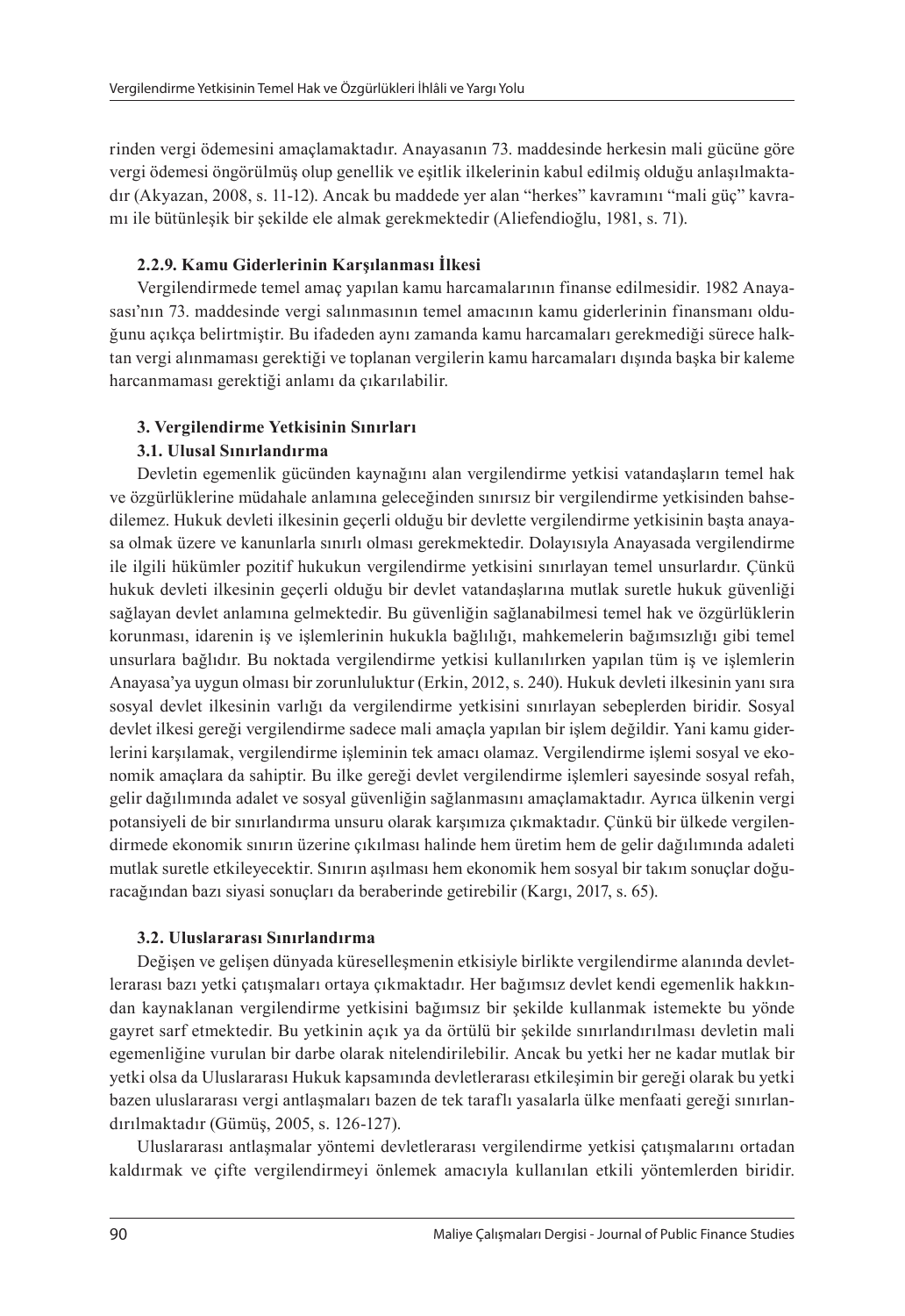rinden vergi ödemesini amaçlamaktadır. Anayasanın 73. maddesinde herkesin mali gücüne göre vergi ödemesi öngörülmüş olup genellik ve eşitlik ilkelerinin kabul edilmiş olduğu anlaşılmaktadır (Akyazan, 2008, s. 11-12). Ancak bu maddede yer alan "herkes" kavramını "mali güç" kavramı ile bütünleşik bir şekilde ele almak gerekmektedir (Aliefendioğlu, 1981, s. 71).

#### 2.2.9. Kamu Giderlerinin Karşılanması İlkesi

Vergilendirmede temel amaç yapılan kamu harcamalarının finanse edilmesidir. 1982 Anayasası'nın 73. maddesinde vergi salınmasının temel amacının kamu giderlerinin finansmanı olduğunu açıkça belirtmiştir. Bu ifadeden aynı zamanda kamu harcamaları gerekmediği sürece halktan vergi alınmaması gerektiği ve toplanan vergilerin kamu harcamaları dışında başka bir kaleme harcanmaması gerektiği anlamı da çıkarılabilir.

## 3. Vergilendirme Yetkisinin Sınırları

### 3.1. Ulusal Sınırlandırma

Devletin egemenlik gücünden kaynağını alan vergilendirme yetkisi vatandaşların temel hak ve özgürlüklerine müdahale anlamına geleceğinden sınırsız bir vergilendirme yetkisinden bahsedilemez. Hukuk devleti ilkesinin geçerli olduğu bir devlette vergilendirme yetkisinin başta anayasa olmak üzere ve kanunlarla sınırlı olması gerekmektedir. Dolayısıyla Anayasada vergilendirme ile ilgili hükümler pozitif hukukun vergilendirme yetkisini sınırlayan temel unsurlardır. Çünkü hukuk devleti ilkesinin geçerli olduğu bir devlet vatandaşlarına mutlak suretle hukuk güvenliği sağlayan devlet anlamına gelmektedir. Bu güvenliğin sağlanabilmesi temel hak ve özgürlüklerin korunması, idarenin iş ve işlemlerinin hukukla bağlılığı, mahkemelerin bağımsızlığı gibi temel unsurlara bağlıdır. Bu noktada vergilendirme yetkisi kullanılırken yapılan tüm iş ve işlemlerin Anayasa'ya uygun olması bir zorunluluktur (Erkin, 2012, s. 240). Hukuk devleti ilkesinin yanı sıra sosyal devlet ilkesinin varlığı da vergilendirme yetkisini sınırlayan sebeplerden biridir. Sosyal devlet ilkesi gereği vergilendirme sadece mali amaçla yapılan bir işlem değildir. Yani kamu giderlerini karşılamak, vergilendirme işleminin tek amacı olamaz. Vergilendirme işlemi sosyal ve ekonomik amaçlara da sahiptir. Bu ilke gereği devlet vergilendirme işlemleri sayesinde sosyal refah, gelir dağılımında adalet ve sosyal güvenliğin sağlanmasını amaçlamaktadır. Ayrıca ülkenin vergi potansiyeli de bir sınırlandırma unsuru olarak karşımıza çıkmaktadır. Çünkü bir ülkede vergilendirmede ekonomik sınırın üzerine çıkılması halinde hem üretim hem de gelir dağılımında adaleti mutlak suretle etkileyecektir. Sınırın aşılması hem ekonomik hem sosyal bir takım sonuçlar doğuracağından bazı siyasi sonuçları da beraberinde getirebilir (Kargı, 2017, s. 65).

### 3.2. Uluslararası Sınırlandırma

Değişen ve gelişen dünyada küreselleşmenin etkisiyle birlikte vergilendirme alanında devletlerarası bazı yetki çatışmaları ortaya çıkmaktadır. Her bağımsız devlet kendi egemenlik hakkından kaynaklanan vergilendirme yetkisini bağımsız bir şekilde kullanmak istemekte bu yönde gayret sarf etmektedir. Bu yetkinin açık ya da örtülü bir şekilde sınırlandırılması devletin mali egemenliğine vurulan bir darbe olarak nitelendirilebilir. Ancak bu yetki her ne kadar mutlak bir yetki olsa da Uluslararası Hukuk kapsamında devletlerarası etkileşimin bir gereği olarak bu yetki bazen uluslararası vergi antlaşmaları bazen de tek taraflı yasalarla ülke menfaati gereği sınırlandırılmaktadır (Gümüş, 2005, s. 126-127).

Uluslararası antlaşmalar yöntemi devletlerarası vergilendirme yetkisi çatışmalarını ortadan kaldırmak ve çifte vergilendirmeyi önlemek amacıyla kullanılan etkili yöntemlerden biridir.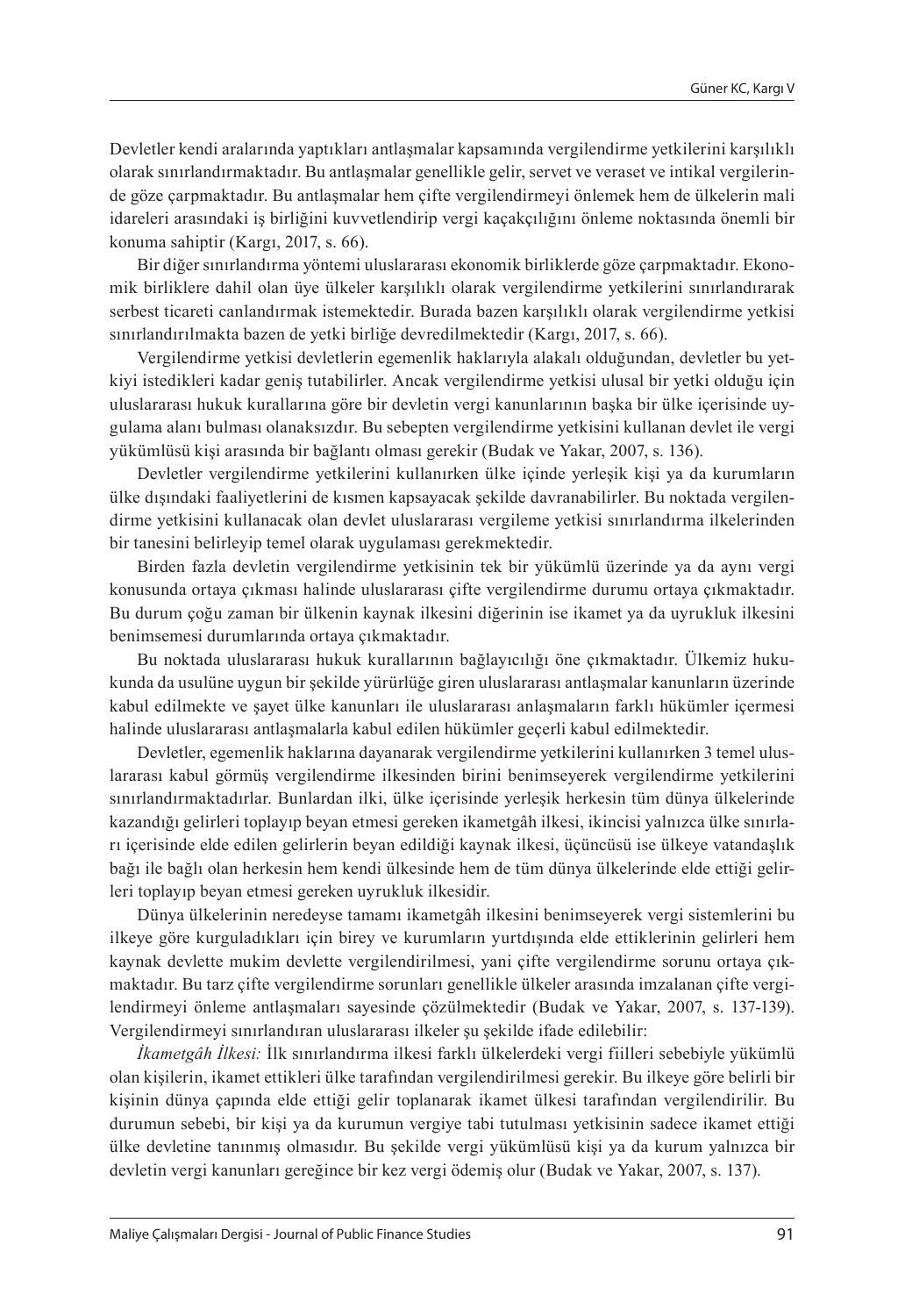Devletler kendi aralarında yaptıkları antlaşmalar kapsamında vergilendirme yetkilerini karşılıklı olarak sınırlandırmaktadır. Bu antlaşmalar genellikle gelir, servet ve veraset ve intikal vergilerinde göze çarpmaktadır. Bu antlaşmalar hem çifte vergilendirmeyi önlemek hem de ülkelerin mali idareleri arasındaki iş birliğini kuvvetlendirip vergi kaçakçılığını önleme noktasında önemli bir konuma sahiptir (Kargı, 2017, s. 66).

Bir diğer sınırlandırma yöntemi uluslararası ekonomik birliklerde göze çarpmaktadır. Ekonomik birliklere dahil olan üye ülkeler karşılıklı olarak vergilendirme yetkilerini sınırlandırarak serbest ticareti canlandırmak istemektedir. Burada bazen karşılıklı olarak vergilendirme yetkisi sınırlandırılmakta bazen de yetki birliğe devredilmektedir (Kargı, 2017, s. 66).

Vergilendirme yetkisi devletlerin egemenlik haklarıyla alakalı olduğundan, devletler bu yetkiyi istedikleri kadar geniş tutabilirler. Ancak vergilendirme yetkisi ulusal bir yetki olduğu için uluslararası hukuk kurallarına göre bir devletin vergi kanunlarının başka bir ülke içerisinde uygulama alanı bulması olanaksızdır. Bu sebepten vergilendirme yetkisini kullanan devlet ile vergi yükümlüsü kişi arasında bir bağlantı olması gerekir (Budak ve Yakar, 2007, s. 136).

Devletler vergilendirme yetkilerini kullanırken ülke içinde yerleşik kişi ya da kurumların ülke dışındaki faaliyetlerini de kısmen kapsayacak şekilde davranabilirler. Bu noktada vergilendirme yetkisini kullanacak olan devlet uluslararası vergileme yetkisi sınırlandırma ilkelerinden bir tanesini belirleyip temel olarak uygulaması gerekmektedir.

Birden fazla devletin vergilendirme yetkisinin tek bir yükümlü üzerinde ya da aynı vergi konusunda ortaya çıkması halinde uluslararası çifte vergilendirme durumu ortaya çıkmaktadır. Bu durum çoğu zaman bir ülkenin kaynak ilkesini diğerinin ise ikamet ya da uyrukluk ilkesini benimsemesi durumlarında ortaya çıkmaktadır.

Bu noktada uluslararası hukuk kurallarının bağlayıcılığı öne çıkmaktadır. Ülkemiz hukukunda da usulüne uygun bir şekilde yürürlüğe giren uluslararası antlaşmalar kanunların üzerinde kabul edilmekte ve şayet ülke kanunları ile uluslararası anlaşmaların farklı hükümler içermesi halinde uluslararası antlaşmalarla kabul edilen hükümler geçerli kabul edilmektedir.

Devletler, egemenlik haklarına dayanarak vergilendirme yetkilerini kullanırken 3 temel uluslararası kabul görmüş vergilendirme ilkesinden birini benimseyerek vergilendirme yetkilerini sınırlandırmaktadırlar. Bunlardan ilki, ülke içerisinde yerleşik herkesin tüm dünya ülkelerinde kazandığı gelirleri toplayıp beyan etmesi gereken ikametgâh ilkesi, ikincisi yalnızca ülke sınırları içerisinde elde edilen gelirlerin beyan edildiği kaynak ilkesi, üçüncüsü ise ülkeye vatandaşlık bağı ile bağlı olan herkesin hem kendi ülkesinde hem de tüm dünya ülkelerinde elde ettiği gelirleri toplayıp beyan etmesi gereken uyrukluk ilkesidir.

Dünya ülkelerinin neredeyse tamamı ikametgâh ilkesini benimseyerek vergi sistemlerini bu ilkeye göre kurguladıkları için birey ve kurumların yurtdışında elde ettiklerinin gelirleri hem kaynak devlette mukim devlette vergilendirilmesi, yani çifte vergilendirme sorunu ortaya çıkmaktadır. Bu tarz çifte vergilendirme sorunları genellikle ülkeler arasında imzalanan çifte vergilendirmeyi önleme antlaşmaları sayesinde çözülmektedir (Budak ve Yakar, 2007, s. 137-139). Vergilendirmeyi sınırlandıran uluslararası ilkeler şu şekilde ifade edilebilir:

*İkametgâh İlkesi:* İlk sınırlandırma ilkesi farklı ülkelerdeki vergi fiilleri sebebiyle yükümlü olan kişilerin, ikamet ettikleri ülke tarafından vergilendirilmesi gerekir. Bu ilkeye göre belirli bir kişinin dünya çapında elde ettiği gelir toplanarak ikamet ülkesi tarafından vergilendirilir. Bu durumun sebebi, bir kişi ya da kurumun vergiye tabi tutulması yetkisinin sadece ikamet ettiği ülke devletine tanınmış olmasıdır. Bu şekilde vergi yükümlüsü kişi ya da kurum yalnızca bir devletin vergi kanunları gereğince bir kez vergi ödemiş olur (Budak ve Yakar, 2007, s. 137).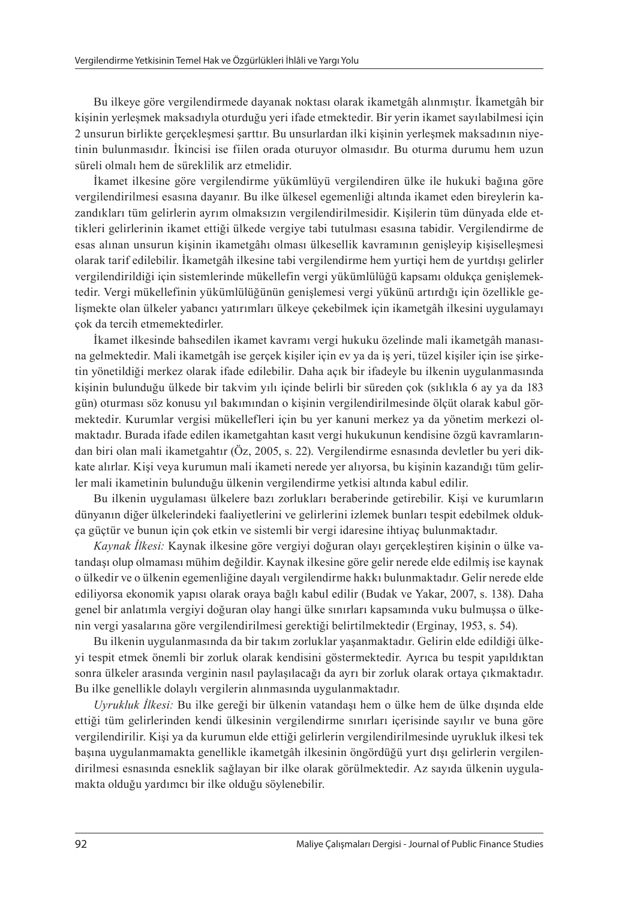Bu ilkeye göre vergilendirmede dayanak noktası olarak ikametgâh alınmıştır. İkametgâh bir kişinin yerleşmek maksadıyla oturduğu yeri ifade etmektedir. Bir yerin ikamet sayılabilmesi için 2 unsurun birlikte gerçekleşmesi şarttır. Bu unsurlardan ilki kişinin yerleşmek maksadının niyetinin bulunmasıdır. İkincisi ise fiilen orada oturuyor olmasıdır. Bu oturma durumu hem uzun süreli olmalı hem de süreklilik arz etmelidir.

İkamet ilkesine göre vergilendirme yükümlüyü vergilendiren ülke ile hukuki bağına göre vergilendirilmesi esasına dayanır. Bu ilke ülkesel egemenliği altında ikamet eden bireylerin kazandıkları tüm gelirlerin ayrım olmaksızın vergilendirilmesidir. Kişilerin tüm dünyada elde ettikleri gelirlerinin ikamet ettiği ülkede vergiye tabi tutulması esasına tabidir. Vergilendirme de esas alınan unsurun kişinin ikametgâhı olması ülkesellik kavramının genişleyip kişiselleşmesi olarak tarif edilebilir. İkametgâh ilkesine tabi vergilendirme hem yurtiçi hem de yurtdışı gelirler vergilendirildiği için sistemlerinde mükellefin vergi yükümlülüğü kapsamı oldukça genişlemektedir. Vergi mükellefinin yükümlülüğünün genişlemesi vergi yükünü artırdığı için özellikle gelişmekte olan ülkeler yabancı yatırımları ülkeye çekebilmek için ikametgâh ilkesini uygulamayı çok da tercih etmemektedirler.

İkamet ilkesinde bahsedilen ikamet kavramı vergi hukuku özelinde mali ikametgâh manasına gelmektedir. Mali ikametgâh ise gerçek kişiler için ev ya da iş yeri, tüzel kişiler için ise şirketin yönetildiği merkez olarak ifade edilebilir. Daha açık bir ifadeyle bu ilkenin uygulanmasında kişinin bulunduğu ülkede bir takvim yılı içinde belirli bir süreden çok (sıklıkla 6 ay ya da 183 gün) oturması söz konusu yıl bakımından o kişinin vergilendirilmesinde ölçüt olarak kabul görmektedir. Kurumlar vergisi mükellefleri için bu yer kanuni merkez ya da yönetim merkezi olmaktadır. Burada ifade edilen ikametgahtan kasıt vergi hukukunun kendisine özgü kavramlarından biri olan mali ikametgahtır (Öz, 2005, s. 22). Vergilendirme esnasında devletler bu yeri dikkate alırlar. Kişi veya kurumun mali ikameti nerede yer alıyorsa, bu kişinin kazandığı tüm gelirler mali ikametinin bulunduğu ülkenin vergilendirme yetkisi altında kabul edilir.

Bu ilkenin uygulaması ülkelere bazı zorlukları beraberinde getirebilir. Kişi ve kurumların dünyanın diğer ülkelerindeki faaliyetlerini ve gelirlerini izlemek bunları tespit edebilmek oldukça güçtür ve bunun için çok etkin ve sistemli bir vergi idaresine ihtiyaç bulunmaktadır.

*Kaynak İlkesi:* Kaynak ilkesine göre vergiyi doğuran olayı gerçekleştiren kişinin o ülke vatandaşı olup olmaması mühim değildir. Kaynak ilkesine göre gelir nerede elde edilmiş ise kaynak o ülkedir ve o ülkenin egemenliğine dayalı vergilendirme hakkı bulunmaktadır. Gelir nerede elde ediliyorsa ekonomik yapısı olarak oraya bağlı kabul edilir (Budak ve Yakar, 2007, s. 138). Daha genel bir anlatımla vergiyi doğuran olay hangi ülke sınırları kapsamında vuku bulmuşsa o ülkenin vergi yasalarına göre vergilendirilmesi gerektiği belirtilmektedir (Erginay, 1953, s. 54).

Bu ilkenin uygulanmasında da bir takım zorluklar yaşanmaktadır. Gelirin elde edildiği ülkeyi tespit etmek önemli bir zorluk olarak kendisini göstermektedir. Ayrıca bu tespit yapıldıktan sonra ülkeler arasında verginin nasıl paylaşılacağı da ayrı bir zorluk olarak ortaya çıkmaktadır. Bu ilke genellikle dolaylı vergilerin alınmasında uygulanmaktadır.

*Uyrukluk İlkesi:* Bu ilke gereği bir ülkenin vatandaşı hem o ülke hem de ülke dışında elde ettiği tüm gelirlerinden kendi ülkesinin vergilendirme sınırları içerisinde sayılır ve buna göre vergilendirilir. Kişi ya da kurumun elde ettiği gelirlerin vergilendirilmesinde uyrukluk ilkesi tek başına uygulanmamakta genellikle ikametgâh ilkesinin öngördüğü yurt dışı gelirlerin vergilendirilmesi esnasında esneklik sağlayan bir ilke olarak görülmektedir. Az sayıda ülkenin uygulamakta olduğu yardımcı bir ilke olduğu söylenebilir.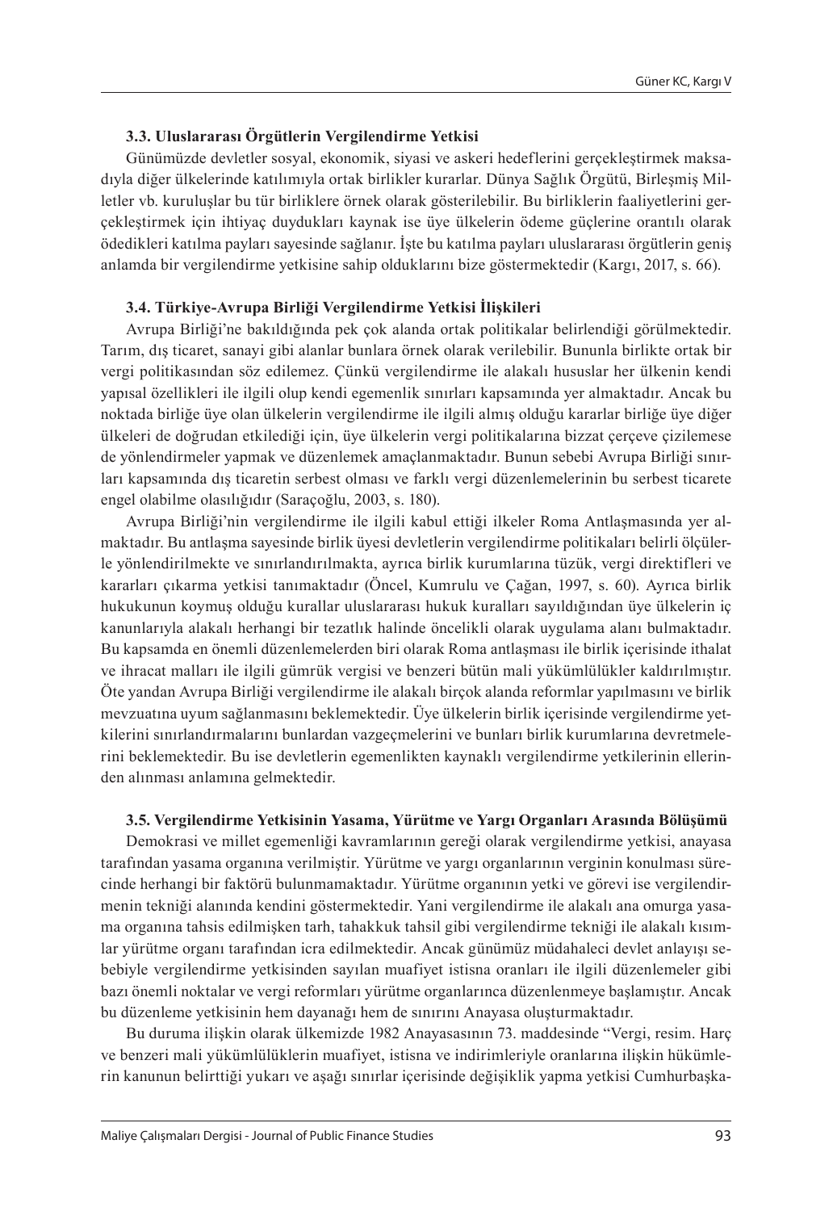### 3.3. Uluslararası Örgütlerin Vergilendirme Yetkisi

Günümüzde devletler sosyal, ekonomik, siyasi ve askeri hedeflerini gerçekleştirmek maksadıyla diğer ülkelerinde katılımıyla ortak birlikler kurarlar. Dünya Sağlık Örgütü, Birleşmiş Milletler vb. kuruluşlar bu tür birliklere örnek olarak gösterilebilir. Bu birliklerin faaliyetlerini gerçekleştirmek için ihtiyaç duydukları kaynak ise üye ülkelerin ödeme güçlerine orantılı olarak ödedikleri katılma payları sayesinde sağlanır. İşte bu katılma payları uluslararası örgütlerin geniş anlamda bir vergilendirme yetkisine sahip olduklarını bize göstermektedir (Kargı, 2017, s. 66).

### 3.4. Türkiye-Avrupa Birliği Vergilendirme Yetkisi İlişkileri

Avrupa Birliği'ne bakıldığında pek çok alanda ortak politikalar belirlendiği görülmektedir. Tarım, dış ticaret, sanayi gibi alanlar bunlara örnek olarak verilebilir. Bununla birlikte ortak bir vergi politikasından söz edilemez. Çünkü vergilendirme ile alakalı hususlar her ülkenin kendi yapısal özellikleri ile ilgili olup kendi egemenlik sınırları kapsamında yer almaktadır. Ancak bu noktada birliğe üye olan ülkelerin vergilendirme ile ilgili almış olduğu kararlar birliğe üye diğer ülkeleri de doğrudan etkilediği için, üye ülkelerin vergi politikalarına bizzat çerçeve çizilemese de yönlendirmeler yapmak ve düzenlemek amaçlanmaktadır. Bunun sebebi Avrupa Birliği sınırları kapsamında dış ticaretin serbest olması ve farklı vergi düzenlemelerinin bu serbest ticarete engel olabilme olasılığıdır (Saraçoğlu, 2003, s. 180).

Avrupa Birliği'nin vergilendirme ile ilgili kabul ettiği ilkeler Roma Antlaşmasında yer almaktadır. Bu antlaşma sayesinde birlik üyesi devletlerin vergilendirme politikaları belirli ölçülerle yönlendirilmekte ve sınırlandırılmakta, ayrıca birlik kurumlarına tüzük, vergi direktifleri ve kararları çıkarma yetkisi tanımaktadır (Öncel, Kumrulu ve Çağan, 1997, s. 60). Ayrıca birlik hukukunun koymuş olduğu kurallar uluslararası hukuk kuralları sayıldığından üye ülkelerin iç kanunlarıyla alakalı herhangi bir tezatlık halinde öncelikli olarak uygulama alanı bulmaktadır. Bu kapsamda en önemli düzenlemelerden biri olarak Roma antlaşması ile birlik içerisinde ithalat ve ihracat malları ile ilgili gümrük vergisi ve benzeri bütün mali yükümlülükler kaldırılmıştır. Öte yandan Avrupa Birliği vergilendirme ile alakalı birçok alanda reformlar yapılmasını ve birlik mevzuatına uyum sağlanmasını beklemektedir. Üye ülkelerin birlik içerisinde vergilendirme yetkilerini sınırlandırmalarını bunlardan vazgeçmelerini ve bunları birlik kurumlarına devretmelerini beklemektedir. Bu ise devletlerin egemenlikten kaynaklı vergilendirme yetkilerinin ellerinden alınması anlamına gelmektedir.

### 3.5. Vergilendirme Yetkisinin Yasama, Yürütme ve Yargı Organları Arasında Bölüşümü

Demokrasi ve millet egemenliği kavramlarının gereği olarak vergilendirme yetkisi, anayasa tarafından yasama organına verilmiştir. Yürütme ve yargı organlarının verginin konulması sürecinde herhangi bir faktörü bulunmamaktadır. Yürütme organının yetki ve görevi ise vergilendirmenin tekniği alanında kendini göstermektedir. Yani vergilendirme ile alakalı ana omurga yasama organına tahsis edilmişken tarh, tahakkuk tahsil gibi vergilendirme tekniği ile alakalı kısımlar yürütme organı tarafından icra edilmektedir. Ancak günümüz müdahaleci devlet anlayışı sebebiyle vergilendirme yetkisinden sayılan muafiyet istisna oranları ile ilgili düzenlemeler gibi bazı önemli noktalar ve vergi reformları yürütme organlarınca düzenlenmeye başlamıştır. Ancak bu düzenleme yetkisinin hem dayanağı hem de sınırını Anayasa oluşturmaktadır.

Bu duruma ilişkin olarak ülkemizde 1982 Anayasasının 73. maddesinde "Vergi, resim. Harç ve benzeri mali yükümlülüklerin muafiyet, istisna ve indirimleriyle oranlarına ilişkin hükümlerin kanunun belirttiği yukarı ve aşağı sınırlar içerisinde değişiklik yapma yetkisi Cumhurbaşka-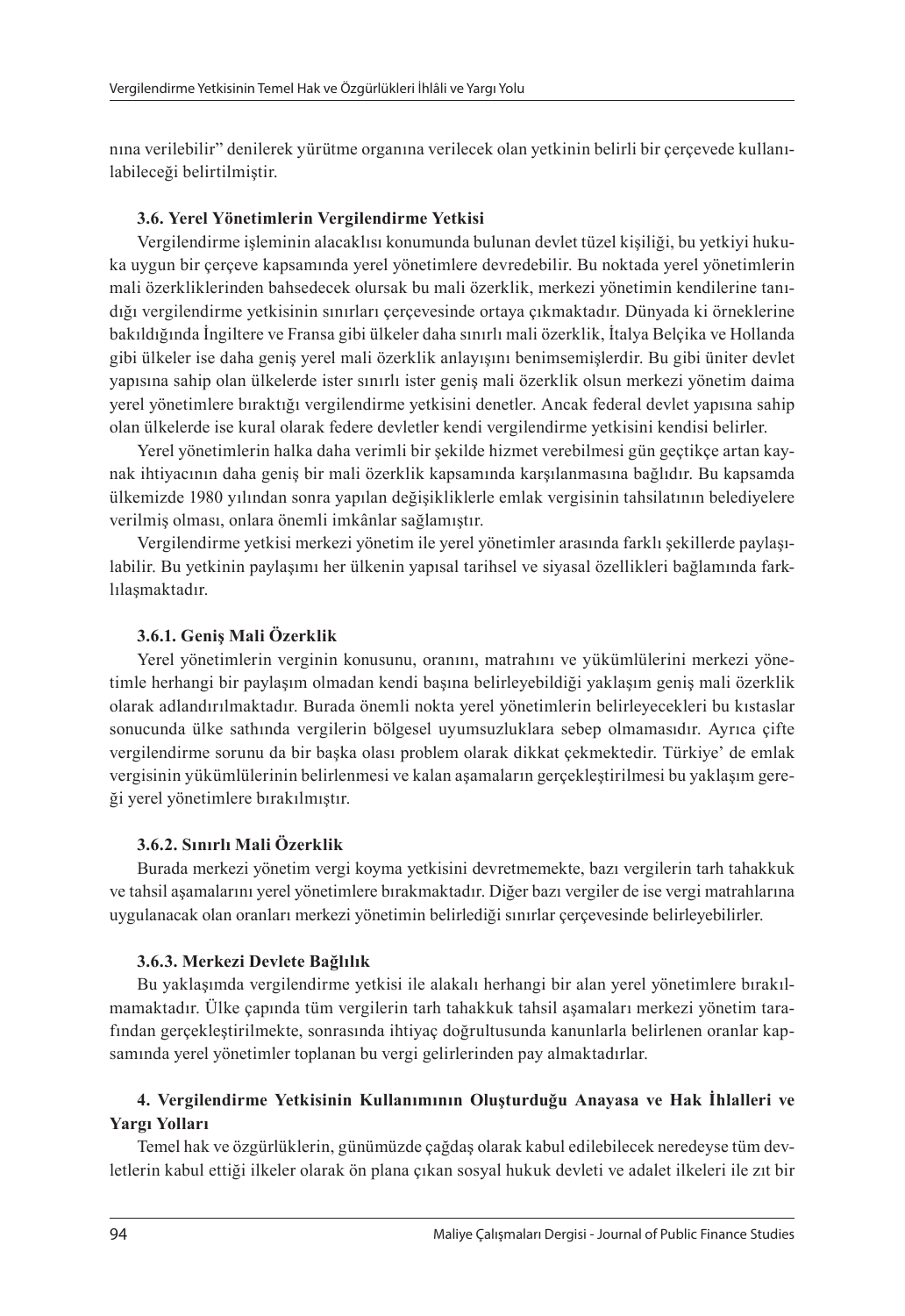nına verilebilir" denilerek yürütme organına verilecek olan yetkinin belirli bir çerçevede kullanılabileceği belirtilmiştir.

### 3.6. Yerel Yönetimlerin Vergilendirme Yetkisi

Vergilendirme işleminin alacaklısı konumunda bulunan devlet tüzel kişiliği, bu yetkiyi hukuka uygun bir çerçeve kapsamında yerel yönetimlere devredebilir. Bu noktada yerel yönetimlerin mali özerkliklerinden bahsedecek olursak bu mali özerklik, merkezi yönetimin kendilerine tanıdığı vergilendirme yetkisinin sınırları çerçevesinde ortaya çıkmaktadır. Dünyada ki örneklerine bakıldığında İngiltere ve Fransa gibi ülkeler daha sınırlı mali özerklik, İtalya Belçika ve Hollanda gibi ülkeler ise daha geniş yerel mali özerklik anlayışını benimsemişlerdir. Bu gibi üniter devlet yapısına sahip olan ülkelerde ister sınırlı ister geniş mali özerklik olsun merkezi yönetim daima yerel yönetimlere bıraktığı vergilendirme yetkisini denetler. Ancak federal devlet yapısına sahip olan ülkelerde ise kural olarak federe devletler kendi vergilendirme yetkisini kendisi belirler.

Yerel yönetimlerin halka daha verimli bir şekilde hizmet verebilmesi gün geçtikçe artan kaynak ihtiyacının daha geniş bir mali özerklik kapsamında karşılanmasına bağlıdır. Bu kapsamda ülkemizde 1980 yılından sonra yapılan değişikliklerle emlak vergisinin tahsilatının belediyelere verilmiş olması, onlara önemli imkânlar sağlamıştır.

Vergilendirme yetkisi merkezi yönetim ile yerel yönetimler arasında farklı şekillerde paylaşılabilir. Bu yetkinin paylaşımı her ülkenin yapısal tarihsel ve siyasal özellikleri bağlamında farklılaşmaktadır.

#### 3.6.1. Geniş Mali Özerklik

Yerel yönetimlerin verginin konusunu, oranını, matrahını ve yükümlülerini merkezi yönetimle herhangi bir paylaşım olmadan kendi başına belirleyebildiği yaklaşım geniş mali özerklik olarak adlandırılmaktadır. Burada önemli nokta yerel yönetimlerin belirleyecekleri bu kıstaslar sonucunda ülke sathında vergilerin bölgesel uyumsuzluklara sebep olmamasıdır. Ayrıca çifte vergilendirme sorunu da bir başka olası problem olarak dikkat çekmektedir. Türkiye' de emlak vergisinin yükümlülerinin belirlenmesi ve kalan aşamaların gerçekleştirilmesi bu yaklaşım gereği yerel yönetimlere bırakılmıştır.

#### 3.6.2. Sınırlı Mali Özerklik

Burada merkezi yönetim vergi koyma yetkisini devretmemekte, bazı vergilerin tarh tahakkuk ve tahsil aşamalarını yerel yönetimlere bırakmaktadır. Diğer bazı vergiler de ise vergi matrahlarına uygulanacak olan oranları merkezi yönetimin belirlediği sınırlar çerçevesinde belirleyebilirler.

#### 3.6.3. Merkezi Devlete Bağlılık

Bu yaklaşımda vergilendirme yetkisi ile alakalı herhangi bir alan yerel yönetimlere bırakılmamaktadır. Ülke çapında tüm vergilerin tarh tahakkuk tahsil aşamaları merkezi yönetim tarafından gerçekleştirilmekte, sonrasında ihtiyaç doğrultusunda kanunlarla belirlenen oranlar kapsamında yerel yönetimler toplanan bu vergi gelirlerinden pay almaktadırlar.

## 4. Vergilendirme Yetkisinin Kullanımının Oluşturduğu Anayasa ve Hak İhlalleri ve Yargı Yolları

Temel hak ve özgürlüklerin, günümüzde çağdaş olarak kabul edilebilecek neredeyse tüm devletlerin kabul ettiği ilkeler olarak ön plana çıkan sosyal hukuk devleti ve adalet ilkeleri ile zıt bir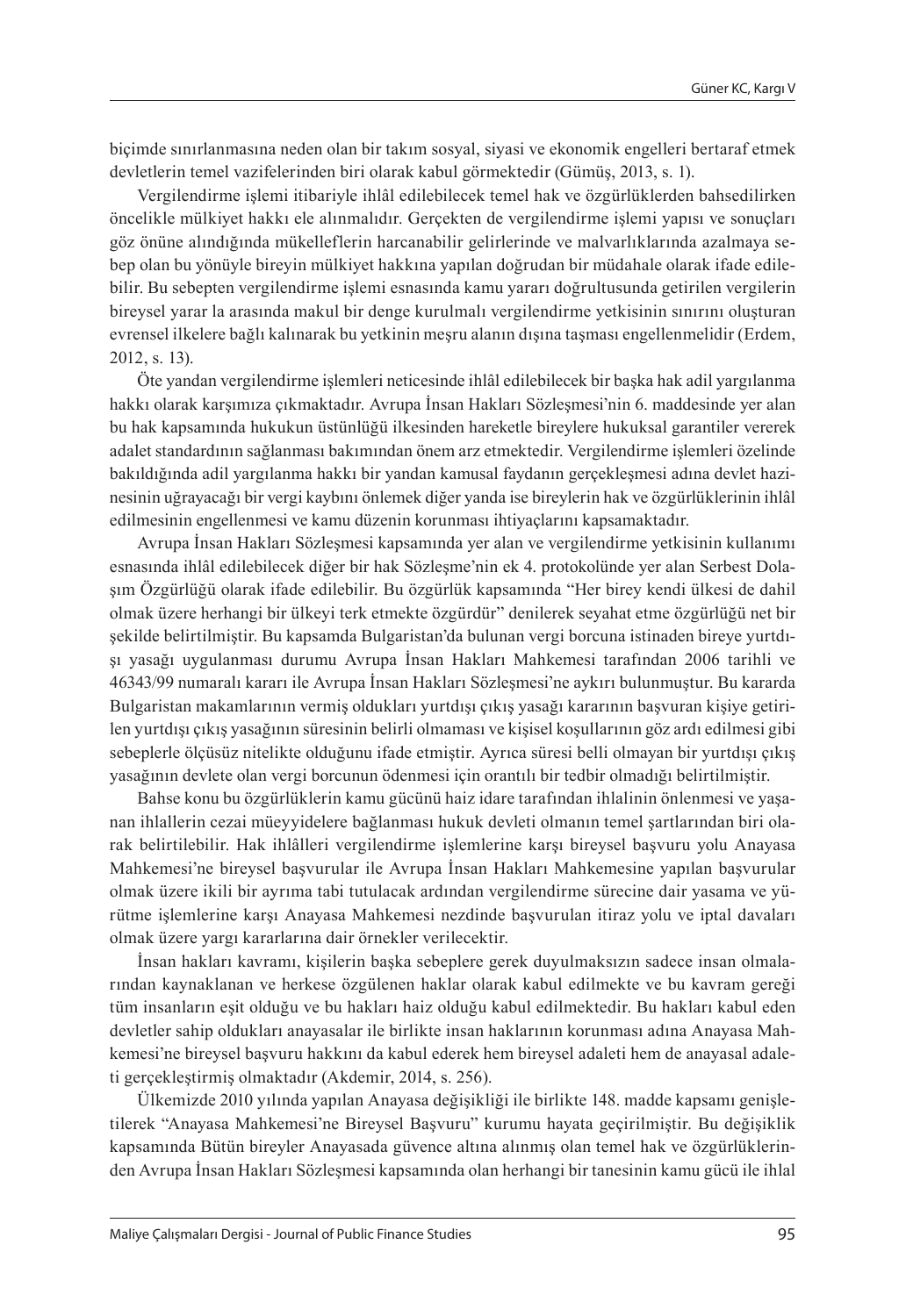biçimde sınırlanmasına neden olan bir takım sosyal, siyasi ve ekonomik engelleri bertaraf etmek devletlerin temel vazifelerinden biri olarak kabul görmektedir (Gümüş, 2013, s. 1).

Vergilendirme işlemi itibariyle ihlâl edilebilecek temel hak ve özgürlüklerden bahsedilirken öncelikle mülkiyet hakkı ele alınmalıdır. Gerçekten de vergilendirme işlemi yapısı ve sonuçları göz önüne alındığında mükelleflerin harcanabilir gelirlerinde ve malvarlıklarında azalmaya sebep olan bu yönüyle bireyin mülkiyet hakkına yapılan doğrudan bir müdahale olarak ifade edilebilir. Bu sebepten vergilendirme işlemi esnasında kamu yararı doğrultusunda getirilen vergilerin bireysel yarar la arasında makul bir denge kurulmalı vergilendirme yetkisinin sınırını oluşturan evrensel ilkelere bağlı kalınarak bu yetkinin meşru alanın dışına taşması engellenmelidir (Erdem, 2012, s. 13).

Öte yandan vergilendirme işlemleri neticesinde ihlâl edilebilecek bir başka hak adil yargılanma hakkı olarak karşımıza çıkmaktadır. Avrupa İnsan Hakları Sözleşmesi'nin 6. maddesinde yer alan bu hak kapsamında hukukun üstünlüğü ilkesinden hareketle bireylere hukuksal garantiler vererek adalet standardının sağlanması bakımından önem arz etmektedir. Vergilendirme işlemleri özelinde bakıldığında adil yargılanma hakkı bir yandan kamusal faydanın gerçekleşmesi adına devlet hazinesinin uğrayacağı bir vergi kaybını önlemek diğer yanda ise bireylerin hak ve özgürlüklerinin ihlâl edilmesinin engellenmesi ve kamu düzenin korunması ihtiyaçlarını kapsamaktadır.

Avrupa İnsan Hakları Sözleşmesi kapsamında yer alan ve vergilendirme yetkisinin kullanımı esnasında ihlâl edilebilecek diğer bir hak Sözleşme'nin ek 4. protokolünde yer alan Serbest Dolaşım Özgürlüğü olarak ifade edilebilir. Bu özgürlük kapsamında "Her birey kendi ülkesi de dahil olmak üzere herhangi bir ülkeyi terk etmekte özgürdür" denilerek seyahat etme özgürlüğü net bir şekilde belirtilmiştir. Bu kapsamda Bulgaristan'da bulunan vergi borcuna istinaden bireye yurtdışı yasağı uygulanması durumu Avrupa İnsan Hakları Mahkemesi tarafından 2006 tarihli ve 46343/99 numaralı kararı ile Avrupa İnsan Hakları Sözleşmesi'ne aykırı bulunmuştur. Bu kararda Bulgaristan makamlarının vermiş oldukları yurtdışı çıkış yasağı kararının başvuran kişiye getirilen yurtdışı çıkış yasağının süresinin belirli olmaması ve kişisel koşullarının göz ardı edilmesi gibi sebeplerle ölçüsüz nitelikte olduğunu ifade etmiştir. Ayrıca süresi belli olmayan bir yurtdışı çıkış yasağının devlete olan vergi borcunun ödenmesi için orantılı bir tedbir olmadığı belirtilmiştir.

Bahse konu bu özgürlüklerin kamu gücünü haiz idare tarafından ihlalinin önlenmesi ve yaşanan ihlallerin cezai müeyyidelere bağlanması hukuk devleti olmanın temel şartlarından biri olarak belirtilebilir. Hak ihlâlleri vergilendirme işlemlerine karşı bireysel başvuru yolu Anayasa Mahkemesi'ne bireysel başvurular ile Avrupa İnsan Hakları Mahkemesine yapılan başvurular olmak üzere ikili bir ayrıma tabi tutulacak ardından vergilendirme sürecine dair yasama ve yürütme işlemlerine karşı Anayasa Mahkemesi nezdinde başvurulan itiraz yolu ve iptal davaları olmak üzere yargı kararlarına dair örnekler verilecektir.

İnsan hakları kavramı, kişilerin başka sebeplere gerek duyulmaksızın sadece insan olmalarından kaynaklanan ve herkese özgülenen haklar olarak kabul edilmekte ve bu kavram gereği tüm insanların eşit olduğu ve bu hakları haiz olduğu kabul edilmektedir. Bu hakları kabul eden devletler sahip oldukları anayasalar ile birlikte insan haklarının korunması adına Anayasa Mahkemesi'ne bireysel başvuru hakkını da kabul ederek hem bireysel adaleti hem de anayasal adaleti gerçekleştirmiş olmaktadır (Akdemir, 2014, s. 256).

Ülkemizde 2010 yılında yapılan Anayasa değişikliği ile birlikte 148. madde kapsamı genişletilerek "Anayasa Mahkemesi'ne Bireysel Başvuru" kurumu hayata geçirilmiştir. Bu değişiklik kapsamında Bütün bireyler Anayasada güvence altına alınmış olan temel hak ve özgürlüklerinden Avrupa İnsan Hakları Sözleşmesi kapsamında olan herhangi bir tanesinin kamu gücü ile ihlal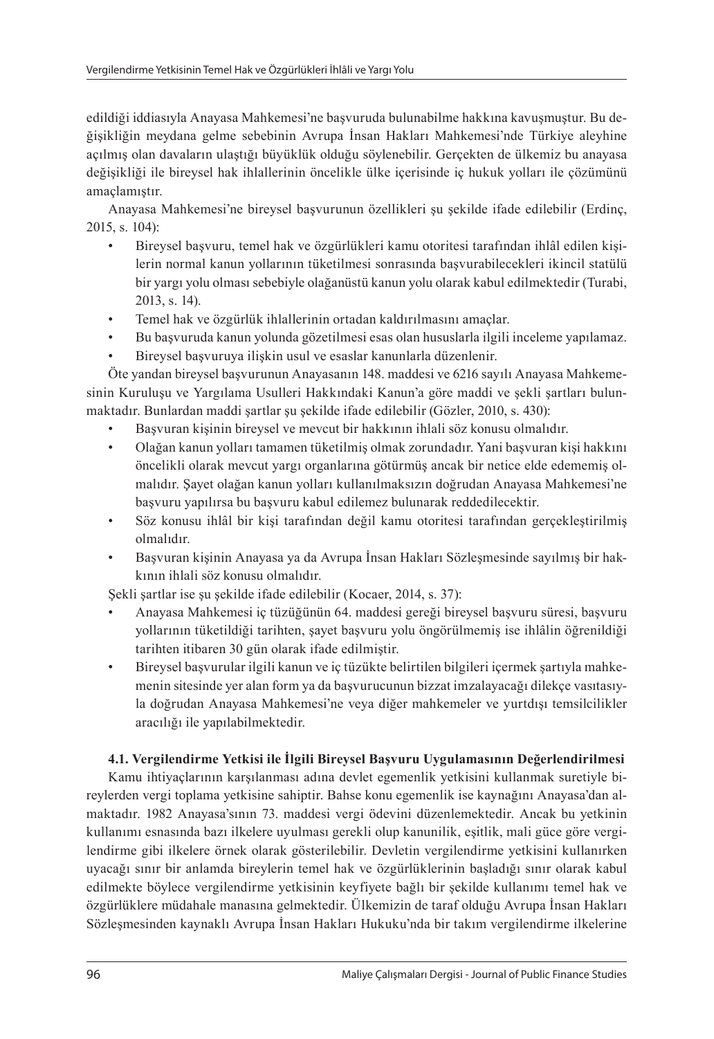edildiği iddiasıyla Anayasa Mahkemesi'ne başvuruda bulunabilme hakkına kavuşmuştur. Bu değişikliğin meydana gelme sebebinin Avrupa İnsan Hakları Mahkemesi'nde Türkiye aleyhine açılmış olan davaların ulaştığı büyüklük olduğu söylenebilir. Gerçekten de ülkemiz bu anayasa değişikliği ile bireysel hak ihlallerinin öncelikle ülke içerisinde iç hukuk yolları ile çözümünü amaçlamıştır.

Anayasa Mahkemesi'ne bireysel başvurunun özellikleri şu şekilde ifade edilebilir (Erdinç, 2015, s. 104):

- Bireysel başvuru, temel hak ve özgürlükleri kamu otoritesi tarafından ihlâl edilen kişilerin normal kanun yollarının tüketilmesi sonrasında başvurabilecekleri ikincil statülü bir yargı yolu olması sebebiyle olağanüstü kanun yolu olarak kabul edilmektedir (Turabi, 2013, s. 14).
- Temel hak ve özgürlük ihlallerinin ortadan kaldırılmasını amaçlar.
- Bu başvuruda kanun yolunda gözetilmesi esas olan hususlarla ilgili inceleme yapılamaz.
- Bireysel başvuruya ilişkin usul ve esaslar kanunlarla düzenlenir.

Öte yandan bireysel başvurunun Anayasanın 148. maddesi ve 6216 sayılı Anayasa Mahkemesinin Kuruluşu ve Yargılama Usulleri Hakkındaki Kanun'a göre maddi ve şekli şartları bulunmaktadır. Bunlardan maddi şartlar şu şekilde ifade edilebilir (Gözler, 2010, s. 430):

- Başvuran kişinin bireysel ve mevcut bir hakkının ihlali söz konusu olmalıdır.
- Olağan kanun yolları tamamen tüketilmiş olmak zorundadır. Yani başvuran kişi hakkını öncelikli olarak mevcut yargı organlarına götürmüş ancak bir netice elde edememiş olmalıdır. Şayet olağan kanun yolları kullanılmaksızın doğrudan Anayasa Mahkemesi'ne başvuru yapılırsa bu başvuru kabul edilemez bulunarak reddedilecektir.
- Söz konusu ihlâl bir kişi tarafından değil kamu otoritesi tarafından gerçekleştirilmiş olmalıdır.
- Başvuran kişinin Anayasa ya da Avrupa İnsan Hakları Sözleşmesinde sayılmış bir hakkının ihlali söz konusu olmalıdır.

Şekli şartlar ise şu şekilde ifade edilebilir (Kocaer, 2014, s. 37):

- Anayasa Mahkemesi iç tüzüğünün 64. maddesi gereği bireysel başvuru süresi, başvuru yollarının tüketildiği tarihten, şayet başvuru yolu öngörülmemiş ise ihlâlin öğrenildiği tarihten itibaren 30 gün olarak ifade edilmiştir.
- Bireysel başvurular ilgili kanun ve iç tüzükte belirtilen bilgileri içermek şartıyla mahkemenin sitesinde yer alan form ya da başvurucunun bizzat imzalayacağı dilekçe vasıtasıyla doğrudan Anayasa Mahkemesi'ne veya diğer mahkemeler ve yurtdışı temsilcilikler aracılığı ile yapılabilmektedir.

### 4.1. Vergilendirme Yetkisi ile İlgili Bireysel Başvuru Uygulamasının Değerlendirilmesi

Kamu ihtiyaçlarının karşılanması adına devlet egemenlik yetkisini kullanmak suretiyle bireylerden vergi toplama yetkisine sahiptir. Bahse konu egemenlik ise kaynağını Anayasa'dan almaktadır. 1982 Anayasa'sının 73. maddesi vergi ödevini düzenlemektedir. Ancak bu yetkinin kullanımı esnasında bazı ilkelere uyulması gerekli olup kanunilik, eşitlik, mali güce göre vergilendirme gibi ilkelere örnek olarak gösterilebilir. Devletin vergilendirme yetkisini kullanırken uyacağı sınır bir anlamda bireylerin temel hak ve özgürlüklerinin başladığı sınır olarak kabul edilmekte böylece vergilendirme yetkisinin keyfiyete bağlı bir şekilde kullanımı temel hak ve özgürlüklere müdahale manasına gelmektedir. Ülkemizin de taraf olduğu Avrupa İnsan Hakları Sözleşmesinden kaynaklı Avrupa İnsan Hakları Hukuku'nda bir takım vergilendirme ilkelerine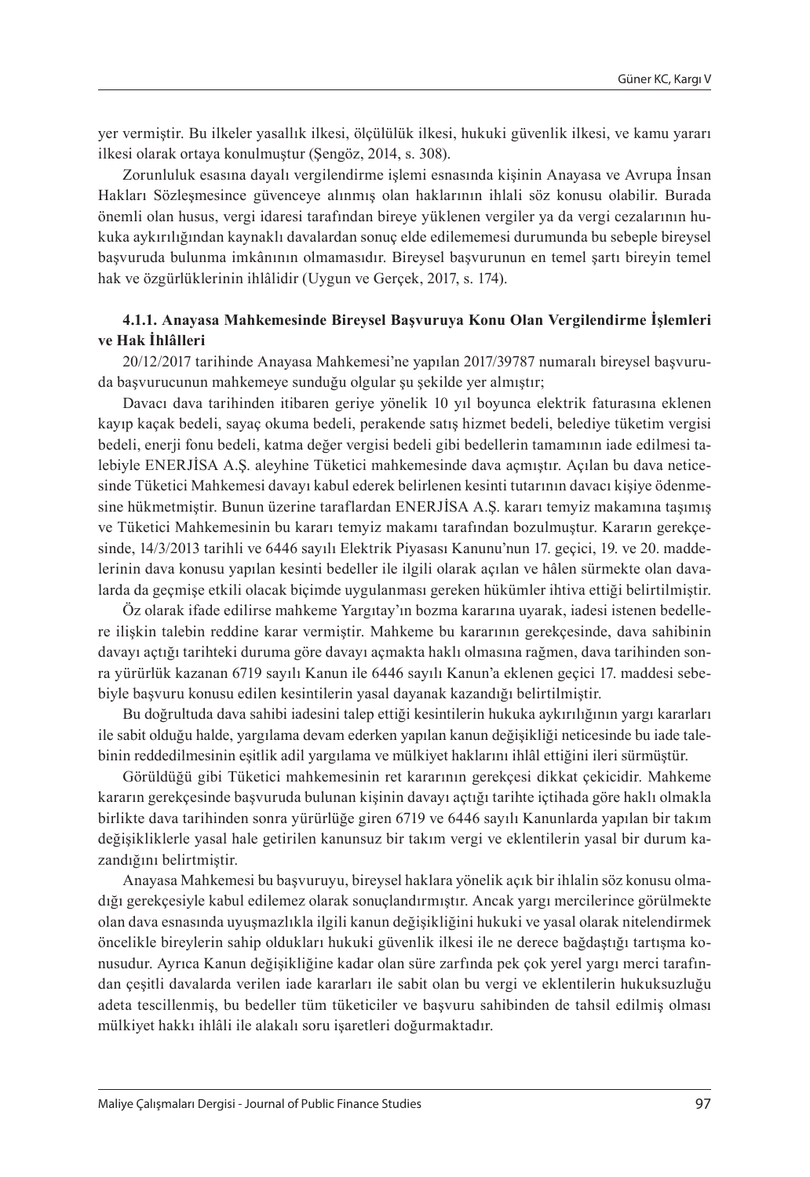yer vermiştir. Bu ilkeler yasallık ilkesi, ölçülülük ilkesi, hukuki güvenlik ilkesi, ve kamu yararı ilkesi olarak ortaya konulmuştur (Şengöz, 2014, s. 308).

Zorunluluk esasına dayalı vergilendirme işlemi esnasında kişinin Anayasa ve Avrupa İnsan Hakları Sözleşmesince güvenceye alınmış olan haklarının ihlali söz konusu olabilir. Burada önemli olan husus, vergi idaresi tarafından bireye yüklenen vergiler ya da vergi cezalarının hukuka aykırılığından kaynaklı davalardan sonuç elde edilememesi durumunda bu sebeple bireysel başvuruda bulunma imkânının olmamasıdır. Bireysel başvurunun en temel şartı bireyin temel hak ve özgürlüklerinin ihlâlidir (Uygun ve Gerçek, 2017, s. 174).

#### 4.1.1. Anayasa Mahkemesinde Bireysel Başvuruya Konu Olan Vergilendirme İşlemleri ve Hak İhlâlleri

20/12/2017 tarihinde Anayasa Mahkemesi'ne yapılan 2017/39787 numaralı bireysel başvuruda başvurucunun mahkemeye sunduğu olgular şu şekilde yer almıştır;

Davacı dava tarihinden itibaren geriye yönelik 10 yıl boyunca elektrik faturasına eklenen kayıp kaçak bedeli, sayaç okuma bedeli, perakende satış hizmet bedeli, belediye tüketim vergisi bedeli, enerji fonu bedeli, katma değer vergisi bedeli gibi bedellerin tamamının iade edilmesi talebiyle ENERJİSA A.Ş. aleyhine Tüketici mahkemesinde dava açmıştır. Açılan bu dava neticesinde Tüketici Mahkemesi davayı kabul ederek belirlenen kesinti tutarının davacı kişiye ödenmesine hükmetmiştir. Bunun üzerine taraflardan ENERJİSA A.Ş. kararı temyiz makamına taşımış ve Tüketici Mahkemesinin bu kararı temyiz makamı tarafından bozulmuştur. Kararın gerekçesinde, 14/3/2013 tarihli ve 6446 sayılı Elektrik Piyasası Kanunu'nun 17. geçici, 19. ve 20. maddelerinin dava konusu yapılan kesinti bedeller ile ilgili olarak açılan ve hâlen sürmekte olan davalarda da geçmişe etkili olacak biçimde uygulanması gereken hükümler ihtiva ettiği belirtilmiştir.

Öz olarak ifade edilirse mahkeme Yargıtay'ın bozma kararına uyarak, iadesi istenen bedellere ilişkin talebin reddine karar vermiştir. Mahkeme bu kararının gerekçesinde, dava sahibinin davayı açtığı tarihteki duruma göre davayı açmakta haklı olmasına rağmen, dava tarihinden sonra yürürlük kazanan 6719 sayılı Kanun ile 6446 sayılı Kanun'a eklenen geçici 17. maddesi sebebiyle başvuru konusu edilen kesintilerin yasal dayanak kazandığı belirtilmiştir.

Bu doğrultuda dava sahibi iadesini talep ettiği kesintilerin hukuka aykırılığının yargı kararları ile sabit olduğu halde, yargılama devam ederken yapılan kanun değişikliği neticesinde bu iade talebinin reddedilmesinin eşitlik adil yargılama ve mülkiyet haklarını ihlâl ettiğini ileri sürmüştür.

Görüldüğü gibi Tüketici mahkemesinin ret kararının gerekçesi dikkat çekicidir. Mahkeme kararın gerekçesinde başvuruda bulunan kişinin davayı açtığı tarihte içtihada göre haklı olmakla birlikte dava tarihinden sonra yürürlüğe giren 6719 ve 6446 sayılı Kanunlarda yapılan bir takım değişikliklerle yasal hale getirilen kanunsuz bir takım vergi ve eklentilerin yasal bir durum kazandığını belirtmiştir.

Anayasa Mahkemesi bu başvuruyu, bireysel haklara yönelik açık bir ihlalin söz konusu olmadığı gerekçesiyle kabul edilemez olarak sonuçlandırmıştır. Ancak yargı mercilerince görülmekte olan dava esnasında uyuşmazlıkla ilgili kanun değişikliğini hukuki ve yasal olarak nitelendirmek öncelikle bireylerin sahip oldukları hukuki güvenlik ilkesi ile ne derece bağdaştığı tartışma konusudur. Ayrıca Kanun değişikliğine kadar olan süre zarfında pek çok yerel yargı merci tarafından çeşitli davalarda verilen iade kararları ile sabit olan bu vergi ve eklentilerin hukuksuzluğu adeta tescillenmiş, bu bedeller tüm tüketiciler ve başvuru sahibinden de tahsil edilmiş olması mülkiyet hakkı ihlâli ile alakalı soru işaretleri doğurmaktadır.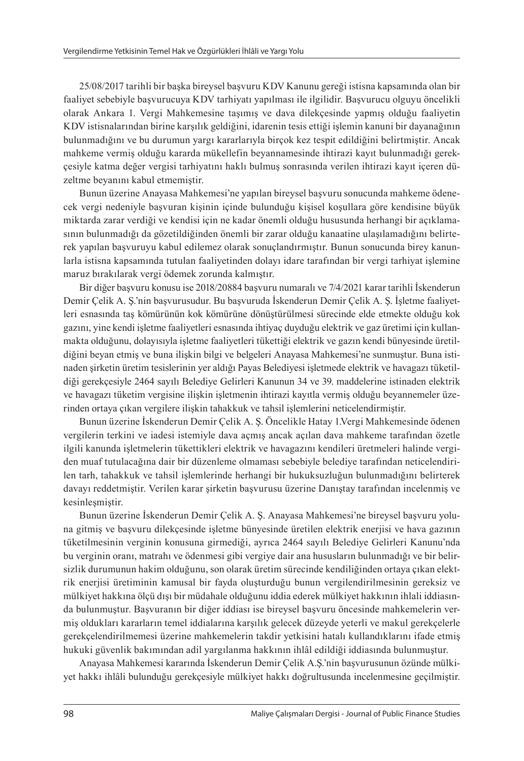25/08/2017 tarihli bir başka bireysel başvuru KDV Kanunu gereği istisna kapsamında olan bir faaliyet sebebiyle başvurucuya KDV tarhiyatı yapılması ile ilgilidir. Başvurucu olguyu öncelikli olarak Ankara 1. Vergi Mahkemesine taşımış ve dava dilekçesinde yapmış olduğu faaliyetin KDV istisnalarından birine karşılık geldiğini, idarenin tesis ettiği işlemin kanuni bir dayanağının bulunmadığını ve bu durumun yargı kararlarıyla birçok kez tespit edildiğini belirtmiştir. Ancak mahkeme vermiş olduğu kararda mükellefin beyannamesinde ihtirazi kayıt bulunmadığı gerekçesiyle katma değer vergisi tarhiyatını haklı bulmuş sonrasında verilen ihtirazi kayıt içeren düzeltme beyanını kabul etmemiştir.

Bunun üzerine Anayasa Mahkemesi'ne yapılan bireysel başvuru sonucunda mahkeme ödenecek vergi nedeniyle başvuran kişinin içinde bulunduğu kişisel koşullara göre kendisine büyük miktarda zarar verdiği ve kendisi için ne kadar önemli olduğu hususunda herhangi bir açıklamasının bulunmadığı da gözetildiğinden önemli bir zarar olduğu kanaatine ulaşılamadığını belirterek yapılan başvuruyu kabul edilemez olarak sonuçlandırmıştır. Bunun sonucunda birey kanunlarla istisna kapsamında tutulan faaliyetinden dolayı idare tarafından bir vergi tarhiyat işlemine maruz bırakılarak vergi ödemek zorunda kalmıştır.

Bir diğer başvuru konusu ise 2018/20884 başvuru numaralı ve 7/4/2021 karar tarihli İskenderun Demir Çelik A. Ş.'nin başvurusudur. Bu başvuruda İskenderun Demir Çelik A. Ş. İşletme faaliyetleri esnasında taş kömürünün kok kömürüne dönüştürülmesi sürecinde elde etmekte olduğu kok gazını, yine kendi işletme faaliyetleri esnasında ihtiyaç duyduğu elektrik ve gaz üretimi için kullanmakta olduğunu, dolayısıyla işletme faaliyetleri tükettiği elektrik ve gazın kendi bünyesinde üretildiğini beyan etmiş ve buna ilişkin bilgi ve belgeleri Anayasa Mahkemesi'ne sunmuştur. Buna istinaden şirketin üretim tesislerinin yer aldığı Payas Belediyesi işletmede elektrik ve havagazı tüketildiği gerekçesiyle 2464 sayılı Belediye Gelirleri Kanunun 34 ve 39. maddelerine istinaden elektrik ve havagazı tüketim vergisine ilişkin işletmenin ihtirazi kayıtla vermiş olduğu beyannemeler üzerinden ortaya çıkan vergilere ilişkin tahakkuk ve tahsil işlemlerini neticelendirmiştir.

Bunun üzerine İskenderun Demir Çelik A. Ş. Öncelikle Hatay 1.Vergi Mahkemesinde ödenen vergilerin terkini ve iadesi istemiyle dava açmış ancak açılan dava mahkeme tarafından özetle ilgili kanunda işletmelerin tükettikleri elektrik ve havagazını kendileri üretmeleri halinde vergiden muaf tutulacağına dair bir düzenleme olmaması sebebiyle belediye tarafından neticelendirilen tarh, tahakkuk ve tahsil işlemlerinde herhangi bir hukuksuzluğun bulunmadığını belirterek davayı reddetmiştir. Verilen karar şirketin başvurusu üzerine Danıştay tarafından incelenmiş ve kesinleşmiştir.

Bunun üzerine İskenderun Demir Çelik A. Ş. Anayasa Mahkemesi'ne bireysel başvuru yoluna gitmiş ve başvuru dilekçesinde işletme bünyesinde üretilen elektrik enerjisi ve hava gazının tüketilmesinin verginin konusuna girmediği, ayrıca 2464 sayılı Belediye Gelirleri Kanunu'nda bu verginin oranı, matrahı ve ödenmesi gibi vergiye dair ana hususların bulunmadığı ve bir belirsizlik durumunun hakim olduğunu, son olarak üretim sürecinde kendiliğinden ortaya çıkan elektrik enerjisi üretiminin kamusal bir fayda oluşturduğu bunun vergilendirilmesinin gereksiz ve mülkiyet hakkına ölçü dışı bir müdahale olduğunu iddia ederek mülkiyet hakkının ihlali iddiasında bulunmuştur. Başvuranın bir diğer iddiası ise bireysel başvuru öncesinde mahkemelerin vermiş oldukları kararların temel iddialarına karşılık gelecek düzeyde yeterli ve makul gerekçelerle gerekçelendirilmemesi üzerine mahkemelerin takdir yetkisini hatalı kullandıklarını ifade etmiş hukuki güvenlik bakımından adil yargılanma hakkının ihlâl edildiği iddiasında bulunmuştur.

Anayasa Mahkemesi kararında İskenderun Demir Çelik A.Ş.'nin başvurusunun özünde mülkiyet hakkı ihlâli bulunduğu gerekçesiyle mülkiyet hakkı doğrultusunda incelenmesine geçilmiştir.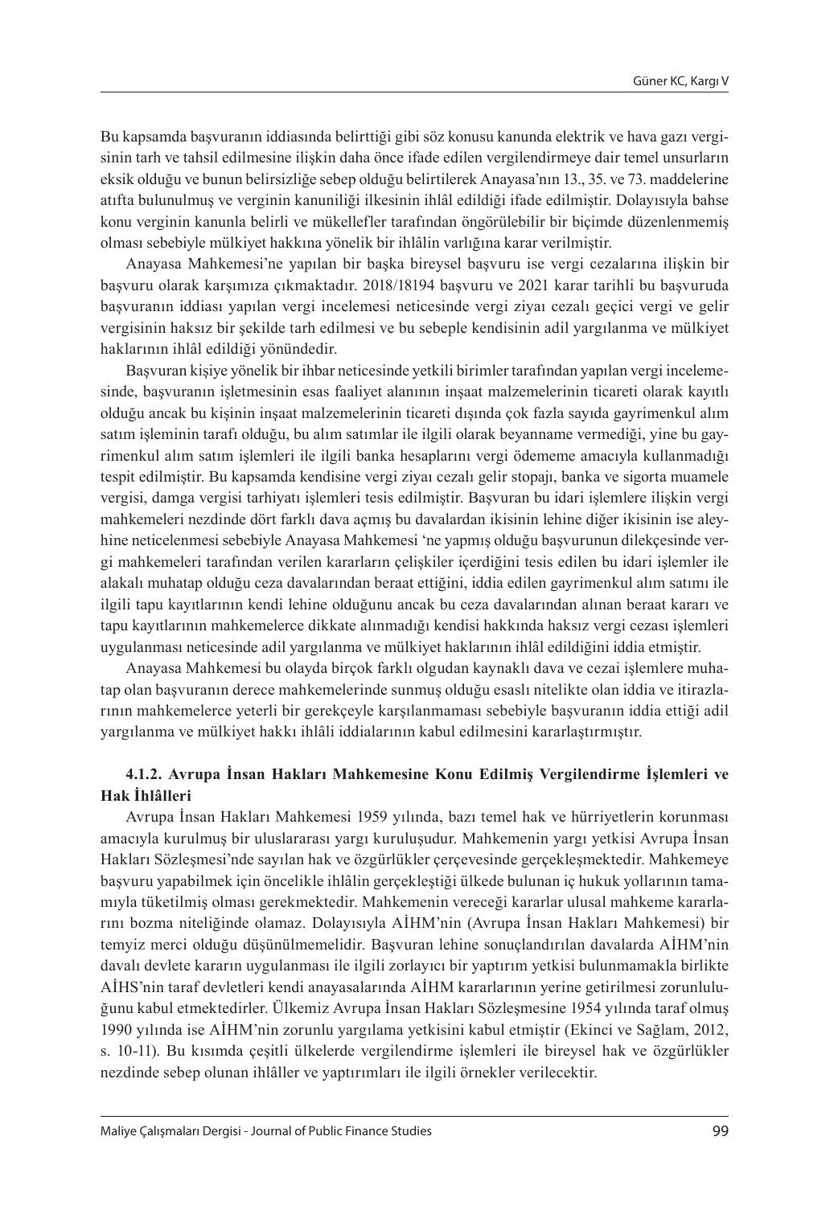Bu kapsamda başvuranın iddiasında belirttiği gibi söz konusu kanunda elektrik ve hava gazı vergisinin tarh ve tahsil edilmesine ilişkin daha önce ifade edilen vergilendirmeye dair temel unsurların eksik olduğu ve bunun belirsizliğe sebep olduğu belirtilerek Anayasa'nın 13., 35. ve 73. maddelerine atıfta bulunulmuş ve verginin kanuniliği ilkesinin ihlâl edildiği ifade edilmiştir. Dolayısıyla bahse konu verginin kanunla belirli ve mükellefler tarafından öngörülebilir bir biçimde düzenlenmemiş olması sebebiyle mülkiyet hakkına yönelik bir ihlâlin varlığına karar verilmiştir.

Anayasa Mahkemesi'ne yapılan bir başka bireysel başvuru ise vergi cezalarına ilişkin bir başvuru olarak karşımıza çıkmaktadır. 2018/18194 başvuru ve 2021 karar tarihli bu başvuruda başvuranın iddiası yapılan vergi incelemesi neticesinde vergi ziyaı cezalı geçici vergi ve gelir vergisinin haksız bir şekilde tarh edilmesi ve bu sebeple kendisinin adil yargılanma ve mülkiyet haklarının ihlâl edildiği yönündedir.

Başvuran kişiye yönelik bir ihbar neticesinde yetkili birimler tarafından yapılan vergi incelemesinde, başvuranın işletmesinin esas faaliyet alanının inşaat malzemelerinin ticareti olarak kayıtlı olduğu ancak bu kişinin inşaat malzemelerinin ticareti dışında çok fazla sayıda gayrimenkul alım satım işleminin tarafı olduğu, bu alım satımlar ile ilgili olarak beyanname vermediği, yine bu gayrimenkul alım satım işlemleri ile ilgili banka hesaplarını vergi ödememe amacıyla kullanmadığı tespit edilmiştir. Bu kapsamda kendisine vergi ziyaı cezalı gelir stopajı, banka ve sigorta muamele vergisi, damga vergisi tarhiyatı işlemleri tesis edilmiştir. Başvuran bu idari işlemlere ilişkin vergi mahkemeleri nezdinde dört farklı dava açmış bu davalardan ikisinin lehine diğer ikisinin ise aleyhine neticelenmesi sebebiyle Anayasa Mahkemesi 'ne yapmış olduğu başvurunun dilekçesinde vergi mahkemeleri tarafından verilen kararların çelişkiler içerdiğini tesis edilen bu idari işlemler ile alakalı muhatap olduğu ceza davalarından beraat ettiğini, iddia edilen gayrimenkul alım satımı ile ilgili tapu kayıtlarının kendi lehine olduğunu ancak bu ceza davalarından alınan beraat kararı ve tapu kayıtlarının mahkemelerce dikkate alınmadığı kendisi hakkında haksız vergi cezası işlemleri uygulanması neticesinde adil yargılanma ve mülkiyet haklarının ihlâl edildiğini iddia etmiştir.

Anayasa Mahkemesi bu olayda birçok farklı olgudan kaynaklı dava ve cezai işlemlere muhatap olan başvuranın derece mahkemelerinde sunmuş olduğu esaslı nitelikte olan iddia ve itirazlarının mahkemelerce yeterli bir gerekçeyle karşılanmaması sebebiyle başvuranın iddia ettiği adil yargılanma ve mülkiyet hakkı ihlâli iddialarının kabul edilmesini kararlaştırmıştır.

#### 4.1.2. Avrupa İnsan Hakları Mahkemesine Konu Edilmiş Vergilendirme İşlemleri ve Hak İhlâlleri

Avrupa İnsan Hakları Mahkemesi 1959 yılında, bazı temel hak ve hürriyetlerin korunması amacıyla kurulmuş bir uluslararası yargı kuruluşudur. Mahkemenin yargı yetkisi Avrupa İnsan Hakları Sözleşmesi'nde sayılan hak ve özgürlükler çerçevesinde gerçekleşmektedir. Mahkemeye başvuru yapabilmek için öncelikle ihlâlin gerçekleştiği ülkede bulunan iç hukuk yollarının tamamıyla tüketilmiş olması gerekmektedir. Mahkemenin vereceği kararlar ulusal mahkeme kararlarını bozma niteliğinde olamaz. Dolayısıyla AİHM'nin (Avrupa İnsan Hakları Mahkemesi) bir temyiz merci olduğu düşünülmemelidir. Başvuran lehine sonuçlandırılan davalarda AİHM'nin davalı devlete kararın uygulanması ile ilgili zorlayıcı bir yaptırım yetkisi bulunmamakla birlikte AİHS'nin taraf devletleri kendi anayasalarında AİHM kararlarının yerine getirilmesi zorunluluğunu kabul etmektedirler. Ülkemiz Avrupa İnsan Hakları Sözleşmesine 1954 yılında taraf olmuş 1990 yılında ise AİHM'nin zorunlu yargılama yetkisini kabul etmiştir (Ekinci ve Sağlam, 2012, s. 10-11). Bu kısımda çeşitli ülkelerde vergilendirme işlemleri ile bireysel hak ve özgürlükler nezdinde sebep olunan ihlâller ve yaptırımları ile ilgili örnekler verilecektir.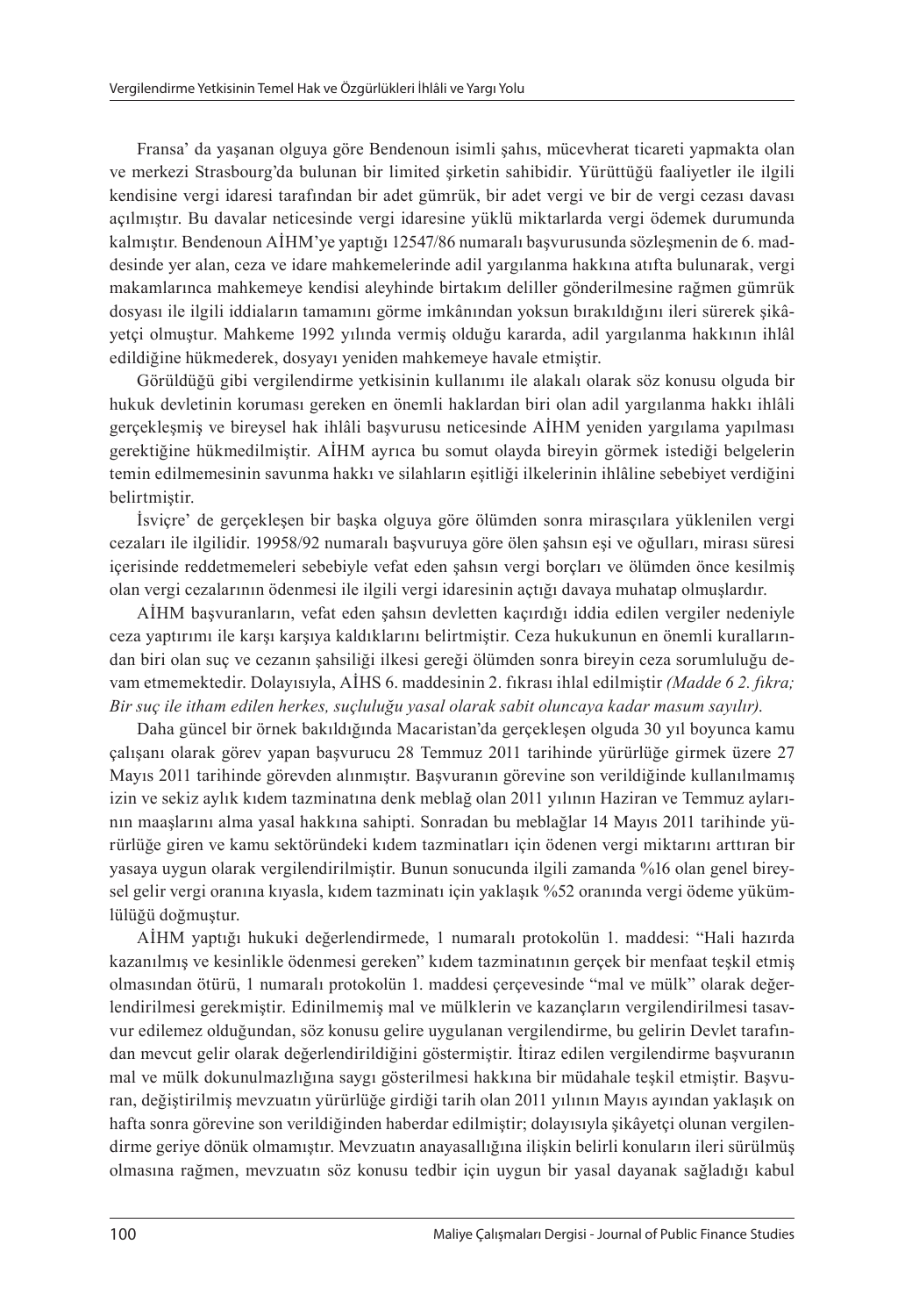Fransa' da yaşanan olguya göre Bendenoun isimli şahıs, mücevherat ticareti yapmakta olan ve merkezi Strasbourg'da bulunan bir limited şirketin sahibidir. Yürüttüğü faaliyetler ile ilgili kendisine vergi idaresi tarafından bir adet gümrük, bir adet vergi ve bir de vergi cezası davası açılmıştır. Bu davalar neticesinde vergi idaresine yüklü miktarlarda vergi ödemek durumunda kalmıştır. Bendenoun AİHM'ye yaptığı 12547/86 numaralı başvurusunda sözleşmenin de 6. maddesinde yer alan, ceza ve idare mahkemelerinde adil yargılanma hakkına atıfta bulunarak, vergi makamlarınca mahkemeye kendisi aleyhinde birtakım deliller gönderilmesine rağmen gümrük dosyası ile ilgili iddiaların tamamını görme imkânından yoksun bırakıldığını ileri sürerek şikâyetçi olmuştur. Mahkeme 1992 yılında vermiş olduğu kararda, adil yargılanma hakkının ihlâl edildiğine hükmederek, dosyayı yeniden mahkemeye havale etmiştir.

Görüldüğü gibi vergilendirme yetkisinin kullanımı ile alakalı olarak söz konusu olguda bir hukuk devletinin koruması gereken en önemli haklardan biri olan adil yargılanma hakkı ihlâli gerçekleşmiş ve bireysel hak ihlâli başvurusu neticesinde AİHM yeniden yargılama yapılması gerektiğine hükmedilmiştir. AİHM ayrıca bu somut olayda bireyin görmek istediği belgelerin temin edilmemesinin savunma hakkı ve silahların eşitliği ilkelerinin ihlâline sebebiyet verdiğini belirtmiştir.

İsviçre' de gerçekleşen bir başka olguya göre ölümden sonra mirasçılara yüklenilen vergi cezaları ile ilgilidir. 19958/92 numaralı başvuruya göre ölen şahsın eşi ve oğulları, mirası süresi içerisinde reddetmemeleri sebebiyle vefat eden şahsın vergi borçları ve ölümden önce kesilmiş olan vergi cezalarının ödenmesi ile ilgili vergi idaresinin açtığı davaya muhatap olmuşlardır.

AİHM başvuranların, vefat eden şahsın devletten kaçırdığı iddia edilen vergiler nedeniyle ceza yaptırımı ile karşı karşıya kaldıklarını belirtmiştir. Ceza hukukunun en önemli kurallarından biri olan suç ve cezanın şahsiliği ilkesi gereği ölümden sonra bireyin ceza sorumluluğu devam etmemektedir. Dolayısıyla, AİHS 6. maddesinin 2. fıkrası ihlal edilmiştir *(Madde 6 2. fıkra; Bir suç ile itham edilen herkes, suçluluğu yasal olarak sabit oluncaya kadar masum sayılır)*.

Daha güncel bir örnek bakıldığında Macaristan'da gerçekleşen olguda 30 yıl boyunca kamu çalışanı olarak görev yapan başvurucu 28 Temmuz 2011 tarihinde yürürlüğe girmek üzere 27 Mayıs 2011 tarihinde görevden alınmıştır. Başvuranın görevine son verildiğinde kullanılmamış izin ve sekiz aylık kıdem tazminatına denk meblağ olan 2011 yılının Haziran ve Temmuz aylarının maaşlarını alma yasal hakkına sahipti. Sonradan bu meblağlar 14 Mayıs 2011 tarihinde yürürlüğe giren ve kamu sektöründeki kıdem tazminatları için ödenen vergi miktarını arttıran bir yasaya uygun olarak vergilendirilmiştir. Bunun sonucunda ilgili zamanda %16 olan genel bireysel gelir vergi oranına kıyasla, kıdem tazminatı için yaklaşık %52 oranında vergi ödeme yükümlülüğü doğmuştur.

AİHM yaptığı hukuki değerlendirmede, 1 numaralı protokolün 1. maddesi: "Hali hazırda kazanılmış ve kesinlikle ödenmesi gereken" kıdem tazminatının gerçek bir menfaat teşkil etmiş olmasından ötürü, 1 numaralı protokolün 1. maddesi çerçevesinde "mal ve mülk" olarak değerlendirilmesi gerekmiştir. Edinilmemiş mal ve mülklerin ve kazançların vergilendirilmesi tasavvur edilemez olduğundan, söz konusu gelire uygulanan vergilendirme, bu gelirin Devlet tarafından mevcut gelir olarak değerlendirildiğini göstermiştir. İtiraz edilen vergilendirme başvuranın mal ve mülk dokunulmazlığına saygı gösterilmesi hakkına bir müdahale teşkil etmiştir. Başvuran, değiştirilmiş mevzuatın yürürlüğe girdiği tarih olan 2011 yılının Mayıs ayından yaklaşık on hafta sonra görevine son verildiğinden haberdar edilmiştir; dolayısıyla şikâyetçi olunan vergilendirme geriye dönük olmamıştır. Mevzuatın anayasallığına ilişkin belirli konuların ileri sürülmüş olmasına rağmen, mevzuatın söz konusu tedbir için uygun bir yasal dayanak sağladığı kabul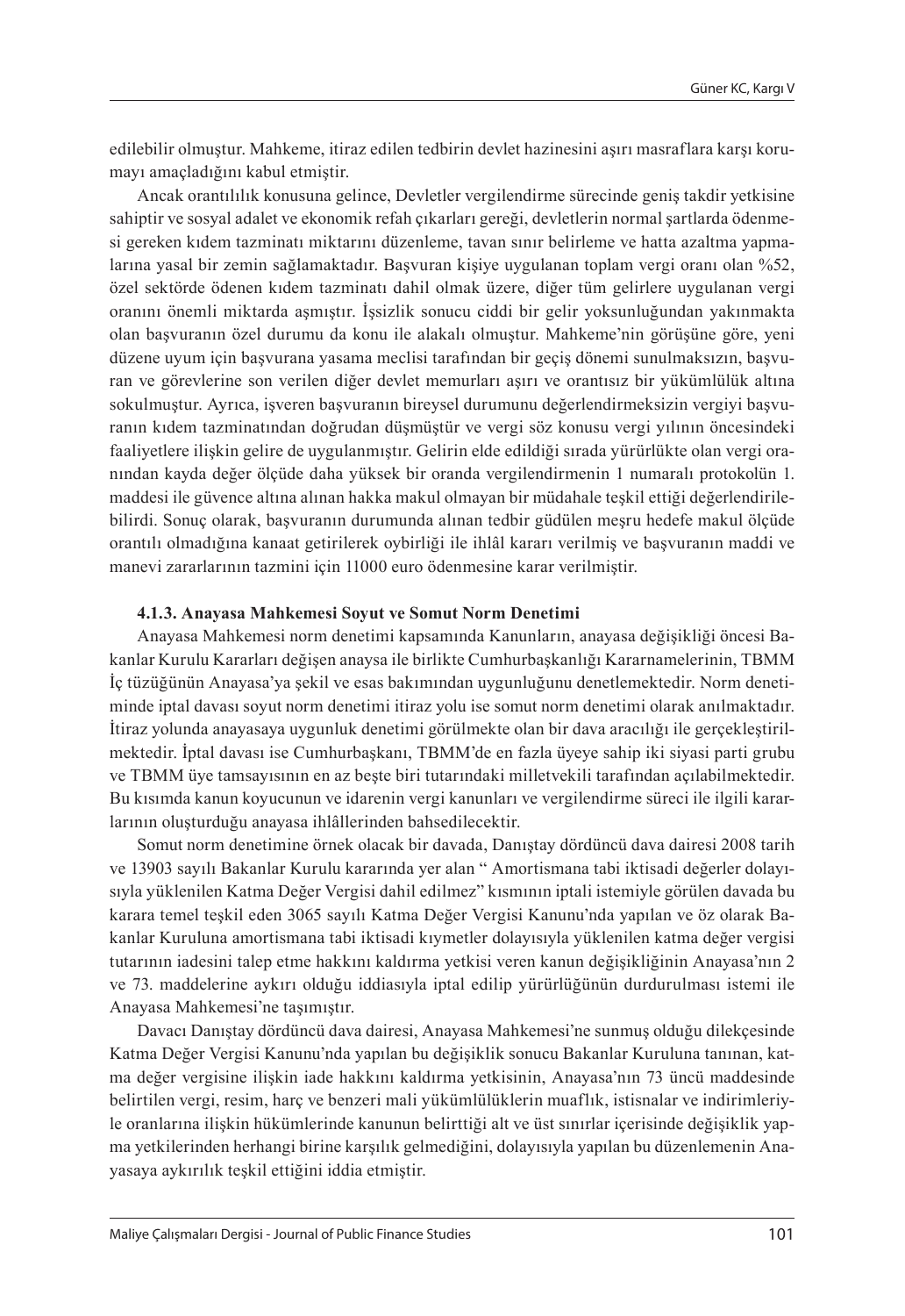edilebilir olmuştur. Mahkeme, itiraz edilen tedbirin devlet hazinesini aşırı masraflara karşı korumayı amaçladığını kabul etmiştir.

Ancak orantılılık konusuna gelince, Devletler vergilendirme sürecinde geniş takdir yetkisine sahiptir ve sosyal adalet ve ekonomik refah çıkarları gereği, devletlerin normal şartlarda ödenmesi gereken kıdem tazminatı miktarını düzenleme, tavan sınır belirleme ve hatta azaltma yapmalarına yasal bir zemin sağlamaktadır. Başvuran kişiye uygulanan toplam vergi oranı olan %52, özel sektörde ödenen kıdem tazminatı dahil olmak üzere, diğer tüm gelirlere uygulanan vergi oranını önemli miktarda aşmıştır. İşsizlik sonucu ciddi bir gelir yoksunluğundan yakınmakta olan başvuranın özel durumu da konu ile alakalı olmuştur. Mahkeme'nin görüşüne göre, yeni düzene uyum için başvurana yasama meclisi tarafından bir geçiş dönemi sunulmaksızın, başvuran ve görevlerine son verilen diğer devlet memurları aşırı ve orantısız bir yükümlülük altına sokulmuştur. Ayrıca, işveren başvuranın bireysel durumunu değerlendirmeksizin vergiyi başvuranın kıdem tazminatından doğrudan düşmüştür ve vergi söz konusu vergi yılının öncesindeki faaliyetlere ilişkin gelire de uygulanmıştır. Gelirin elde edildiği sırada yürürlükte olan vergi oranından kayda değer ölçüde daha yüksek bir oranda vergilendirmenin 1 numaralı protokolün 1. maddesi ile güvence altına alınan hakka makul olmayan bir müdahale teşkil ettiği değerlendirilebilirdi. Sonuç olarak, başvuranın durumunda alınan tedbir güdülen meşru hedefe makul ölçüde orantılı olmadığına kanaat getirilerek oybirliği ile ihlâl kararı verilmiş ve başvuranın maddi ve manevi zararlarının tazmini için 11000 euro ödenmesine karar verilmiştir.

#### 4.1.3. Anayasa Mahkemesi Soyut ve Somut Norm Denetimi

Anayasa Mahkemesi norm denetimi kapsamında Kanunların, anayasa değişikliği öncesi Bakanlar Kurulu Kararları değişen anaysa ile birlikte Cumhurbaşkanlığı Kararnamelerinin, TBMM İç tüzüğünün Anayasa'ya şekil ve esas bakımından uygunluğunu denetlemektedir. Norm denetiminde iptal davası soyut norm denetimi itiraz yolu ise somut norm denetimi olarak anılmaktadır. İtiraz yolunda anayasaya uygunluk denetimi görülmekte olan bir dava aracılığı ile gerçekleştirilmektedir. İptal davası ise Cumhurbaşkanı, TBMM'de en fazla üyeye sahip iki siyasi parti grubu ve TBMM üye tamsayısının en az beşte biri tutarındaki milletvekili tarafından açılabilmektedir. Bu kısımda kanun koyucunun ve idarenin vergi kanunları ve vergilendirme süreci ile ilgili kararlarının oluşturduğu anayasa ihlâllerinden bahsedilecektir.

Somut norm denetimine örnek olacak bir davada, Danıştay dördüncü dava dairesi 2008 tarih ve 13903 sayılı Bakanlar Kurulu kararında yer alan " Amortismana tabi iktisadi değerler dolayısıyla yüklenilen Katma Değer Vergisi dahil edilmez" kısmının iptali istemiyle görülen davada bu karara temel teşkil eden 3065 sayılı Katma Değer Vergisi Kanunu'nda yapılan ve öz olarak Bakanlar Kuruluna amortismana tabi iktisadi kıymetler dolayısıyla yüklenilen katma değer vergisi tutarının iadesini talep etme hakkını kaldırma yetkisi veren kanun değişikliğinin Anayasa'nın 2 ve 73. maddelerine aykırı olduğu iddiasıyla iptal edilip yürürlüğünün durdurulması istemi ile Anayasa Mahkemesi'ne taşımıştır.

Davacı Danıştay dördüncü dava dairesi, Anayasa Mahkemesi'ne sunmuş olduğu dilekçesinde Katma Değer Vergisi Kanunu'nda yapılan bu değişiklik sonucu Bakanlar Kuruluna tanınan, katma değer vergisine ilişkin iade hakkını kaldırma yetkisinin, Anayasa'nın 73 üncü maddesinde belirtilen vergi, resim, harç ve benzeri mali yükümlülüklerin muaflık, istisnalar ve indirimleriyle oranlarına ilişkin hükümlerinde kanunun belirttiği alt ve üst sınırlar içerisinde değişiklik yapma yetkilerinden herhangi birine karşılık gelmediğini, dolayısıyla yapılan bu düzenlemenin Anayasaya aykırılık teşkil ettiğini iddia etmiştir.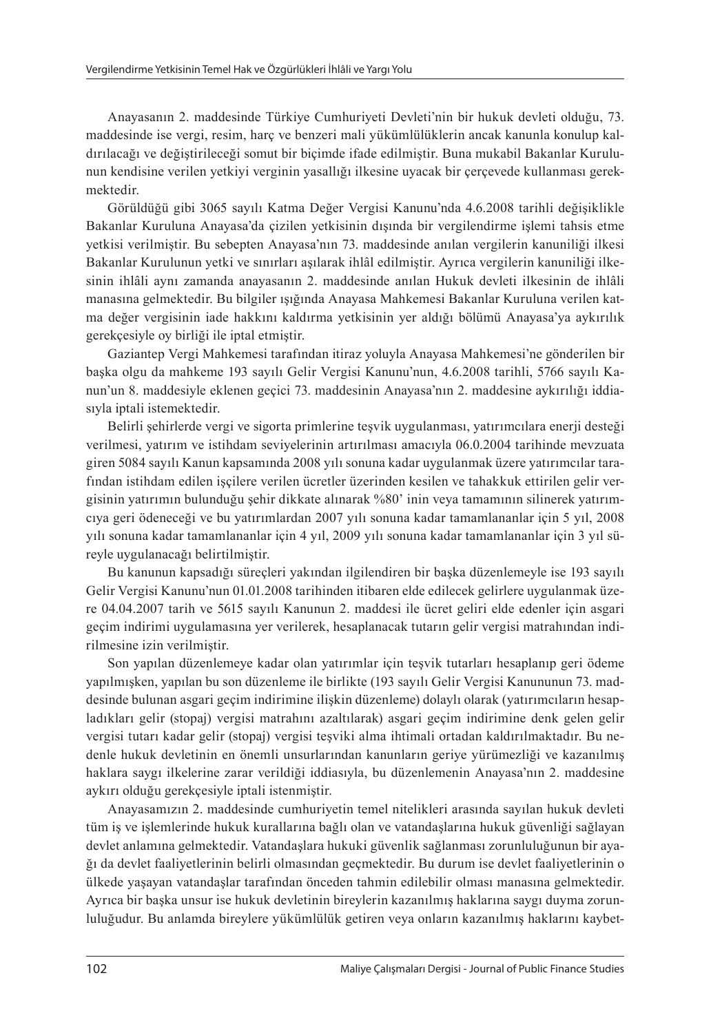Anayasanın 2. maddesinde Türkiye Cumhuriyeti Devleti'nin bir hukuk devleti olduğu, 73. maddesinde ise vergi, resim, harç ve benzeri mali yükümlülüklerin ancak kanunla konulup kaldırılacağı ve değiştirileceği somut bir biçimde ifade edilmiştir. Buna mukabil Bakanlar Kurulunun kendisine verilen yetkiyi verginin yasallığı ilkesine uyacak bir çerçevede kullanması gerekmektedir.

Görüldüğü gibi 3065 sayılı Katma Değer Vergisi Kanunu'nda 4.6.2008 tarihli değişiklikle Bakanlar Kuruluna Anayasa'da çizilen yetkisinin dışında bir vergilendirme işlemi tahsis etme yetkisi verilmiştir. Bu sebepten Anayasa'nın 73. maddesinde anılan vergilerin kanuniliği ilkesi Bakanlar Kurulunun yetki ve sınırları aşılarak ihlâl edilmiştir. Ayrıca vergilerin kanuniliği ilkesinin ihlâli aynı zamanda anayasanın 2. maddesinde anılan Hukuk devleti ilkesinin de ihlâli manasına gelmektedir. Bu bilgiler ışığında Anayasa Mahkemesi Bakanlar Kuruluna verilen katma değer vergisinin iade hakkını kaldırma yetkisinin yer aldığı bölümü Anayasa'ya aykırılık gerekçesiyle oy birliği ile iptal etmiştir.

Gaziantep Vergi Mahkemesi tarafından itiraz yoluyla Anayasa Mahkemesi'ne gönderilen bir başka olgu da mahkeme 193 sayılı Gelir Vergisi Kanunu'nun, 4.6.2008 tarihli, 5766 sayılı Kanun'un 8. maddesiyle eklenen geçici 73. maddesinin Anayasa'nın 2. maddesine aykırılığı iddiasıyla iptali istemektedir.

Belirli şehirlerde vergi ve sigorta primlerine teşvik uygulanması, yatırımcılara enerji desteği verilmesi, yatırım ve istihdam seviyelerinin artırılması amacıyla 06.0.2004 tarihinde mevzuata giren 5084 sayılı Kanun kapsamında 2008 yılı sonuna kadar uygulanmak üzere yatırımcılar tarafından istihdam edilen işçilere verilen ücretler üzerinden kesilen ve tahakkuk ettirilen gelir vergisinin yatırımın bulunduğu şehir dikkate alınarak %80' inin veya tamamının silinerek yatırımcıya geri ödeneceği ve bu yatırımlardan 2007 yılı sonuna kadar tamamlananlar için 5 yıl, 2008 yılı sonuna kadar tamamlananlar için 4 yıl, 2009 yılı sonuna kadar tamamlananlar için 3 yıl süreyle uygulanacağı belirtilmiştir.

Bu kanunun kapsadığı süreçleri yakından ilgilendiren bir başka düzenlemeyle ise 193 sayılı Gelir Vergisi Kanunu'nun 01.01.2008 tarihinden itibaren elde edilecek gelirlere uygulanmak üzere 04.04.2007 tarih ve 5615 sayılı Kanunun 2. maddesi ile ücret geliri elde edenler için asgari geçim indirimi uygulamasına yer verilerek, hesaplanacak tutarın gelir vergisi matrahından indirilmesine izin verilmiştir.

Son yapılan düzenlemeye kadar olan yatırımlar için teşvik tutarları hesaplanıp geri ödeme yapılmışken, yapılan bu son düzenleme ile birlikte (193 sayılı Gelir Vergisi Kanununun 73. maddesinde bulunan asgari geçim indirimine ilişkin düzenleme) dolaylı olarak (yatırımcıların hesapladıkları gelir (stopaj) vergisi matrahını azaltılarak) asgari geçim indirimine denk gelen gelir vergisi tutarı kadar gelir (stopaj) vergisi teşviki alma ihtimali ortadan kaldırılmaktadır. Bu nedenle hukuk devletinin en önemli unsurlarından kanunların geriye yürümezliği ve kazanılmış haklara saygı ilkelerine zarar verildiği iddiasıyla, bu düzenlemenin Anayasa'nın 2. maddesine aykırı olduğu gerekçesiyle iptali istenmiştir.

Anayasamızın 2. maddesinde cumhuriyetin temel nitelikleri arasında sayılan hukuk devleti tüm iş ve işlemlerinde hukuk kurallarına bağlı olan ve vatandaşlarına hukuk güvenliği sağlayan devlet anlamına gelmektedir. Vatandaşlara hukuki güvenlik sağlanması zorunluluğunun bir ayağı da devlet faaliyetlerinin belirli olmasından geçmektedir. Bu durum ise devlet faaliyetlerinin o ülkede yaşayan vatandaşlar tarafından önceden tahmin edilebilir olması manasına gelmektedir. Ayrıca bir başka unsur ise hukuk devletinin bireylerin kazanılmış haklarına saygı duyma zorunluluğudur. Bu anlamda bireylere yükümlülük getiren veya onların kazanılmış haklarını kaybet-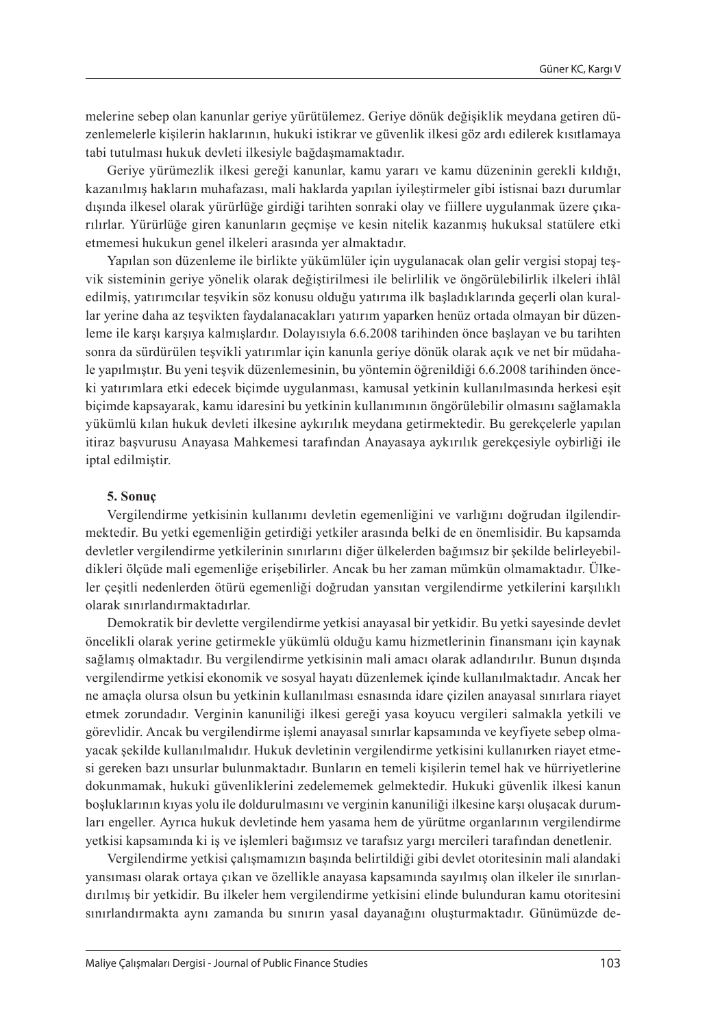melerine sebep olan kanunlar geriye yürütülemez. Geriye dönük değişiklik meydana getiren düzenlemelerle kişilerin haklarının, hukuki istikrar ve güvenlik ilkesi göz ardı edilerek kısıtlamaya tabi tutulması hukuk devleti ilkesiyle bağdaşmamaktadır.

Geriye yürümezlik ilkesi gereği kanunlar, kamu yararı ve kamu düzeninin gerekli kıldığı, kazanılmış hakların muhafazası, mali haklarda yapılan iyileştirmeler gibi istisnai bazı durumlar dışında ilkesel olarak yürürlüğe girdiği tarihten sonraki olay ve fiillere uygulanmak üzere çıkarılırlar. Yürürlüğe giren kanunların geçmişe ve kesin nitelik kazanmış hukuksal statülere etki etmemesi hukukun genel ilkeleri arasında yer almaktadır.

Yapılan son düzenleme ile birlikte yükümlüler için uygulanacak olan gelir vergisi stopaj teşvik sisteminin geriye yönelik olarak değiştirilmesi ile belirlilik ve öngörülebilirlik ilkeleri ihlâl edilmiş, yatırımcılar teşvikin söz konusu olduğu yatırıma ilk başladıklarında geçerli olan kurallar yerine daha az teşvikten faydalanacakları yatırım yaparken henüz ortada olmayan bir düzenleme ile karşı karşıya kalmışlardır. Dolayısıyla 6.6.2008 tarihinden önce başlayan ve bu tarihten sonra da sürdürülen teşvikli yatırımlar için kanunla geriye dönük olarak açık ve net bir müdahale yapılmıştır. Bu yeni teşvik düzenlemesinin, bu yöntemin öğrenildiği 6.6.2008 tarihinden önceki yatırımlara etki edecek biçimde uygulanması, kamusal yetkinin kullanılmasında herkesi eşit biçimde kapsayarak, kamu idaresini bu yetkinin kullanımının öngörülebilir olmasını sağlamakla yükümlü kılan hukuk devleti ilkesine aykırılık meydana getirmektedir. Bu gerekçelerle yapılan itiraz başvurusu Anayasa Mahkemesi tarafından Anayasaya aykırılık gerekçesiyle oybirliği ile iptal edilmiştir.

## 5. Sonuç

Vergilendirme yetkisinin kullanımı devletin egemenliğini ve varlığını doğrudan ilgilendirmektedir. Bu yetki egemenliğin getirdiği yetkiler arasında belki de en önemlisidir. Bu kapsamda devletler vergilendirme yetkilerinin sınırlarını diğer ülkelerden bağımsız bir şekilde belirleyebildikleri ölçüde mali egemenliğe erişebilirler. Ancak bu her zaman mümkün olmamaktadır. Ülkeler çeşitli nedenlerden ötürü egemenliği doğrudan yansıtan vergilendirme yetkilerini karşılıklı olarak sınırlandırmaktadırlar.

Demokratik bir devlette vergilendirme yetkisi anayasal bir yetkidir. Bu yetki sayesinde devlet öncelikli olarak yerine getirmekle yükümlü olduğu kamu hizmetlerinin finansmanı için kaynak sağlamış olmaktadır. Bu vergilendirme yetkisinin mali amacı olarak adlandırılır. Bunun dışında vergilendirme yetkisi ekonomik ve sosyal hayatı düzenlemek içinde kullanılmaktadır. Ancak her ne amaçla olursa olsun bu yetkinin kullanılması esnasında idare çizilen anayasal sınırlara riayet etmek zorundadır. Verginin kanuniliği ilkesi gereği yasa koyucu vergileri salmakla yetkili ve görevlidir. Ancak bu vergilendirme işlemi anayasal sınırlar kapsamında ve keyfiyete sebep olmayacak şekilde kullanılmalıdır. Hukuk devletinin vergilendirme yetkisini kullanırken riayet etmesi gereken bazı unsurlar bulunmaktadır. Bunların en temeli kişilerin temel hak ve hürriyetlerine dokunmamak, hukuki güvenliklerini zedelememek gelmektedir. Hukuki güvenlik ilkesi kanun boşluklarının kıyas yolu ile doldurulmasını ve verginin kanuniliği ilkesine karşı oluşacak durumları engeller. Ayrıca hukuk devletinde hem yasama hem de yürütme organlarının vergilendirme yetkisi kapsamında ki iş ve işlemleri bağımsız ve tarafsız yargı mercileri tarafından denetlenir.

Vergilendirme yetkisi çalışmamızın başında belirtildiği gibi devlet otoritesinin mali alandaki yansıması olarak ortaya çıkan ve özellikle anayasa kapsamında sayılmış olan ilkeler ile sınırlandırılmış bir yetkidir. Bu ilkeler hem vergilendirme yetkisini elinde bulunduran kamu otoritesini sınırlandırmakta aynı zamanda bu sınırın yasal dayanağını oluşturmaktadır. Günümüzde de-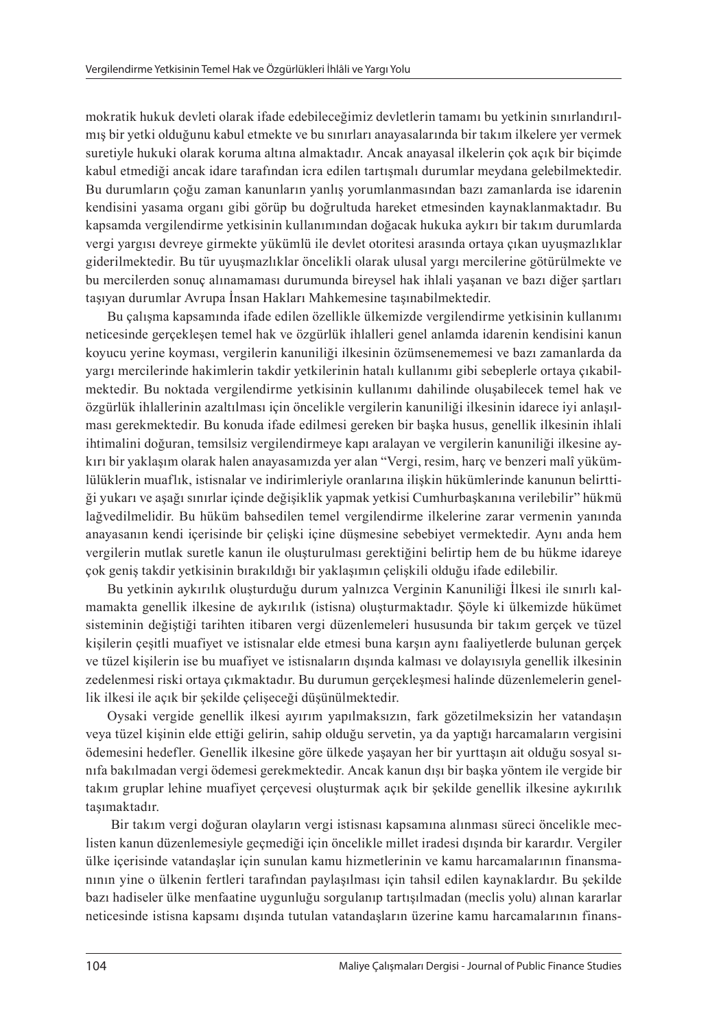mokratik hukuk devleti olarak ifade edebileceğimiz devletlerin tamamı bu yetkinin sınırlandırılmış bir yetki olduğunu kabul etmekte ve bu sınırları anayasalarında bir takım ilkelere yer vermek suretiyle hukuki olarak koruma altına almaktadır. Ancak anayasal ilkelerin çok açık bir biçimde kabul etmediği ancak idare tarafından icra edilen tartışmalı durumlar meydana gelebilmektedir. Bu durumların çoğu zaman kanunların yanlış yorumlanmasından bazı zamanlarda ise idarenin kendisini yasama organı gibi görüp bu doğrultuda hareket etmesinden kaynaklanmaktadır. Bu kapsamda vergilendirme yetkisinin kullanımından doğacak hukuka aykırı bir takım durumlarda vergi yargısı devreye girmekte yükümlü ile devlet otoritesi arasında ortaya çıkan uyuşmazlıklar giderilmektedir. Bu tür uyuşmazlıklar öncelikli olarak ulusal yargı mercilerine götürülmekte ve bu mercilerden sonuç alınamaması durumunda bireysel hak ihlali yaşanan ve bazı diğer şartları taşıyan durumlar Avrupa İnsan Hakları Mahkemesine taşınabilmektedir.

Bu çalışma kapsamında ifade edilen özellikle ülkemizde vergilendirme yetkisinin kullanımı neticesinde gerçekleşen temel hak ve özgürlük ihlalleri genel anlamda idarenin kendisini kanun koyucu yerine koyması, vergilerin kanuniliği ilkesinin özümsenememesi ve bazı zamanlarda da yargı mercilerinde hakimlerin takdir yetkilerinin hatalı kullanımı gibi sebeplerle ortaya çıkabilmektedir. Bu noktada vergilendirme yetkisinin kullanımı dahilinde oluşabilecek temel hak ve özgürlük ihlallerinin azaltılması için öncelikle vergilerin kanuniliği ilkesinin idarece iyi anlaşılması gerekmektedir. Bu konuda ifade edilmesi gereken bir başka husus, genellik ilkesinin ihlali ihtimalini doğuran, temsilsiz vergilendirmeye kapı aralayan ve vergilerin kanuniliği ilkesine aykırı bir yaklaşım olarak halen anayasamızda yer alan "Vergi, resim, harç ve benzeri malî yükümlülüklerin muaflık, istisnalar ve indirimleriyle oranlarına ilişkin hükümlerinde kanunun belirttiği yukarı ve aşağı sınırlar içinde değişiklik yapmak yetkisi Cumhurbaşkanına verilebilir" hükmü lağvedilmelidir. Bu hüküm bahsedilen temel vergilendirme ilkelerine zarar vermenin yanında anayasanın kendi içerisinde bir çelişki içine düşmesine sebebiyet vermektedir. Aynı anda hem vergilerin mutlak suretle kanun ile oluşturulması gerektiğini belirtip hem de bu hükme idareye çok geniş takdir yetkisinin bırakıldığı bir yaklaşımın çelişkili olduğu ifade edilebilir.

Bu yetkinin aykırılık oluşturduğu durum yalnızca Verginin Kanuniliği İlkesi ile sınırlı kalmamakta genellik ilkesine de aykırılık (istisna) oluşturmaktadır. Şöyle ki ülkemizde hükümet sisteminin değiştiği tarihten itibaren vergi düzenlemeleri hususunda bir takım gerçek ve tüzel kişilerin çeşitli muafiyet ve istisnalar elde etmesi buna karşın aynı faaliyetlerde bulunan gerçek ve tüzel kişilerin ise bu muafiyet ve istisnaların dışında kalması ve dolayısıyla genellik ilkesinin zedelenmesi riski ortaya çıkmaktadır. Bu durumun gerçekleşmesi halinde düzenlemelerin genellik ilkesi ile açık bir şekilde çelişeceği düşünülmektedir.

Oysaki vergide genellik ilkesi ayırım yapılmaksızın, fark gözetilmeksizin her vatandaşın veya tüzel kişinin elde ettiği gelirin, sahip olduğu servetin, ya da yaptığı harcamaların vergisini ödemesini hedefler. Genellik ilkesine göre ülkede yaşayan her bir yurttaşın ait olduğu sosyal sınıfa bakılmadan vergi ödemesi gerekmektedir. Ancak kanun dışı bir başka yöntem ile vergide bir takım gruplar lehine muafiyet çerçevesi oluşturmak açık bir şekilde genellik ilkesine aykırılık taşımaktadır.

Bir takım vergi doğuran olayların vergi istisnası kapsamına alınması süreci öncelikle meclisten kanun düzenlemesiyle geçmediği için öncelikle millet iradesi dışında bir karardır. Vergiler ülke içerisinde vatandaşlar için sunulan kamu hizmetlerinin ve kamu harcamalarının finansmanının yine o ülkenin fertleri tarafından paylaşılması için tahsil edilen kaynaklardır. Bu şekilde bazı hadiseler ülke menfaatine uygunluğu sorgulanıp tartışılmadan (meclis yolu) alınan kararlar neticesinde istisna kapsamı dışında tutulan vatandaşların üzerine kamu harcamalarının finans-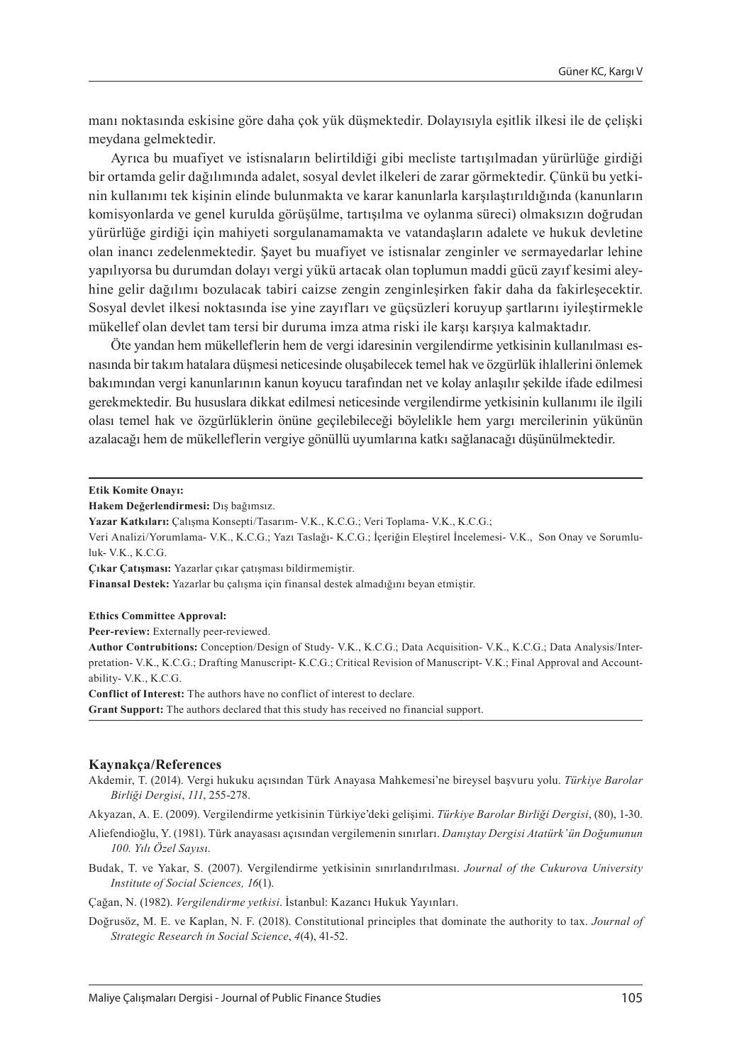manı noktasında eskisine göre daha çok yük düşmektedir. Dolayısıyla eşitlik ilkesi ile de çelişki meydana gelmektedir.

Ayrıca bu muafiyet ve istisnaların belirtildiği gibi mecliste tartışılmadan yürürlüğe girdiği bir ortamda gelir dağılımında adalet, sosyal devlet ilkeleri de zarar görmektedir. Çünkü bu yetkinin kullanımı tek kişinin elinde bulunmakta ve karar kanunlarla karşılaştırıldığında (kanunların komisyonlarda ve genel kurulda görüşülme, tartışılma ve oylanma süreci) olmaksızın doğrudan yürürlüğe girdiği için mahiyeti sorgulanamamakta ve vatandaşların adalete ve hukuk devletine olan inancı zedelenmektedir. Şayet bu muafiyet ve istisnalar zenginler ve sermayedarlar lehine yapılıyorsa bu durumdan dolayı vergi yükü artacak olan toplumun maddi gücü zayıf kesimi aleyhine gelir dağılımı bozulacak tabiri caizse zengin zenginleşirken fakir daha da fakirleşecektir. Sosyal devlet ilkesi noktasında ise yine zayıfları ve güçsüzleri koruyup şartlarını iyileştirmekle mükellef olan devlet tam tersi bir duruma imza atma riski ile karşı karşıya kalmaktadır.

Öte yandan hem mükelleflerin hem de vergi idaresinin vergilendirme yetkisinin kullanılması esnasında bir takım hatalara düşmesi neticesinde oluşabilecek temel hak ve özgürlük ihlallerini önlemek bakımından vergi kanunlarının kanun koyucu tarafından net ve kolay anlaşılır şekilde ifade edilmesi gerekmektedir. Bu hususlara dikkat edilmesi neticesinde vergilendirme yetkisinin kullanımı ile ilgili olası temel hak ve özgürlüklerin önüne geçilebileceği böylelikle hem yargı mercilerinin yükünün azalacağı hem de mükelleflerin vergiye gönüllü uyumlarına katkı sağlanacağı düşünülmektedir.

---

**Etik Komite Onayı:**
**Hakem Değerlendirmesi:** Dış bağımsız.
**Yazar Katkıları:** Çalışma Konsepti/Tasarım- V.K., K.C.G.; Veri Toplama- V.K., K.C.G.; Veri Analizi/Yorumlama- V.K., K.C.G.; Yazı Taslağı- K.C.G.; İçeriğin Eleştirel İncelemesi- V.K., Son Onay ve Sorumluluk- V.K., K.C.G.
**Çıkar Çatışması:** Yazarlar çıkar çatışması bildirmemiştir.
**Finansal Destek:** Yazarlar bu çalışma için finansal destek almadığını beyan etmiştir.

**Ethics Committee Approval:**
**Peer-review:** Externally peer-reviewed.
**Author Contrubitions:** Conception/Design of Study- V.K., K.C.G.; Data Acquisition- V.K., K.C.G.; Data Analysis/Interpretation- V.K., K.C.G.; Drafting Manuscript- K.C.G.; Critical Revision of Manuscript- V.K.; Final Approval and Accountability- V.K., K.C.G.
**Conflict of Interest:** The authors have no conflict of interest to declare.
**Grant Support:** The authors declared that this study has received no financial support.

---

## Kaynakça/References

Akdemir, T. (2014). Vergi hukuku açısından Türk Anayasa Mahkemesi'ne bireysel başvuru yolu. *Türkiye Barolar Birliği Dergisi*, *111*, 255-278.

Akyazan, A. E. (2009). Vergilendirme yetkisinin Türkiye'deki gelişimi. *Türkiye Barolar Birliği Dergisi*, (80), 1-30.

Aliefendioğlu, Y. (1981). Türk anayasası açısından vergilemenin sınırları. *Danıştay Dergisi Atatürk'ün Doğumunun 100. Yılı Özel Sayısı*.

Budak, T. ve Yakar, S. (2007). Vergilendirme yetkisinin sınırlandırılması. *Journal of the Cukurova University Institute of Social Sciences, 16*(1).

Çağan, N. (1982). *Vergilendirme yetkisi*. İstanbul: Kazancı Hukuk Yayınları.

Doğrusöz, M. E. ve Kaplan, N. F. (2018). Constitutional principles that dominate the authority to tax. *Journal of Strategic Research in Social Science*, *4*(4), 41-52.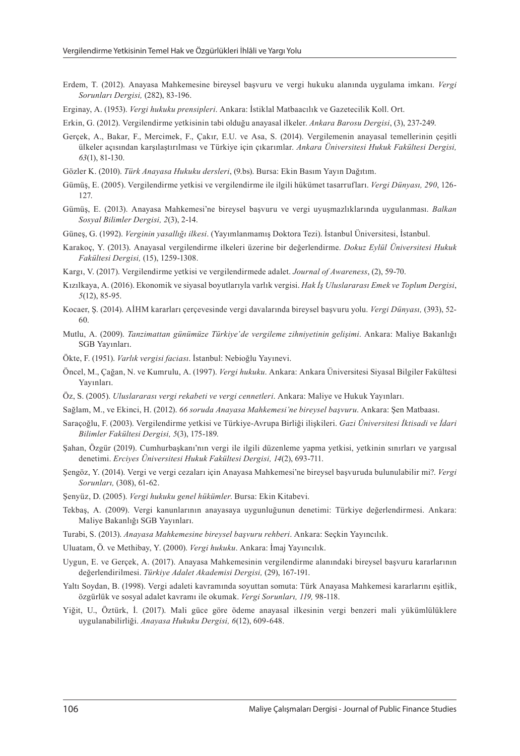Erdem, T. (2012). Anayasa Mahkemesine bireysel başvuru ve vergi hukuku alanında uygulama imkanı. *Vergi Sorunları Dergisi,* (282), 83-196.

Erginay, A. (1953). *Vergi hukuku prensipleri*. Ankara: İstiklal Matbaacılık ve Gazetecilik Koll. Ort.

Erkin, G. (2012). Vergilendirme yetkisinin tabi olduğu anayasal ilkeler. *Ankara Barosu Dergisi*, (3), 237-249.

Gerçek, A., Bakar, F., Mercimek, F., Çakır, E.U. ve Asa, S. (2014). Vergilemenin anayasal temellerinin çeşitli ülkeler açısından karşılaştırılması ve Türkiye için çıkarımlar. *Ankara Üniversitesi Hukuk Fakültesi Dergisi, 63*(1), 81-130.

Gözler K. (2010). *Türk Anayasa Hukuku dersleri*, (9.bs). Bursa: Ekin Basım Yayın Dağıtım.

Gümüş, E. (2005). Vergilendirme yetkisi ve vergilendirme ile ilgili hükümet tasarrufları. *Vergi Dünyası, 290*, 126-127.

Gümüş, E. (2013). Anayasa Mahkemesi'ne bireysel başvuru ve vergi uyuşmazlıklarında uygulanması. *Balkan Sosyal Bilimler Dergisi, 2*(3), 2-14.

Güneş, G. (1992). *Verginin yasallığı ilkesi*. (Yayımlanmamış Doktora Tezi). İstanbul Üniversitesi, İstanbul.

Karakoç, Y. (2013). Anayasal vergilendirme ilkeleri üzerine bir değerlendirme. *Dokuz Eylül Üniversitesi Hukuk Fakültesi Dergisi,* (15), 1259-1308.

Kargı, V. (2017). Vergilendirme yetkisi ve vergilendirmede adalet. *Journal of Awareness*, (2), 59-70.

Kızılkaya, A. (2016). Ekonomik ve siyasal boyutlarıyla varlık vergisi. *Hak İş Uluslararası Emek ve Toplum Dergisi*, *5*(12), 85-95.

Kocaer, Ş. (2014). AİHM kararları çerçevesinde vergi davalarında bireysel başvuru yolu. *Vergi Dünyası,* (393), 52-60.

Mutlu, A. (2009). *Tanzimattan günümüze Türkiye'de vergileme zihniyetinin gelişimi*. Ankara: Maliye Bakanlığı SGB Yayınları.

Ökte, F. (1951). *Varlık vergisi faciası*. İstanbul: Nebioğlu Yayınevi.

Öncel, M., Çağan, N. ve Kumrulu, A. (1997). *Vergi hukuku*. Ankara: Ankara Üniversitesi Siyasal Bilgiler Fakültesi Yayınları.

Öz, S. (2005). *Uluslararası vergi rekabeti ve vergi cennetleri*. Ankara: Maliye ve Hukuk Yayınları.

Sağlam, M., ve Ekinci, H. (2012). *66 soruda Anayasa Mahkemesi'ne bireysel başvuru*. Ankara: Şen Matbaası.

Saraçoğlu, F. (2003). Vergilendirme yetkisi ve Türkiye-Avrupa Birliği ilişkileri. *Gazi Üniversitesi İktisadi ve İdari Bilimler Fakültesi Dergisi, 5*(3), 175-189.

Şahan, Özgür (2019). Cumhurbaşkanı'nın vergi ile ilgili düzenleme yapma yetkisi, yetkinin sınırları ve yargısal denetimi. *Erciyes Üniversitesi Hukuk Fakültesi Dergisi, 14*(2), 693-711.

Şengöz, Y. (2014). Vergi ve vergi cezaları için Anayasa Mahkemesi'ne bireysel başvuruda bulunulabilir mi?. *Vergi Sorunları,* (308), 61-62.

Şenyüz, D. (2005). *Vergi hukuku genel hükümler*. Bursa: Ekin Kitabevi.

Tekbaş, A. (2009). Vergi kanunlarının anayasaya uygunluğunun denetimi: Türkiye değerlendirmesi. Ankara: Maliye Bakanlığı SGB Yayınları.

Turabi, S. (2013). *Anayasa Mahkemesine bireysel başvuru rehberi*. Ankara: Seçkin Yayıncılık.

Uluatam, Ö. ve Methibay, Y. (2000). *Vergi hukuku*. Ankara: İmaj Yayıncılık.

Uygun, E. ve Gerçek, A. (2017). Anayasa Mahkemesinin vergilendirme alanındaki bireysel başvuru kararlarının değerlendirilmesi. *Türkiye Adalet Akademisi Dergisi,* (29), 167-191.

Yaltı Soydan, B. (1998). Vergi adaleti kavramında soyuttan somuta: Türk Anayasa Mahkemesi kararlarını eşitlik, özgürlük ve sosyal adalet kavramı ile okumak. *Vergi Sorunları, 119,* 98-118.

Yiğit, U., Öztürk, İ. (2017). Mali güce göre ödeme anayasal ilkesinin vergi benzeri mali yükümlülüklere uygulanabilirliği. *Anayasa Hukuku Dergisi, 6*(12), 609-648.